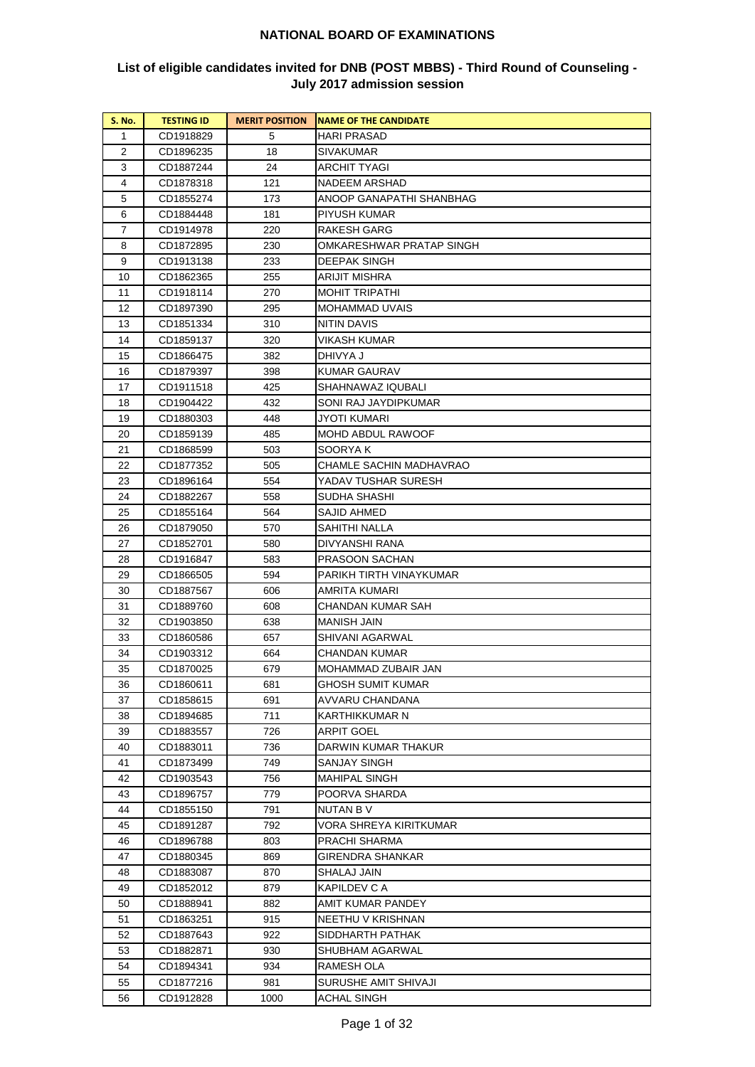# NATIONAL BOARD OF EXAMINATIONS

## List of eligible candidates invited for DNB (POST MBBS) - Third Round of Counseling - July 2017 admission session

| S. No. | TESTING ID | MERIT POSITION | NAME OF THE CANDIDATE |
|---|---|---|---|
| 1 | CD1918829 | 5 | HARI PRASAD |
| 2 | CD1896235 | 18 | SIVAKUMAR |
| 3 | CD1887244 | 24 | ARCHIT TYAGI |
| 4 | CD1878318 | 121 | NADEEM ARSHAD |
| 5 | CD1855274 | 173 | ANOOP GANAPATHI SHANBHAG |
| 6 | CD1884448 | 181 | PIYUSH KUMAR |
| 7 | CD1914978 | 220 | RAKESH GARG |
| 8 | CD1872895 | 230 | OMKARESHWAR PRATAP SINGH |
| 9 | CD1913138 | 233 | DEEPAK SINGH |
| 10 | CD1862365 | 255 | ARIJIT MISHRA |
| 11 | CD1918114 | 270 | MOHIT TRIPATHI |
| 12 | CD1897390 | 295 | MOHAMMAD UVAIS |
| 13 | CD1851334 | 310 | NITIN DAVIS |
| 14 | CD1859137 | 320 | VIKASH KUMAR |
| 15 | CD1866475 | 382 | DHIVYA J |
| 16 | CD1879397 | 398 | KUMAR GAURAV |
| 17 | CD1911518 | 425 | SHAHNAWAZ IQUBALI |
| 18 | CD1904422 | 432 | SONI RAJ JAYDIPKUMAR |
| 19 | CD1880303 | 448 | JYOTI KUMARI |
| 20 | CD1859139 | 485 | MOHD ABDUL RAWOOF |
| 21 | CD1868599 | 503 | SOORYA K |
| 22 | CD1877352 | 505 | CHAMLE SACHIN MADHAVRAO |
| 23 | CD1896164 | 554 | YADAV TUSHAR SURESH |
| 24 | CD1882267 | 558 | SUDHA SHASHI |
| 25 | CD1855164 | 564 | SAJID AHMED |
| 26 | CD1879050 | 570 | SAHITHI NALLA |
| 27 | CD1852701 | 580 | DIVYANSHI RANA |
| 28 | CD1916847 | 583 | PRASOON SACHAN |
| 29 | CD1866505 | 594 | PARIKH TIRTH VINAYKUMAR |
| 30 | CD1887567 | 606 | AMRITA KUMARI |
| 31 | CD1889760 | 608 | CHANDAN KUMAR SAH |
| 32 | CD1903850 | 638 | MANISH JAIN |
| 33 | CD1860586 | 657 | SHIVANI AGARWAL |
| 34 | CD1903312 | 664 | CHANDAN KUMAR |
| 35 | CD1870025 | 679 | MOHAMMAD ZUBAIR JAN |
| 36 | CD1860611 | 681 | GHOSH SUMIT KUMAR |
| 37 | CD1858615 | 691 | AVVARU CHANDANA |
| 38 | CD1894685 | 711 | KARTHIKKUMAR N |
| 39 | CD1883557 | 726 | ARPIT GOEL |
| 40 | CD1883011 | 736 | DARWIN KUMAR THAKUR |
| 41 | CD1873499 | 749 | SANJAY SINGH |
| 42 | CD1903543 | 756 | MAHIPAL SINGH |
| 43 | CD1896757 | 779 | POORVA SHARDA |
| 44 | CD1855150 | 791 | NUTAN B V |
| 45 | CD1891287 | 792 | VORA SHREYA KIRITKUMAR |
| 46 | CD1896788 | 803 | PRACHI SHARMA |
| 47 | CD1880345 | 869 | GIRENDRA SHANKAR |
| 48 | CD1883087 | 870 | SHALAJ JAIN |
| 49 | CD1852012 | 879 | KAPILDEV C A |
| 50 | CD1888941 | 882 | AMIT KUMAR PANDEY |
| 51 | CD1863251 | 915 | NEETHU V KRISHNAN |
| 52 | CD1887643 | 922 | SIDDHARTH PATHAK |
| 53 | CD1882871 | 930 | SHUBHAM AGARWAL |
| 54 | CD1894341 | 934 | RAMESH OLA |
| 55 | CD1877216 | 981 | SURUSHE AMIT SHIVAJI |
| 56 | CD1912828 | 1000 | ACHAL SINGH |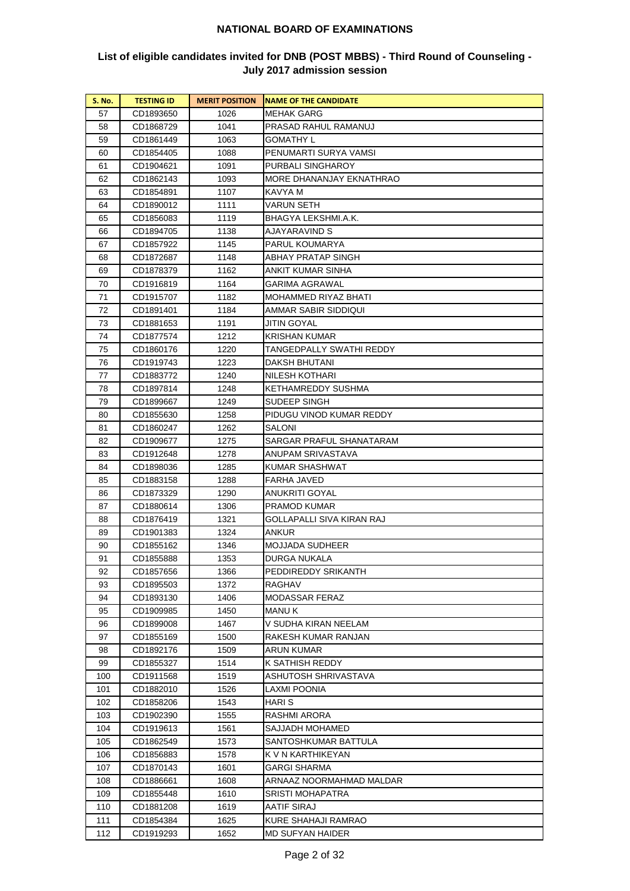## NATIONAL BOARD OF EXAMINATIONS

### List of eligible candidates invited for DNB (POST MBBS) - Third Round of Counseling - July 2017 admission session

| S. No. | TESTING ID | MERIT POSITION | NAME OF THE CANDIDATE |
|---|---|---|---|
| 57 | CD1893650 | 1026 | MEHAK GARG |
| 58 | CD1868729 | 1041 | PRASAD RAHUL RAMANUJ |
| 59 | CD1861449 | 1063 | GOMATHY L |
| 60 | CD1854405 | 1088 | PENUMARTI SURYA VAMSI |
| 61 | CD1904621 | 1091 | PURBALI SINGHAROY |
| 62 | CD1862143 | 1093 | MORE DHANANJAY EKNATHRAO |
| 63 | CD1854891 | 1107 | KAVYA M |
| 64 | CD1890012 | 1111 | VARUN SETH |
| 65 | CD1856083 | 1119 | BHAGYA LEKSHMI.A.K. |
| 66 | CD1894705 | 1138 | AJAYARAVIND S |
| 67 | CD1857922 | 1145 | PARUL KOUMARYA |
| 68 | CD1872687 | 1148 | ABHAY PRATAP SINGH |
| 69 | CD1878379 | 1162 | ANKIT KUMAR SINHA |
| 70 | CD1916819 | 1164 | GARIMA AGRAWAL |
| 71 | CD1915707 | 1182 | MOHAMMED RIYAZ BHATI |
| 72 | CD1891401 | 1184 | AMMAR SABIR SIDDIQUI |
| 73 | CD1881653 | 1191 | JITIN GOYAL |
| 74 | CD1877574 | 1212 | KRISHAN KUMAR |
| 75 | CD1860176 | 1220 | TANGEDPALLY SWATHI REDDY |
| 76 | CD1919743 | 1223 | DAKSH BHUTANI |
| 77 | CD1883772 | 1240 | NILESH KOTHARI |
| 78 | CD1897814 | 1248 | KETHAMREDDY SUSHMA |
| 79 | CD1899667 | 1249 | SUDEEP SINGH |
| 80 | CD1855630 | 1258 | PIDUGU VINOD KUMAR REDDY |
| 81 | CD1860247 | 1262 | SALONI |
| 82 | CD1909677 | 1275 | SARGAR PRAFUL SHANATARAM |
| 83 | CD1912648 | 1278 | ANUPAM SRIVASTAVA |
| 84 | CD1898036 | 1285 | KUMAR SHASHWAT |
| 85 | CD1883158 | 1288 | FARHA JAVED |
| 86 | CD1873329 | 1290 | ANUKRITI GOYAL |
| 87 | CD1880614 | 1306 | PRAMOD KUMAR |
| 88 | CD1876419 | 1321 | GOLLAPALLI SIVA KIRAN RAJ |
| 89 | CD1901383 | 1324 | ANKUR |
| 90 | CD1855162 | 1346 | MOJJADA SUDHEER |
| 91 | CD1855888 | 1353 | DURGA NUKALA |
| 92 | CD1857656 | 1366 | PEDDIREDDY SRIKANTH |
| 93 | CD1895503 | 1372 | RAGHAV |
| 94 | CD1893130 | 1406 | MODASSAR FERAZ |
| 95 | CD1909985 | 1450 | MANU K |
| 96 | CD1899008 | 1467 | V SUDHA KIRAN NEELAM |
| 97 | CD1855169 | 1500 | RAKESH KUMAR RANJAN |
| 98 | CD1892176 | 1509 | ARUN KUMAR |
| 99 | CD1855327 | 1514 | K SATHISH REDDY |
| 100 | CD1911568 | 1519 | ASHUTOSH SHRIVASTAVA |
| 101 | CD1882010 | 1526 | LAXMI POONIA |
| 102 | CD1858206 | 1543 | HARI S |
| 103 | CD1902390 | 1555 | RASHMI ARORA |
| 104 | CD1919613 | 1561 | SAJJADH MOHAMED |
| 105 | CD1862549 | 1573 | SANTOSHKUMAR BATTULA |
| 106 | CD1856883 | 1578 | K V N KARTHIKEYAN |
| 107 | CD1870143 | 1601 | GARGI SHARMA |
| 108 | CD1886661 | 1608 | ARNAAZ NOORMAHMAD MALDAR |
| 109 | CD1855448 | 1610 | SRISTI MOHAPATRA |
| 110 | CD1881208 | 1619 | AATIF SIRAJ |
| 111 | CD1854384 | 1625 | KURE SHAHAJI RAMRAO |
| 112 | CD1919293 | 1652 | MD SUFYAN HAIDER |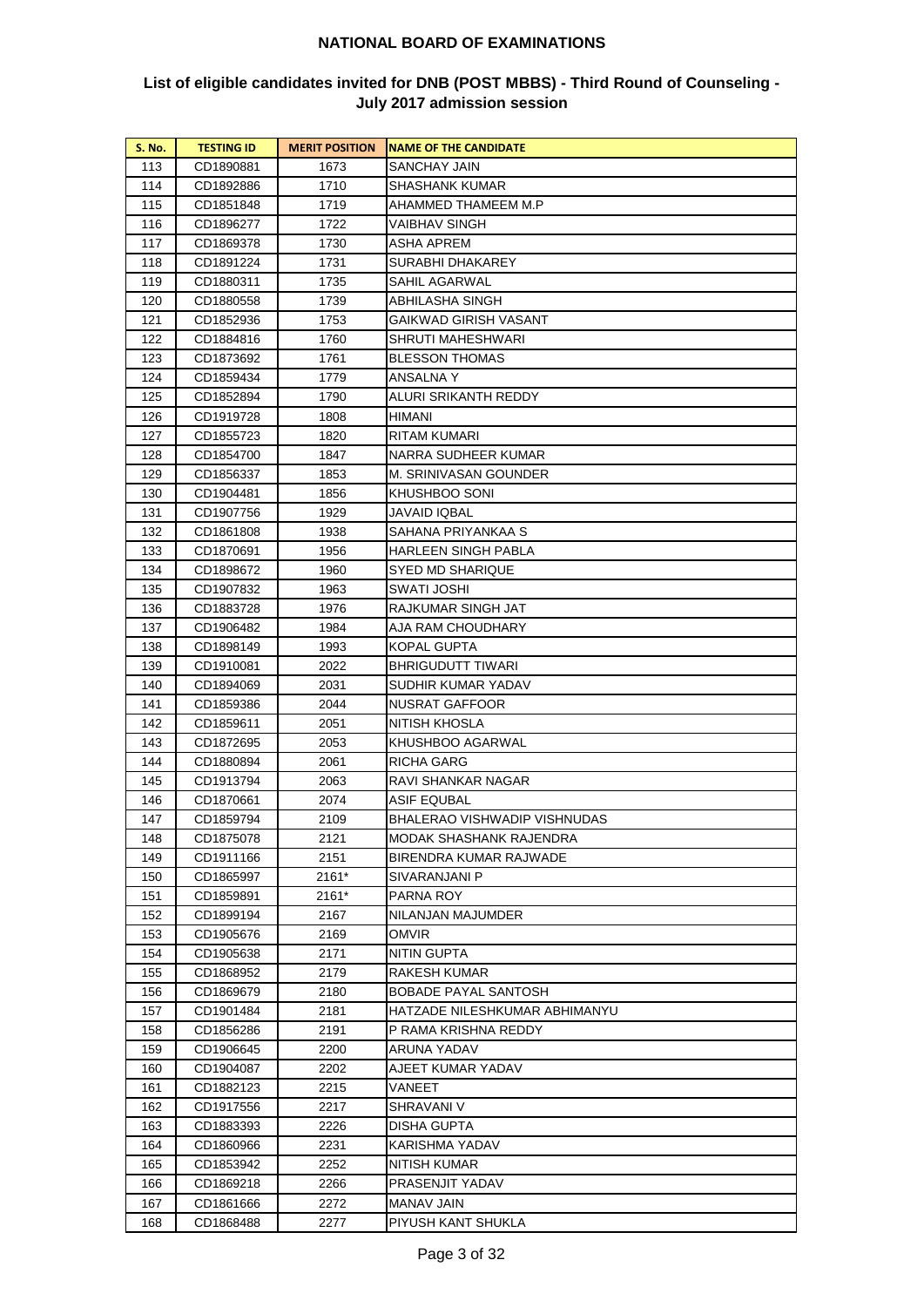## NATIONAL BOARD OF EXAMINATIONS

### List of eligible candidates invited for DNB (POST MBBS) - Third Round of Counseling - July 2017 admission session

| S. No. | TESTING ID | MERIT POSITION | NAME OF THE CANDIDATE |
|---|---|---|---|
| 113 | CD1890881 | 1673 | SANCHAY JAIN |
| 114 | CD1892886 | 1710 | SHASHANK KUMAR |
| 115 | CD1851848 | 1719 | AHAMMED THAMEEM M.P |
| 116 | CD1896277 | 1722 | VAIBHAV SINGH |
| 117 | CD1869378 | 1730 | ASHA APREM |
| 118 | CD1891224 | 1731 | SURABHI DHAKAREY |
| 119 | CD1880311 | 1735 | SAHIL AGARWAL |
| 120 | CD1880558 | 1739 | ABHILASHA SINGH |
| 121 | CD1852936 | 1753 | GAIKWAD GIRISH VASANT |
| 122 | CD1884816 | 1760 | SHRUTI MAHESHWARI |
| 123 | CD1873692 | 1761 | BLESSON THOMAS |
| 124 | CD1859434 | 1779 | ANSALNA Y |
| 125 | CD1852894 | 1790 | ALURI SRIKANTH REDDY |
| 126 | CD1919728 | 1808 | HIMANI |
| 127 | CD1855723 | 1820 | RITAM KUMARI |
| 128 | CD1854700 | 1847 | NARRA SUDHEER KUMAR |
| 129 | CD1856337 | 1853 | M. SRINIVASAN GOUNDER |
| 130 | CD1904481 | 1856 | KHUSHBOO SONI |
| 131 | CD1907756 | 1929 | JAVAID IQBAL |
| 132 | CD1861808 | 1938 | SAHANA PRIYANKAA S |
| 133 | CD1870691 | 1956 | HARLEEN SINGH PABLA |
| 134 | CD1898672 | 1960 | SYED MD SHARIQUE |
| 135 | CD1907832 | 1963 | SWATI JOSHI |
| 136 | CD1883728 | 1976 | RAJKUMAR SINGH JAT |
| 137 | CD1906482 | 1984 | AJA RAM CHOUDHARY |
| 138 | CD1898149 | 1993 | KOPAL GUPTA |
| 139 | CD1910081 | 2022 | BHRIGUDUTT TIWARI |
| 140 | CD1894069 | 2031 | SUDHIR KUMAR YADAV |
| 141 | CD1859386 | 2044 | NUSRAT GAFFOOR |
| 142 | CD1859611 | 2051 | NITISH KHOSLA |
| 143 | CD1872695 | 2053 | KHUSHBOO AGARWAL |
| 144 | CD1880894 | 2061 | RICHA GARG |
| 145 | CD1913794 | 2063 | RAVI SHANKAR NAGAR |
| 146 | CD1870661 | 2074 | ASIF EQUBAL |
| 147 | CD1859794 | 2109 | BHALERAO VISHWADIP VISHNUDAS |
| 148 | CD1875078 | 2121 | MODAK SHASHANK RAJENDRA |
| 149 | CD1911166 | 2151 | BIRENDRA KUMAR RAJWADE |
| 150 | CD1865997 | 2161* | SIVARANJANI P |
| 151 | CD1859891 | 2161* | PARNA ROY |
| 152 | CD1899194 | 2167 | NILANJAN MAJUMDER |
| 153 | CD1905676 | 2169 | OMVIR |
| 154 | CD1905638 | 2171 | NITIN GUPTA |
| 155 | CD1868952 | 2179 | RAKESH KUMAR |
| 156 | CD1869679 | 2180 | BOBADE PAYAL SANTOSH |
| 157 | CD1901484 | 2181 | HATZADE NILESHKUMAR ABHIMANYU |
| 158 | CD1856286 | 2191 | P RAMA KRISHNA REDDY |
| 159 | CD1906645 | 2200 | ARUNA YADAV |
| 160 | CD1904087 | 2202 | AJEET KUMAR YADAV |
| 161 | CD1882123 | 2215 | VANEET |
| 162 | CD1917556 | 2217 | SHRAVANI V |
| 163 | CD1883393 | 2226 | DISHA GUPTA |
| 164 | CD1860966 | 2231 | KARISHMA YADAV |
| 165 | CD1853942 | 2252 | NITISH KUMAR |
| 166 | CD1869218 | 2266 | PRASENJIT YADAV |
| 167 | CD1861666 | 2272 | MANAV JAIN |
| 168 | CD1868488 | 2277 | PIYUSH KANT SHUKLA |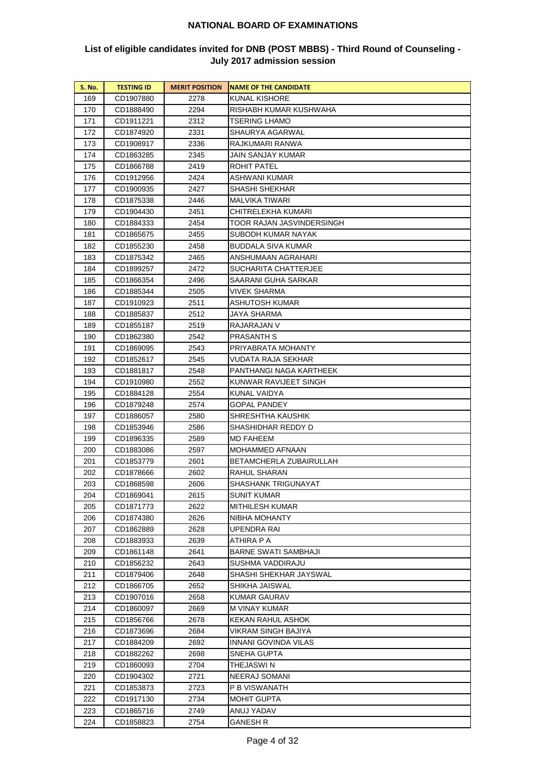# NATIONAL BOARD OF EXAMINATIONS

## List of eligible candidates invited for DNB (POST MBBS) - Third Round of Counseling - July 2017 admission session

| S. No. | TESTING ID | MERIT POSITION | NAME OF THE CANDIDATE |
|---|---|---|---|
| 169 | CD1907880 | 2278 | KUNAL KISHORE |
| 170 | CD1888490 | 2294 | RISHABH KUMAR KUSHWAHA |
| 171 | CD1911221 | 2312 | TSERING LHAMO |
| 172 | CD1874920 | 2331 | SHAURYA AGARWAL |
| 173 | CD1908917 | 2336 | RAJKUMARI RANWA |
| 174 | CD1863285 | 2345 | JAIN SANJAY KUMAR |
| 175 | CD1866788 | 2419 | ROHIT PATEL |
| 176 | CD1912956 | 2424 | ASHWANI KUMAR |
| 177 | CD1900935 | 2427 | SHASHI SHEKHAR |
| 178 | CD1875338 | 2446 | MALVIKA TIWARI |
| 179 | CD1904430 | 2451 | CHITRELEKHA KUMARI |
| 180 | CD1884333 | 2454 | TOOR RAJAN JASVINDERSINGH |
| 181 | CD1865675 | 2455 | SUBODH KUMAR NAYAK |
| 182 | CD1855230 | 2458 | BUDDALA SIVA KUMAR |
| 183 | CD1875342 | 2465 | ANSHUMAAN AGRAHARI |
| 184 | CD1899257 | 2472 | SUCHARITA CHATTERJEE |
| 185 | CD1866354 | 2496 | SAARANI GUHA SARKAR |
| 186 | CD1885344 | 2505 | VIVEK SHARMA |
| 187 | CD1910923 | 2511 | ASHUTOSH KUMAR |
| 188 | CD1885837 | 2512 | JAYA SHARMA |
| 189 | CD1855187 | 2519 | RAJARAJAN V |
| 190 | CD1862380 | 2542 | PRASANTH S |
| 191 | CD1869095 | 2543 | PRIYABRATA MOHANTY |
| 192 | CD1852617 | 2545 | VUDATA RAJA SEKHAR |
| 193 | CD1881817 | 2548 | PANTHANGI NAGA KARTHEEK |
| 194 | CD1910980 | 2552 | KUNWAR RAVIJEET SINGH |
| 195 | CD1884128 | 2554 | KUNAL VAIDYA |
| 196 | CD1879248 | 2574 | GOPAL PANDEY |
| 197 | CD1886057 | 2580 | SHRESHTHA KAUSHIK |
| 198 | CD1853946 | 2586 | SHASHIDHAR REDDY D |
| 199 | CD1896335 | 2589 | MD FAHEEM |
| 200 | CD1883086 | 2597 | MOHAMMED AFNAAN |
| 201 | CD1853779 | 2601 | BETAMCHERLA ZUBAIRULLAH |
| 202 | CD1878666 | 2602 | RAHUL SHARAN |
| 203 | CD1868598 | 2606 | SHASHANK TRIGUNAYAT |
| 204 | CD1869041 | 2615 | SUNIT KUMAR |
| 205 | CD1871773 | 2622 | MITHILESH KUMAR |
| 206 | CD1874380 | 2626 | NIBHA MOHANTY |
| 207 | CD1862889 | 2628 | UPENDRA RAI |
| 208 | CD1883933 | 2639 | ATHIRA P A |
| 209 | CD1861148 | 2641 | BARNE SWATI SAMBHAJI |
| 210 | CD1856232 | 2643 | SUSHMA VADDIRAJU |
| 211 | CD1879406 | 2648 | SHASHI SHEKHAR JAYSWAL |
| 212 | CD1866705 | 2652 | SHIKHA JAISWAL |
| 213 | CD1907016 | 2658 | KUMAR GAURAV |
| 214 | CD1860097 | 2669 | M VINAY KUMAR |
| 215 | CD1856766 | 2678 | KEKAN RAHUL ASHOK |
| 216 | CD1873696 | 2684 | VIKRAM SINGH BAJIYA |
| 217 | CD1884209 | 2692 | INNANI GOVINDA VILAS |
| 218 | CD1882262 | 2698 | SNEHA GUPTA |
| 219 | CD1860093 | 2704 | THEJASWI N |
| 220 | CD1904302 | 2721 | NEERAJ SOMANI |
| 221 | CD1853873 | 2723 | P B VISWANATH |
| 222 | CD1917130 | 2734 | MOHIT GUPTA |
| 223 | CD1865716 | 2749 | ANUJ YADAV |
| 224 | CD1858823 | 2754 | GANESH R |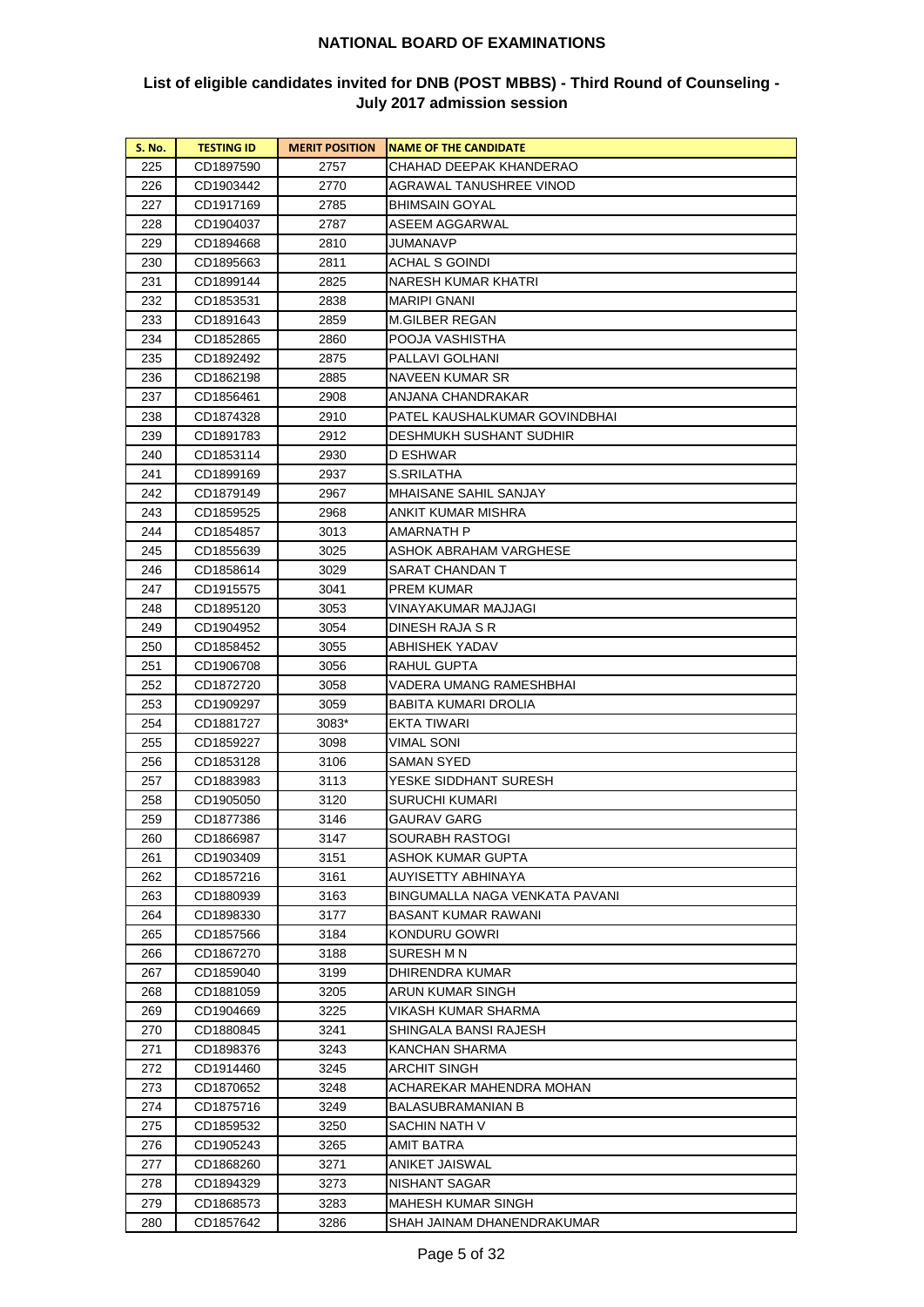## NATIONAL BOARD OF EXAMINATIONS

### List of eligible candidates invited for DNB (POST MBBS) - Third Round of Counseling - July 2017 admission session

| S. No. | TESTING ID | MERIT POSITION | NAME OF THE CANDIDATE |
|---|---|---|---|
| 225 | CD1897590 | 2757 | CHAHAD DEEPAK KHANDERAO |
| 226 | CD1903442 | 2770 | AGRAWAL TANUSHREE VINOD |
| 227 | CD1917169 | 2785 | BHIMSAIN GOYAL |
| 228 | CD1904037 | 2787 | ASEEM AGGARWAL |
| 229 | CD1894668 | 2810 | JUMANAVP |
| 230 | CD1895663 | 2811 | ACHAL S GOINDI |
| 231 | CD1899144 | 2825 | NARESH KUMAR KHATRI |
| 232 | CD1853531 | 2838 | MARIPI GNANI |
| 233 | CD1891643 | 2859 | M.GILBER REGAN |
| 234 | CD1852865 | 2860 | POOJA VASHISTHA |
| 235 | CD1892492 | 2875 | PALLAVI GOLHANI |
| 236 | CD1862198 | 2885 | NAVEEN KUMAR SR |
| 237 | CD1856461 | 2908 | ANJANA CHANDRAKAR |
| 238 | CD1874328 | 2910 | PATEL KAUSHALKUMAR GOVINDBHAI |
| 239 | CD1891783 | 2912 | DESHMUKH SUSHANT SUDHIR |
| 240 | CD1853114 | 2930 | D ESHWAR |
| 241 | CD1899169 | 2937 | S.SRILATHA |
| 242 | CD1879149 | 2967 | MHAISANE SAHIL SANJAY |
| 243 | CD1859525 | 2968 | ANKIT KUMAR MISHRA |
| 244 | CD1854857 | 3013 | AMARNATH P |
| 245 | CD1855639 | 3025 | ASHOK ABRAHAM VARGHESE |
| 246 | CD1858614 | 3029 | SARAT CHANDAN T |
| 247 | CD1915575 | 3041 | PREM KUMAR |
| 248 | CD1895120 | 3053 | VINAYAKUMAR MAJJAGI |
| 249 | CD1904952 | 3054 | DINESH RAJA S R |
| 250 | CD1858452 | 3055 | ABHISHEK YADAV |
| 251 | CD1906708 | 3056 | RAHUL GUPTA |
| 252 | CD1872720 | 3058 | VADERA UMANG RAMESHBHAI |
| 253 | CD1909297 | 3059 | BABITA KUMARI DROLIA |
| 254 | CD1881727 | 3083* | EKTA TIWARI |
| 255 | CD1859227 | 3098 | VIMAL SONI |
| 256 | CD1853128 | 3106 | SAMAN SYED |
| 257 | CD1883983 | 3113 | YESKE SIDDHANT SURESH |
| 258 | CD1905050 | 3120 | SURUCHI KUMARI |
| 259 | CD1877386 | 3146 | GAURAV GARG |
| 260 | CD1866987 | 3147 | SOURABH RASTOGI |
| 261 | CD1903409 | 3151 | ASHOK KUMAR GUPTA |
| 262 | CD1857216 | 3161 | AUYISETTY ABHINAYA |
| 263 | CD1880939 | 3163 | BINGUMALLA NAGA VENKATA PAVANI |
| 264 | CD1898330 | 3177 | BASANT KUMAR RAWANI |
| 265 | CD1857566 | 3184 | KONDURU GOWRI |
| 266 | CD1867270 | 3188 | SURESH M N |
| 267 | CD1859040 | 3199 | DHIRENDRA KUMAR |
| 268 | CD1881059 | 3205 | ARUN KUMAR SINGH |
| 269 | CD1904669 | 3225 | VIKASH KUMAR SHARMA |
| 270 | CD1880845 | 3241 | SHINGALA BANSI RAJESH |
| 271 | CD1898376 | 3243 | KANCHAN SHARMA |
| 272 | CD1914460 | 3245 | ARCHIT SINGH |
| 273 | CD1870652 | 3248 | ACHAREKAR MAHENDRA MOHAN |
| 274 | CD1875716 | 3249 | BALASUBRAMANIAN B |
| 275 | CD1859532 | 3250 | SACHIN NATH V |
| 276 | CD1905243 | 3265 | AMIT BATRA |
| 277 | CD1868260 | 3271 | ANIKET JAISWAL |
| 278 | CD1894329 | 3273 | NISHANT SAGAR |
| 279 | CD1868573 | 3283 | MAHESH KUMAR SINGH |
| 280 | CD1857642 | 3286 | SHAH JAINAM DHANENDRAKUMAR |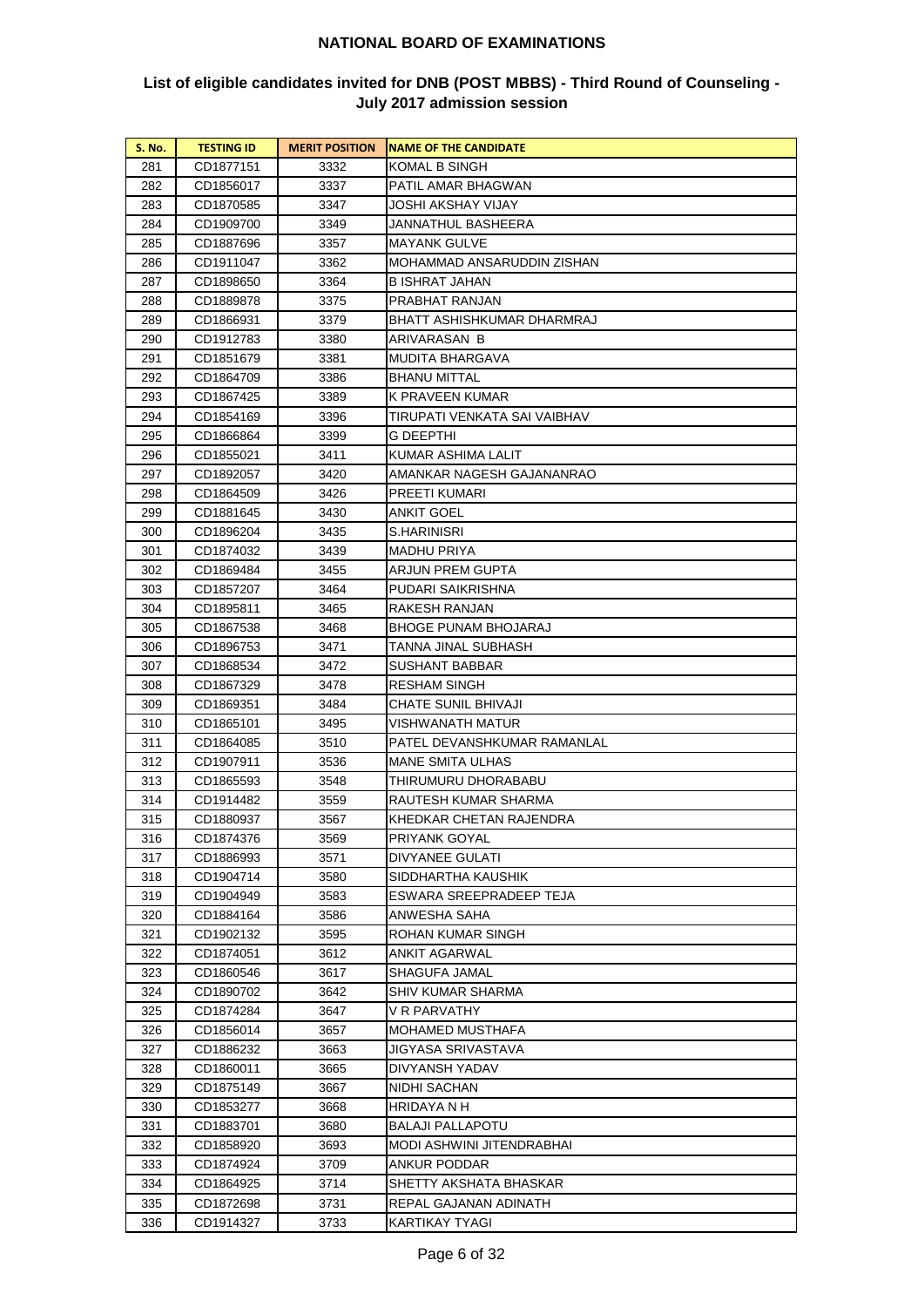## NATIONAL BOARD OF EXAMINATIONS

### List of eligible candidates invited for DNB (POST MBBS) - Third Round of Counseling - July 2017 admission session

| S. No. | TESTING ID | MERIT POSITION | NAME OF THE CANDIDATE |
|---|---|---|---|
| 281 | CD1877151 | 3332 | KOMAL B SINGH |
| 282 | CD1856017 | 3337 | PATIL AMAR BHAGWAN |
| 283 | CD1870585 | 3347 | JOSHI AKSHAY VIJAY |
| 284 | CD1909700 | 3349 | JANNATHUL BASHEERA |
| 285 | CD1887696 | 3357 | MAYANK GULVE |
| 286 | CD1911047 | 3362 | MOHAMMAD ANSARUDDIN ZISHAN |
| 287 | CD1898650 | 3364 | B ISHRAT JAHAN |
| 288 | CD1889878 | 3375 | PRABHAT RANJAN |
| 289 | CD1866931 | 3379 | BHATT ASHISHKUMAR DHARMRAJ |
| 290 | CD1912783 | 3380 | ARIVARASAN B |
| 291 | CD1851679 | 3381 | MUDITA BHARGAVA |
| 292 | CD1864709 | 3386 | BHANU MITTAL |
| 293 | CD1867425 | 3389 | K PRAVEEN KUMAR |
| 294 | CD1854169 | 3396 | TIRUPATI VENKATA SAI VAIBHAV |
| 295 | CD1866864 | 3399 | G DEEPTHI |
| 296 | CD1855021 | 3411 | KUMAR ASHIMA LALIT |
| 297 | CD1892057 | 3420 | AMANKAR NAGESH GAJANANRAO |
| 298 | CD1864509 | 3426 | PREETI KUMARI |
| 299 | CD1881645 | 3430 | ANKIT GOEL |
| 300 | CD1896204 | 3435 | S.HARINISRI |
| 301 | CD1874032 | 3439 | MADHU PRIYA |
| 302 | CD1869484 | 3455 | ARJUN PREM GUPTA |
| 303 | CD1857207 | 3464 | PUDARI SAIKRISHNA |
| 304 | CD1895811 | 3465 | RAKESH RANJAN |
| 305 | CD1867538 | 3468 | BHOGE PUNAM BHOJARAJ |
| 306 | CD1896753 | 3471 | TANNA JINAL SUBHASH |
| 307 | CD1868534 | 3472 | SUSHANT BABBAR |
| 308 | CD1867329 | 3478 | RESHAM SINGH |
| 309 | CD1869351 | 3484 | CHATE SUNIL BHIVAJI |
| 310 | CD1865101 | 3495 | VISHWANATH MATUR |
| 311 | CD1864085 | 3510 | PATEL DEVANSHKUMAR RAMANLAL |
| 312 | CD1907911 | 3536 | MANE SMITA ULHAS |
| 313 | CD1865593 | 3548 | THIRUMURU DHORABABU |
| 314 | CD1914482 | 3559 | RAUTESH KUMAR SHARMA |
| 315 | CD1880937 | 3567 | KHEDKAR CHETAN RAJENDRA |
| 316 | CD1874376 | 3569 | PRIYANK GOYAL |
| 317 | CD1886993 | 3571 | DIVYANEE GULATI |
| 318 | CD1904714 | 3580 | SIDDHARTHA KAUSHIK |
| 319 | CD1904949 | 3583 | ESWARA SREEPRADEEP TEJA |
| 320 | CD1884164 | 3586 | ANWESHA SAHA |
| 321 | CD1902132 | 3595 | ROHAN KUMAR SINGH |
| 322 | CD1874051 | 3612 | ANKIT AGARWAL |
| 323 | CD1860546 | 3617 | SHAGUFA JAMAL |
| 324 | CD1890702 | 3642 | SHIV KUMAR SHARMA |
| 325 | CD1874284 | 3647 | V R PARVATHY |
| 326 | CD1856014 | 3657 | MOHAMED MUSTHAFA |
| 327 | CD1886232 | 3663 | JIGYASA SRIVASTAVA |
| 328 | CD1860011 | 3665 | DIVYANSH YADAV |
| 329 | CD1875149 | 3667 | NIDHI SACHAN |
| 330 | CD1853277 | 3668 | HRIDAYA N H |
| 331 | CD1883701 | 3680 | BALAJI PALLAPOTU |
| 332 | CD1858920 | 3693 | MODI ASHWINI JITENDRABHAI |
| 333 | CD1874924 | 3709 | ANKUR PODDAR |
| 334 | CD1864925 | 3714 | SHETTY AKSHATA BHASKAR |
| 335 | CD1872698 | 3731 | REPAL GAJANAN ADINATH |
| 336 | CD1914327 | 3733 | KARTIKAY TYAGI |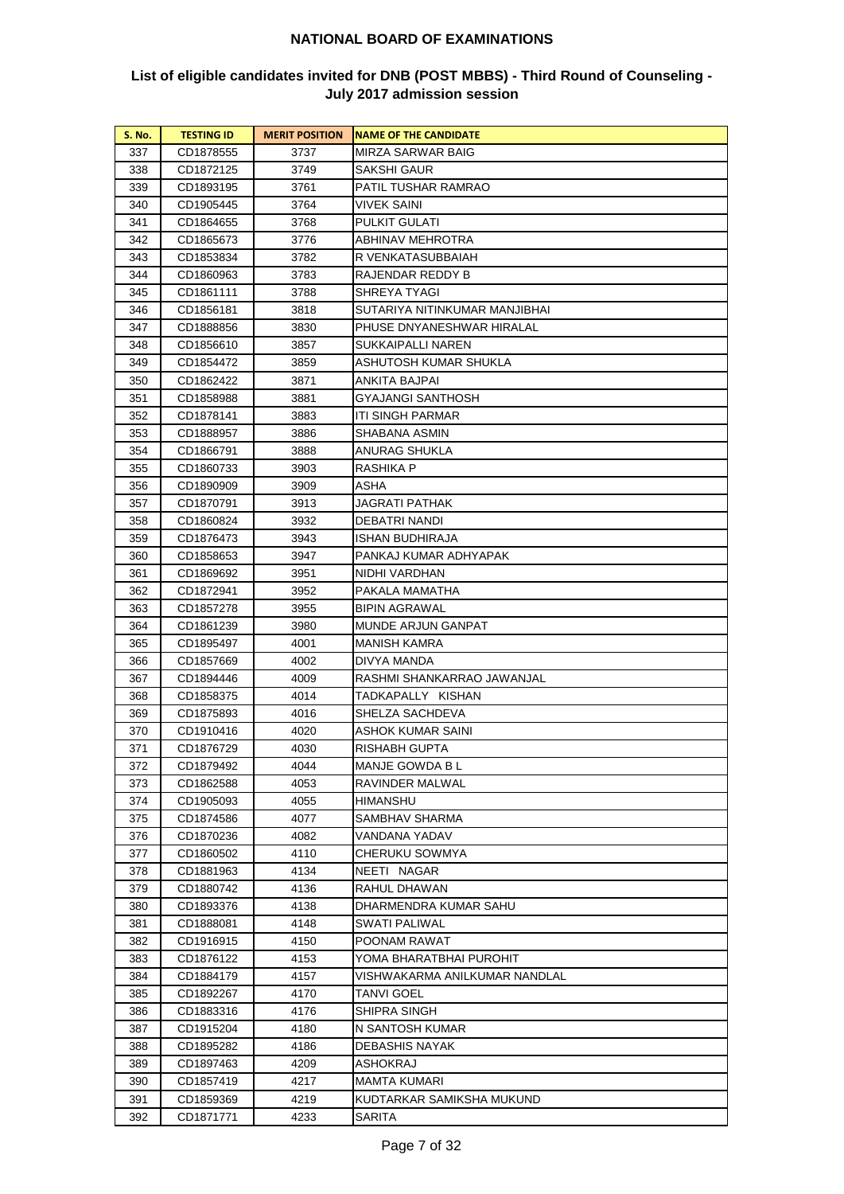# NATIONAL BOARD OF EXAMINATIONS

## List of eligible candidates invited for DNB (POST MBBS) - Third Round of Counseling - July 2017 admission session

| S. No. | TESTING ID | MERIT POSITION | NAME OF THE CANDIDATE |
|---|---|---|---|
| 337 | CD1878555 | 3737 | MIRZA SARWAR BAIG |
| 338 | CD1872125 | 3749 | SAKSHI GAUR |
| 339 | CD1893195 | 3761 | PATIL TUSHAR RAMRAO |
| 340 | CD1905445 | 3764 | VIVEK SAINI |
| 341 | CD1864655 | 3768 | PULKIT GULATI |
| 342 | CD1865673 | 3776 | ABHINAV MEHROTRA |
| 343 | CD1853834 | 3782 | R VENKATASUBBAIAH |
| 344 | CD1860963 | 3783 | RAJENDAR REDDY B |
| 345 | CD1861111 | 3788 | SHREYA TYAGI |
| 346 | CD1856181 | 3818 | SUTARIYA NITINKUMAR MANJIBHAI |
| 347 | CD1888856 | 3830 | PHUSE DNYANESHWAR HIRALAL |
| 348 | CD1856610 | 3857 | SUKKAIPALLI NAREN |
| 349 | CD1854472 | 3859 | ASHUTOSH KUMAR SHUKLA |
| 350 | CD1862422 | 3871 | ANKITA BAJPAI |
| 351 | CD1858988 | 3881 | GYAJANGI SANTHOSH |
| 352 | CD1878141 | 3883 | ITI SINGH PARMAR |
| 353 | CD1888957 | 3886 | SHABANA ASMIN |
| 354 | CD1866791 | 3888 | ANURAG SHUKLA |
| 355 | CD1860733 | 3903 | RASHIKA P |
| 356 | CD1890909 | 3909 | ASHA |
| 357 | CD1870791 | 3913 | JAGRATI PATHAK |
| 358 | CD1860824 | 3932 | DEBATRI NANDI |
| 359 | CD1876473 | 3943 | ISHAN BUDHIRAJA |
| 360 | CD1858653 | 3947 | PANKAJ KUMAR ADHYAPAK |
| 361 | CD1869692 | 3951 | NIDHI VARDHAN |
| 362 | CD1872941 | 3952 | PAKALA MAMATHA |
| 363 | CD1857278 | 3955 | BIPIN AGRAWAL |
| 364 | CD1861239 | 3980 | MUNDE ARJUN GANPAT |
| 365 | CD1895497 | 4001 | MANISH KAMRA |
| 366 | CD1857669 | 4002 | DIVYA MANDA |
| 367 | CD1894446 | 4009 | RASHMI SHANKARRAO JAWANJAL |
| 368 | CD1858375 | 4014 | TADKAPALLY KISHAN |
| 369 | CD1875893 | 4016 | SHELZA SACHDEVA |
| 370 | CD1910416 | 4020 | ASHOK KUMAR SAINI |
| 371 | CD1876729 | 4030 | RISHABH GUPTA |
| 372 | CD1879492 | 4044 | MANJE GOWDA B L |
| 373 | CD1862588 | 4053 | RAVINDER MALWAL |
| 374 | CD1905093 | 4055 | HIMANSHU |
| 375 | CD1874586 | 4077 | SAMBHAV SHARMA |
| 376 | CD1870236 | 4082 | VANDANA YADAV |
| 377 | CD1860502 | 4110 | CHERUKU SOWMYA |
| 378 | CD1881963 | 4134 | NEETI NAGAR |
| 379 | CD1880742 | 4136 | RAHUL DHAWAN |
| 380 | CD1893376 | 4138 | DHARMENDRA KUMAR SAHU |
| 381 | CD1888081 | 4148 | SWATI PALIWAL |
| 382 | CD1916915 | 4150 | POONAM RAWAT |
| 383 | CD1876122 | 4153 | YOMA BHARATBHAI PUROHIT |
| 384 | CD1884179 | 4157 | VISHWAKARMA ANILKUMAR NANDLAL |
| 385 | CD1892267 | 4170 | TANVI GOEL |
| 386 | CD1883316 | 4176 | SHIPRA SINGH |
| 387 | CD1915204 | 4180 | N SANTOSH KUMAR |
| 388 | CD1895282 | 4186 | DEBASHIS NAYAK |
| 389 | CD1897463 | 4209 | ASHOKRAJ |
| 390 | CD1857419 | 4217 | MAMTA KUMARI |
| 391 | CD1859369 | 4219 | KUDTARKAR SAMIKSHA MUKUND |
| 392 | CD1871771 | 4233 | SARITA |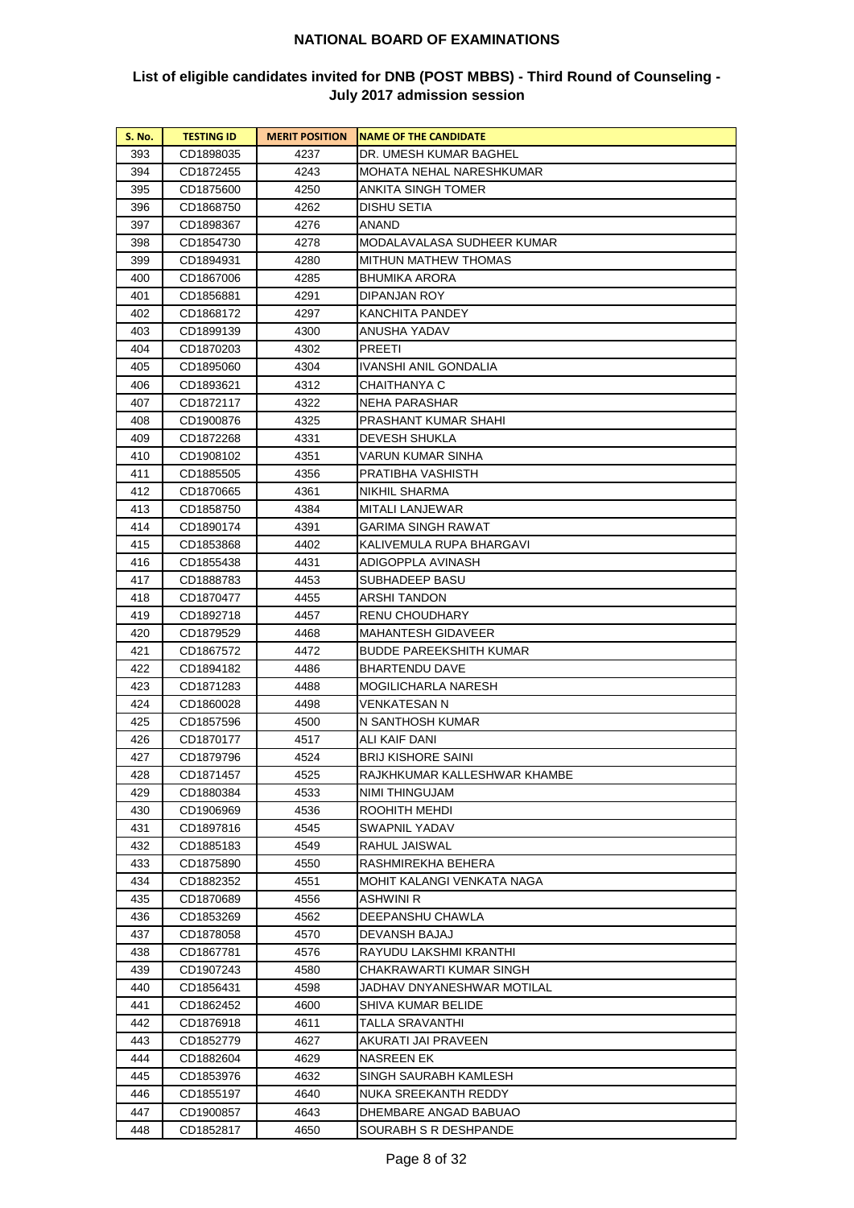# NATIONAL BOARD OF EXAMINATIONS

## List of eligible candidates invited for DNB (POST MBBS) - Third Round of Counseling - July 2017 admission session

| S. No. | TESTING ID | MERIT POSITION | NAME OF THE CANDIDATE |
|---|---|---|---|
| 393 | CD1898035 | 4237 | DR. UMESH KUMAR BAGHEL |
| 394 | CD1872455 | 4243 | MOHATA NEHAL NARESHKUMAR |
| 395 | CD1875600 | 4250 | ANKITA SINGH TOMER |
| 396 | CD1868750 | 4262 | DISHU SETIA |
| 397 | CD1898367 | 4276 | ANAND |
| 398 | CD1854730 | 4278 | MODALAVALASA SUDHEER KUMAR |
| 399 | CD1894931 | 4280 | MITHUN MATHEW THOMAS |
| 400 | CD1867006 | 4285 | BHUMIKA ARORA |
| 401 | CD1856881 | 4291 | DIPANJAN ROY |
| 402 | CD1868172 | 4297 | KANCHITA PANDEY |
| 403 | CD1899139 | 4300 | ANUSHA YADAV |
| 404 | CD1870203 | 4302 | PREETI |
| 405 | CD1895060 | 4304 | IVANSHI ANIL GONDALIA |
| 406 | CD1893621 | 4312 | CHAITHANYA C |
| 407 | CD1872117 | 4322 | NEHA PARASHAR |
| 408 | CD1900876 | 4325 | PRASHANT KUMAR SHAHI |
| 409 | CD1872268 | 4331 | DEVESH SHUKLA |
| 410 | CD1908102 | 4351 | VARUN KUMAR SINHA |
| 411 | CD1885505 | 4356 | PRATIBHA VASHISTH |
| 412 | CD1870665 | 4361 | NIKHIL SHARMA |
| 413 | CD1858750 | 4384 | MITALI LANJEWAR |
| 414 | CD1890174 | 4391 | GARIMA SINGH RAWAT |
| 415 | CD1853868 | 4402 | KALIVEMULA RUPA BHARGAVI |
| 416 | CD1855438 | 4431 | ADIGOPPLA AVINASH |
| 417 | CD1888783 | 4453 | SUBHADEEP BASU |
| 418 | CD1870477 | 4455 | ARSHI TANDON |
| 419 | CD1892718 | 4457 | RENU CHOUDHARY |
| 420 | CD1879529 | 4468 | MAHANTESH GIDAVEER |
| 421 | CD1867572 | 4472 | BUDDE PAREEKSHITH KUMAR |
| 422 | CD1894182 | 4486 | BHARTENDU DAVE |
| 423 | CD1871283 | 4488 | MOGILICHARLA NARESH |
| 424 | CD1860028 | 4498 | VENKATESAN N |
| 425 | CD1857596 | 4500 | N SANTHOSH KUMAR |
| 426 | CD1870177 | 4517 | ALI KAIF DANI |
| 427 | CD1879796 | 4524 | BRIJ KISHORE SAINI |
| 428 | CD1871457 | 4525 | RAJKHKUMAR KALLESHWAR KHAMBE |
| 429 | CD1880384 | 4533 | NIMI THINGUJAM |
| 430 | CD1906969 | 4536 | ROOHITH MEHDI |
| 431 | CD1897816 | 4545 | SWAPNIL YADAV |
| 432 | CD1885183 | 4549 | RAHUL JAISWAL |
| 433 | CD1875890 | 4550 | RASHMIREKHA BEHERA |
| 434 | CD1882352 | 4551 | MOHIT KALANGI VENKATA NAGA |
| 435 | CD1870689 | 4556 | ASHWINI R |
| 436 | CD1853269 | 4562 | DEEPANSHU CHAWLA |
| 437 | CD1878058 | 4570 | DEVANSH BAJAJ |
| 438 | CD1867781 | 4576 | RAYUDU LAKSHMI KRANTHI |
| 439 | CD1907243 | 4580 | CHAKRAWARTI KUMAR SINGH |
| 440 | CD1856431 | 4598 | JADHAV DNYANESHWAR MOTILAL |
| 441 | CD1862452 | 4600 | SHIVA KUMAR BELIDE |
| 442 | CD1876918 | 4611 | TALLA SRAVANTHI |
| 443 | CD1852779 | 4627 | AKURATI JAI PRAVEEN |
| 444 | CD1882604 | 4629 | NASREEN EK |
| 445 | CD1853976 | 4632 | SINGH SAURABH KAMLESH |
| 446 | CD1855197 | 4640 | NUKA SREEKANTH REDDY |
| 447 | CD1900857 | 4643 | DHEMBARE ANGAD BABUAO |
| 448 | CD1852817 | 4650 | SOURABH S R DESHPANDE |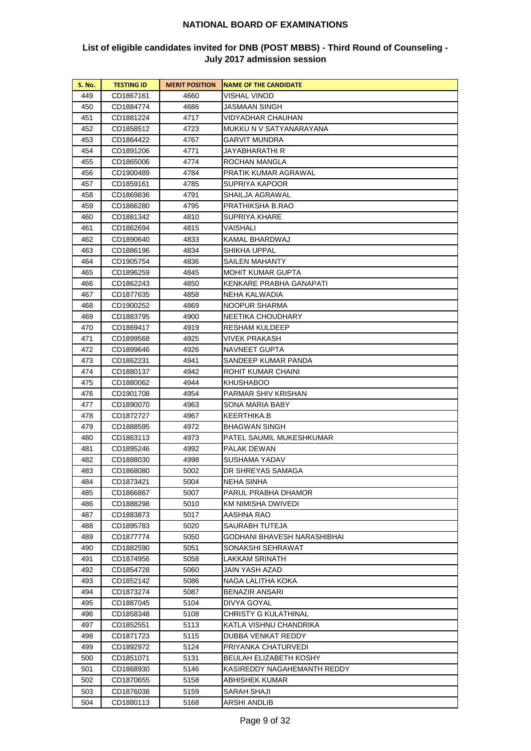# NATIONAL BOARD OF EXAMINATIONS

## List of eligible candidates invited for DNB (POST MBBS) - Third Round of Counseling - July 2017 admission session

| S. No. | TESTING ID | MERIT POSITION | NAME OF THE CANDIDATE |
|---|---|---|---|
| 449 | CD1867161 | 4660 | VISHAL VINOD |
| 450 | CD1884774 | 4686 | JASMAAN SINGH |
| 451 | CD1881224 | 4717 | VIDYADHAR CHAUHAN |
| 452 | CD1858512 | 4723 | MUKKU N V SATYANARAYANA |
| 453 | CD1864422 | 4767 | GARVIT MUNDRA |
| 454 | CD1891206 | 4771 | JAYABHARATHI R |
| 455 | CD1865006 | 4774 | ROCHAN MANGLA |
| 456 | CD1900489 | 4784 | PRATIK KUMAR AGRAWAL |
| 457 | CD1859161 | 4785 | SUPRIYA KAPOOR |
| 458 | CD1869836 | 4791 | SHAILJA AGRAWAL |
| 459 | CD1866280 | 4795 | PRATHIKSHA B.RAO |
| 460 | CD1881342 | 4810 | SUPRIYA KHARE |
| 461 | CD1862694 | 4815 | VAISHALI |
| 462 | CD1890640 | 4833 | KAMAL BHARDWAJ |
| 463 | CD1886196 | 4834 | SHIKHA UPPAL |
| 464 | CD1905754 | 4836 | SAILEN MAHANTY |
| 465 | CD1896259 | 4845 | MOHIT KUMAR GUPTA |
| 466 | CD1862243 | 4850 | KENKARE PRABHA GANAPATI |
| 467 | CD1877635 | 4858 | NEHA KALWADIA |
| 468 | CD1900252 | 4869 | NOOPUR SHARMA |
| 469 | CD1883795 | 4900 | NEETIKA CHOUDHARY |
| 470 | CD1869417 | 4919 | RESHAM KULDEEP |
| 471 | CD1899568 | 4925 | VIVEK PRAKASH |
| 472 | CD1899646 | 4926 | NAVNEET GUPTA |
| 473 | CD1862231 | 4941 | SANDEEP KUMAR PANDA |
| 474 | CD1880137 | 4942 | ROHIT KUMAR CHAINI |
| 475 | CD1880062 | 4944 | KHUSHABOO |
| 476 | CD1901708 | 4954 | PARMAR SHIV KRISHAN |
| 477 | CD1890070 | 4963 | SONA MARIA BABY |
| 478 | CD1872727 | 4967 | KEERTHIKA.B |
| 479 | CD1888595 | 4972 | BHAGWAN SINGH |
| 480 | CD1863113 | 4973 | PATEL SAUMIL MUKESHKUMAR |
| 481 | CD1895246 | 4992 | PALAK DEWAN |
| 482 | CD1888030 | 4998 | SUSHAMA YADAV |
| 483 | CD1868080 | 5002 | DR SHREYAS SAMAGA |
| 484 | CD1873421 | 5004 | NEHA SINHA |
| 485 | CD1866867 | 5007 | PARUL PRABHA DHAMOR |
| 486 | CD1888298 | 5010 | KM NIMISHA DWIVEDI |
| 487 | CD1883873 | 5017 | AASHNA RAO |
| 488 | CD1895783 | 5020 | SAURABH TUTEJA |
| 489 | CD1877774 | 5050 | GODHANI BHAVESH NARASHIBHAI |
| 490 | CD1882590 | 5051 | SONAKSHI SEHRAWAT |
| 491 | CD1874956 | 5058 | LAKKAM SRINATH |
| 492 | CD1854728 | 5060 | JAIN YASH AZAD |
| 493 | CD1852142 | 5086 | NAGA LALITHA KOKA |
| 494 | CD1873274 | 5087 | BENAZIR ANSARI |
| 495 | CD1887045 | 5104 | DIVYA GOYAL |
| 496 | CD1858348 | 5108 | CHRISTY G KULATHINAL |
| 497 | CD1852551 | 5113 | KATLA VISHNU CHANDRIKA |
| 498 | CD1871723 | 5115 | DUBBA VENKAT REDDY |
| 499 | CD1892972 | 5124 | PRIYANKA CHATURVEDI |
| 500 | CD1851071 | 5131 | BEULAH ELIZABETH KOSHY |
| 501 | CD1868930 | 5146 | KASIREDDY NAGAHEMANTH REDDY |
| 502 | CD1870655 | 5158 | ABHISHEK KUMAR |
| 503 | CD1876038 | 5159 | SARAH SHAJI |
| 504 | CD1880113 | 5168 | ARSHI ANDLIB |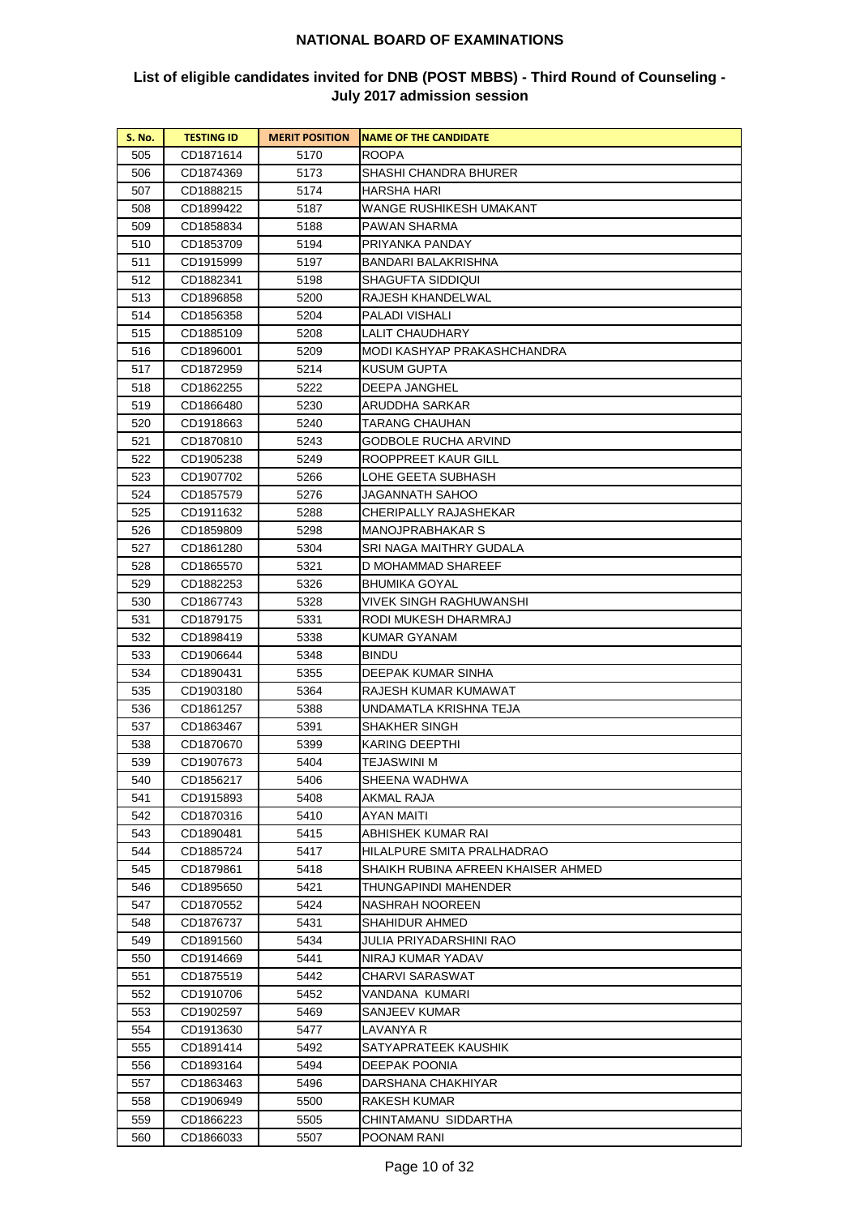## NATIONAL BOARD OF EXAMINATIONS

### List of eligible candidates invited for DNB (POST MBBS) - Third Round of Counseling - July 2017 admission session

| S. No. | TESTING ID | MERIT POSITION | NAME OF THE CANDIDATE |
|---|---|---|---|
| 505 | CD1871614 | 5170 | ROOPA |
| 506 | CD1874369 | 5173 | SHASHI CHANDRA BHURER |
| 507 | CD1888215 | 5174 | HARSHA HARI |
| 508 | CD1899422 | 5187 | WANGE RUSHIKESH UMAKANT |
| 509 | CD1858834 | 5188 | PAWAN SHARMA |
| 510 | CD1853709 | 5194 | PRIYANKA PANDAY |
| 511 | CD1915999 | 5197 | BANDARI BALAKRISHNA |
| 512 | CD1882341 | 5198 | SHAGUFTA SIDDIQUI |
| 513 | CD1896858 | 5200 | RAJESH KHANDELWAL |
| 514 | CD1856358 | 5204 | PALADI VISHALI |
| 515 | CD1885109 | 5208 | LALIT CHAUDHARY |
| 516 | CD1896001 | 5209 | MODI KASHYAP PRAKASHCHANDRA |
| 517 | CD1872959 | 5214 | KUSUM GUPTA |
| 518 | CD1862255 | 5222 | DEEPA JANGHEL |
| 519 | CD1866480 | 5230 | ARUDDHA SARKAR |
| 520 | CD1918663 | 5240 | TARANG CHAUHAN |
| 521 | CD1870810 | 5243 | GODBOLE RUCHA ARVIND |
| 522 | CD1905238 | 5249 | ROOPPREET KAUR GILL |
| 523 | CD1907702 | 5266 | LOHE GEETA SUBHASH |
| 524 | CD1857579 | 5276 | JAGANNATH SAHOO |
| 525 | CD1911632 | 5288 | CHERIPALLY RAJASHEKAR |
| 526 | CD1859809 | 5298 | MANOJPRABHAKAR S |
| 527 | CD1861280 | 5304 | SRI NAGA MAITHRY GUDALA |
| 528 | CD1865570 | 5321 | D MOHAMMAD SHAREEF |
| 529 | CD1882253 | 5326 | BHUMIKA GOYAL |
| 530 | CD1867743 | 5328 | VIVEK SINGH RAGHUWANSHI |
| 531 | CD1879175 | 5331 | RODI MUKESH DHARMRAJ |
| 532 | CD1898419 | 5338 | KUMAR GYANAM |
| 533 | CD1906644 | 5348 | BINDU |
| 534 | CD1890431 | 5355 | DEEPAK KUMAR SINHA |
| 535 | CD1903180 | 5364 | RAJESH KUMAR KUMAWAT |
| 536 | CD1861257 | 5388 | UNDAMATLA KRISHNA TEJA |
| 537 | CD1863467 | 5391 | SHAKHER SINGH |
| 538 | CD1870670 | 5399 | KARING DEEPTHI |
| 539 | CD1907673 | 5404 | TEJASWINI M |
| 540 | CD1856217 | 5406 | SHEENA WADHWA |
| 541 | CD1915893 | 5408 | AKMAL RAJA |
| 542 | CD1870316 | 5410 | AYAN MAITI |
| 543 | CD1890481 | 5415 | ABHISHEK KUMAR RAI |
| 544 | CD1885724 | 5417 | HILALPURE SMITA PRALHADRAO |
| 545 | CD1879861 | 5418 | SHAIKH RUBINA AFREEN KHAISER AHMED |
| 546 | CD1895650 | 5421 | THUNGAPINDI MAHENDER |
| 547 | CD1870552 | 5424 | NASHRAH NOOREEN |
| 548 | CD1876737 | 5431 | SHAHIDUR AHMED |
| 549 | CD1891560 | 5434 | JULIA PRIYADARSHINI RAO |
| 550 | CD1914669 | 5441 | NIRAJ KUMAR YADAV |
| 551 | CD1875519 | 5442 | CHARVI SARASWAT |
| 552 | CD1910706 | 5452 | VANDANA KUMARI |
| 553 | CD1902597 | 5469 | SANJEEV KUMAR |
| 554 | CD1913630 | 5477 | LAVANYA R |
| 555 | CD1891414 | 5492 | SATYAPRATEEK KAUSHIK |
| 556 | CD1893164 | 5494 | DEEPAK POONIA |
| 557 | CD1863463 | 5496 | DARSHANA CHAKHIYAR |
| 558 | CD1906949 | 5500 | RAKESH KUMAR |
| 559 | CD1866223 | 5505 | CHINTAMANU SIDDARTHA |
| 560 | CD1866033 | 5507 | POONAM RANI |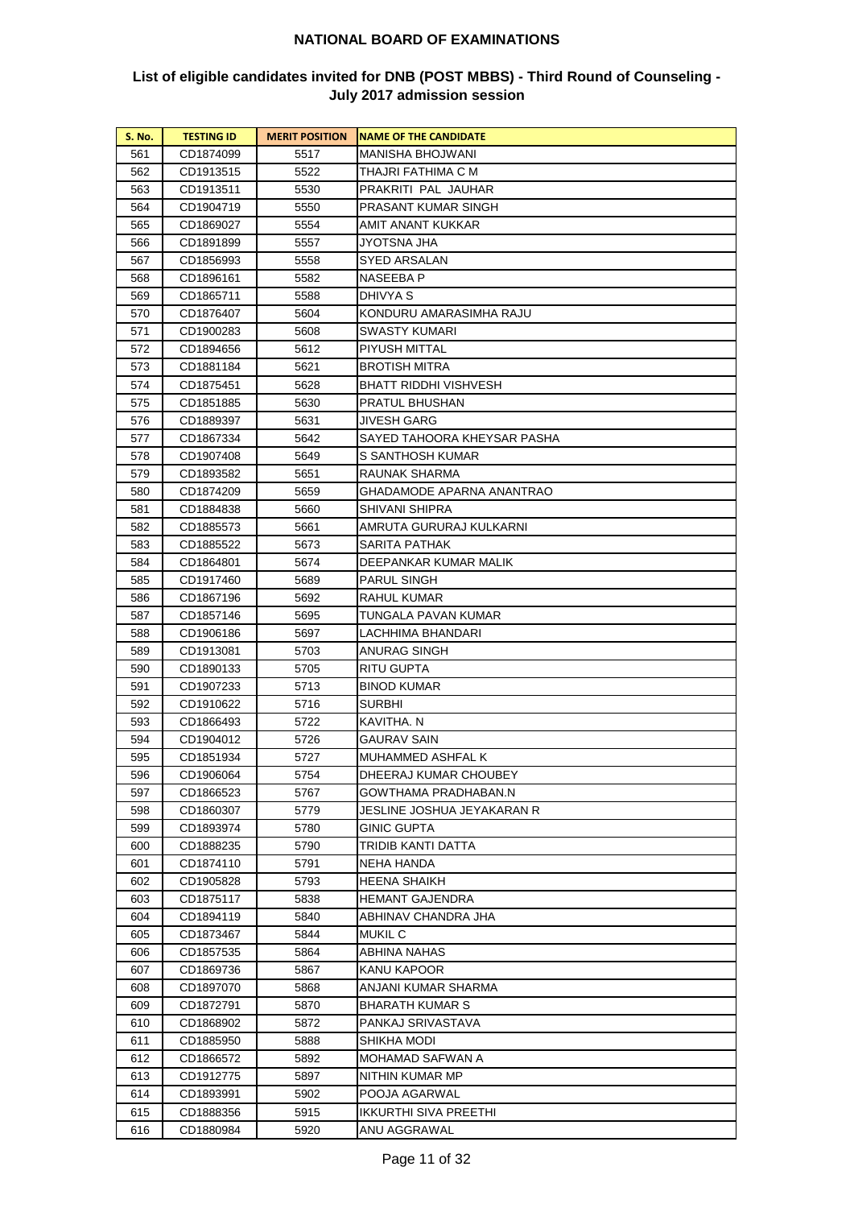**NATIONAL BOARD OF EXAMINATIONS**

**List of eligible candidates invited for DNB (POST MBBS) - Third Round of Counseling - July 2017 admission session**

| S. No. | TESTING ID | MERIT POSITION | NAME OF THE CANDIDATE |
|---|---|---|---|
| 561 | CD1874099 | 5517 | MANISHA BHOJWANI |
| 562 | CD1913515 | 5522 | THAJRI FATHIMA C M |
| 563 | CD1913511 | 5530 | PRAKRITI PAL JAUHAR |
| 564 | CD1904719 | 5550 | PRASANT KUMAR SINGH |
| 565 | CD1869027 | 5554 | AMIT ANANT KUKKAR |
| 566 | CD1891899 | 5557 | JYOTSNA JHA |
| 567 | CD1856993 | 5558 | SYED ARSALAN |
| 568 | CD1896161 | 5582 | NASEEBA P |
| 569 | CD1865711 | 5588 | DHIVYA S |
| 570 | CD1876407 | 5604 | KONDURU AMARASIMHA RAJU |
| 571 | CD1900283 | 5608 | SWASTY KUMARI |
| 572 | CD1894656 | 5612 | PIYUSH MITTAL |
| 573 | CD1881184 | 5621 | BROTISH MITRA |
| 574 | CD1875451 | 5628 | BHATT RIDDHI VISHVESH |
| 575 | CD1851885 | 5630 | PRATUL BHUSHAN |
| 576 | CD1889397 | 5631 | JIVESH GARG |
| 577 | CD1867334 | 5642 | SAYED TAHOORA KHEYSAR PASHA |
| 578 | CD1907408 | 5649 | S SANTHOSH KUMAR |
| 579 | CD1893582 | 5651 | RAUNAK SHARMA |
| 580 | CD1874209 | 5659 | GHADAMODE APARNA ANANTRAO |
| 581 | CD1884838 | 5660 | SHIVANI SHIPRA |
| 582 | CD1885573 | 5661 | AMRUTA GURURAJ KULKARNI |
| 583 | CD1885522 | 5673 | SARITA PATHAK |
| 584 | CD1864801 | 5674 | DEEPANKAR KUMAR MALIK |
| 585 | CD1917460 | 5689 | PARUL SINGH |
| 586 | CD1867196 | 5692 | RAHUL KUMAR |
| 587 | CD1857146 | 5695 | TUNGALA PAVAN KUMAR |
| 588 | CD1906186 | 5697 | LACHHIMA BHANDARI |
| 589 | CD1913081 | 5703 | ANURAG SINGH |
| 590 | CD1890133 | 5705 | RITU GUPTA |
| 591 | CD1907233 | 5713 | BINOD KUMAR |
| 592 | CD1910622 | 5716 | SURBHI |
| 593 | CD1866493 | 5722 | KAVITHA. N |
| 594 | CD1904012 | 5726 | GAURAV SAIN |
| 595 | CD1851934 | 5727 | MUHAMMED ASHFAL K |
| 596 | CD1906064 | 5754 | DHEERAJ KUMAR CHOUBEY |
| 597 | CD1866523 | 5767 | GOWTHAMA PRADHABAN.N |
| 598 | CD1860307 | 5779 | JESLINE JOSHUA JEYAKARAN R |
| 599 | CD1893974 | 5780 | GINIC GUPTA |
| 600 | CD1888235 | 5790 | TRIDIB KANTI DATTA |
| 601 | CD1874110 | 5791 | NEHA HANDA |
| 602 | CD1905828 | 5793 | HEENA SHAIKH |
| 603 | CD1875117 | 5838 | HEMANT GAJENDRA |
| 604 | CD1894119 | 5840 | ABHINAV CHANDRA JHA |
| 605 | CD1873467 | 5844 | MUKIL C |
| 606 | CD1857535 | 5864 | ABHINA NAHAS |
| 607 | CD1869736 | 5867 | KANU KAPOOR |
| 608 | CD1897070 | 5868 | ANJANI KUMAR SHARMA |
| 609 | CD1872791 | 5870 | BHARATH KUMAR S |
| 610 | CD1868902 | 5872 | PANKAJ SRIVASTAVA |
| 611 | CD1885950 | 5888 | SHIKHA MODI |
| 612 | CD1866572 | 5892 | MOHAMAD SAFWAN A |
| 613 | CD1912775 | 5897 | NITHIN KUMAR MP |
| 614 | CD1893991 | 5902 | POOJA AGARWAL |
| 615 | CD1888356 | 5915 | IKKURTHI SIVA PREETHI |
| 616 | CD1880984 | 5920 | ANU AGGRAWAL |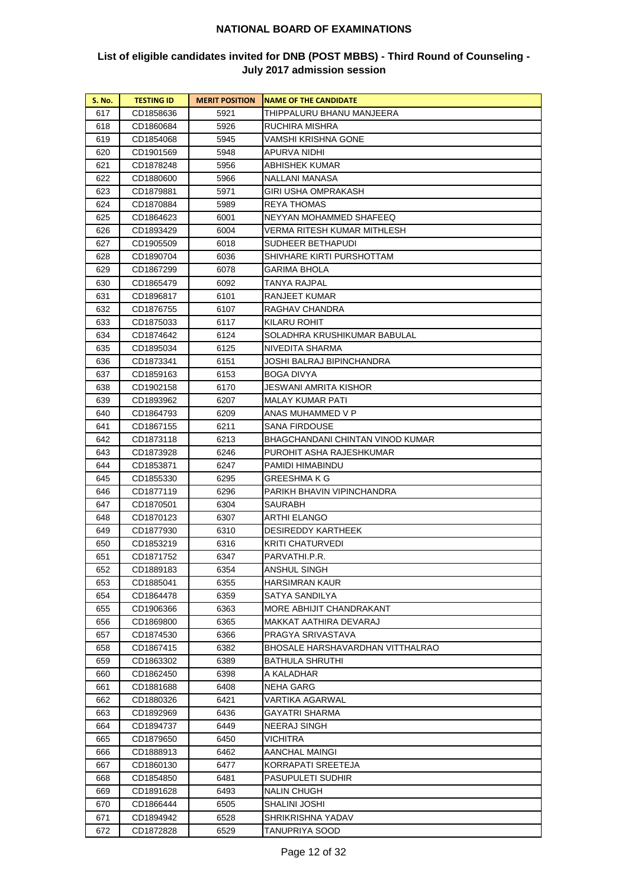# NATIONAL BOARD OF EXAMINATIONS

## List of eligible candidates invited for DNB (POST MBBS) - Third Round of Counseling - July 2017 admission session

| S. No. | TESTING ID | MERIT POSITION | NAME OF THE CANDIDATE |
|---|---|---|---|
| 617 | CD1858636 | 5921 | THIPPALURU BHANU MANJEERA |
| 618 | CD1860684 | 5926 | RUCHIRA MISHRA |
| 619 | CD1854068 | 5945 | VAMSHI KRISHNA GONE |
| 620 | CD1901569 | 5948 | APURVA NIDHI |
| 621 | CD1878248 | 5956 | ABHISHEK KUMAR |
| 622 | CD1880600 | 5966 | NALLANI MANASA |
| 623 | CD1879881 | 5971 | GIRI USHA OMPRAKASH |
| 624 | CD1870884 | 5989 | REYA THOMAS |
| 625 | CD1864623 | 6001 | NEYYAN MOHAMMED SHAFEEQ |
| 626 | CD1893429 | 6004 | VERMA RITESH KUMAR MITHLESH |
| 627 | CD1905509 | 6018 | SUDHEER BETHAPUDI |
| 628 | CD1890704 | 6036 | SHIVHARE KIRTI PURSHOTTAM |
| 629 | CD1867299 | 6078 | GARIMA BHOLA |
| 630 | CD1865479 | 6092 | TANYA RAJPAL |
| 631 | CD1896817 | 6101 | RANJEET KUMAR |
| 632 | CD1876755 | 6107 | RAGHAV CHANDRA |
| 633 | CD1875033 | 6117 | KILARU ROHIT |
| 634 | CD1874642 | 6124 | SOLADHRA KRUSHIKUMAR BABULAL |
| 635 | CD1895034 | 6125 | NIVEDITA SHARMA |
| 636 | CD1873341 | 6151 | JOSHI BALRAJ BIPINCHANDRA |
| 637 | CD1859163 | 6153 | BOGA DIVYA |
| 638 | CD1902158 | 6170 | JESWANI AMRITA KISHOR |
| 639 | CD1893962 | 6207 | MALAY KUMAR PATI |
| 640 | CD1864793 | 6209 | ANAS MUHAMMED V P |
| 641 | CD1867155 | 6211 | SANA FIRDOUSE |
| 642 | CD1873118 | 6213 | BHAGCHANDANI CHINTAN VINOD KUMAR |
| 643 | CD1873928 | 6246 | PUROHIT ASHA RAJESHKUMAR |
| 644 | CD1853871 | 6247 | PAMIDI HIMABINDU |
| 645 | CD1855330 | 6295 | GREESHMA K G |
| 646 | CD1877119 | 6296 | PARIKH BHAVIN VIPINCHANDRA |
| 647 | CD1870501 | 6304 | SAURABH |
| 648 | CD1870123 | 6307 | ARTHI ELANGO |
| 649 | CD1877930 | 6310 | DESIREDDY KARTHEEK |
| 650 | CD1853219 | 6316 | KRITI CHATURVEDI |
| 651 | CD1871752 | 6347 | PARVATHI.P.R. |
| 652 | CD1889183 | 6354 | ANSHUL SINGH |
| 653 | CD1885041 | 6355 | HARSIMRAN KAUR |
| 654 | CD1864478 | 6359 | SATYA SANDILYA |
| 655 | CD1906366 | 6363 | MORE ABHIJIT CHANDRAKANT |
| 656 | CD1869800 | 6365 | MAKKAT AATHIRA DEVARAJ |
| 657 | CD1874530 | 6366 | PRAGYA SRIVASTAVA |
| 658 | CD1867415 | 6382 | BHOSALE HARSHAVARDHAN VITTHALRAO |
| 659 | CD1863302 | 6389 | BATHULA SHRUTHI |
| 660 | CD1862450 | 6398 | A KALADHAR |
| 661 | CD1881688 | 6408 | NEHA GARG |
| 662 | CD1880326 | 6421 | VARTIKA AGARWAL |
| 663 | CD1892969 | 6436 | GAYATRI SHARMA |
| 664 | CD1894737 | 6449 | NEERAJ SINGH |
| 665 | CD1879650 | 6450 | VICHITRA |
| 666 | CD1888913 | 6462 | AANCHAL MAINGI |
| 667 | CD1860130 | 6477 | KORRAPATI SREETEJA |
| 668 | CD1854850 | 6481 | PASUPULETI SUDHIR |
| 669 | CD1891628 | 6493 | NALIN CHUGH |
| 670 | CD1866444 | 6505 | SHALINI JOSHI |
| 671 | CD1894942 | 6528 | SHRIKRISHNA YADAV |
| 672 | CD1872828 | 6529 | TANUPRIYA SOOD |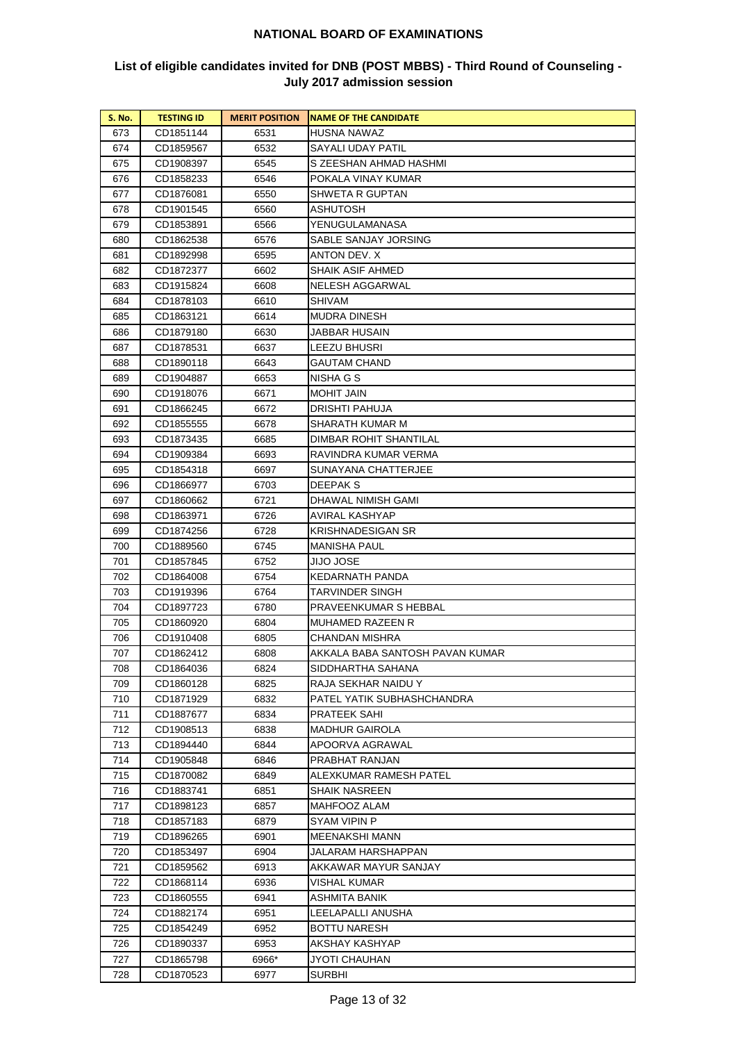**NATIONAL BOARD OF EXAMINATIONS**

**List of eligible candidates invited for DNB (POST MBBS) - Third Round of Counseling - July 2017 admission session**

| S. No. | TESTING ID | MERIT POSITION | NAME OF THE CANDIDATE |
|---|---|---|---|
| 673 | CD1851144 | 6531 | HUSNA NAWAZ |
| 674 | CD1859567 | 6532 | SAYALI UDAY PATIL |
| 675 | CD1908397 | 6545 | S ZEESHAN AHMAD HASHMI |
| 676 | CD1858233 | 6546 | POKALA VINAY KUMAR |
| 677 | CD1876081 | 6550 | SHWETA R GUPTAN |
| 678 | CD1901545 | 6560 | ASHUTOSH |
| 679 | CD1853891 | 6566 | YENUGULAMANASA |
| 680 | CD1862538 | 6576 | SABLE SANJAY JORSING |
| 681 | CD1892998 | 6595 | ANTON DEV. X |
| 682 | CD1872377 | 6602 | SHAIK ASIF AHMED |
| 683 | CD1915824 | 6608 | NELESH AGGARWAL |
| 684 | CD1878103 | 6610 | SHIVAM |
| 685 | CD1863121 | 6614 | MUDRA DINESH |
| 686 | CD1879180 | 6630 | JABBAR HUSAIN |
| 687 | CD1878531 | 6637 | LEEZU BHUSRI |
| 688 | CD1890118 | 6643 | GAUTAM CHAND |
| 689 | CD1904887 | 6653 | NISHA G S |
| 690 | CD1918076 | 6671 | MOHIT JAIN |
| 691 | CD1866245 | 6672 | DRISHTI PAHUJA |
| 692 | CD1855555 | 6678 | SHARATH KUMAR M |
| 693 | CD1873435 | 6685 | DIMBAR ROHIT SHANTILAL |
| 694 | CD1909384 | 6693 | RAVINDRA KUMAR VERMA |
| 695 | CD1854318 | 6697 | SUNAYANA CHATTERJEE |
| 696 | CD1866977 | 6703 | DEEPAK S |
| 697 | CD1860662 | 6721 | DHAWAL NIMISH GAMI |
| 698 | CD1863971 | 6726 | AVIRAL KASHYAP |
| 699 | CD1874256 | 6728 | KRISHNADESIGAN SR |
| 700 | CD1889560 | 6745 | MANISHA PAUL |
| 701 | CD1857845 | 6752 | JIJO JOSE |
| 702 | CD1864008 | 6754 | KEDARNATH PANDA |
| 703 | CD1919396 | 6764 | TARVINDER SINGH |
| 704 | CD1897723 | 6780 | PRAVEENKUMAR S HEBBAL |
| 705 | CD1860920 | 6804 | MUHAMED RAZEEN R |
| 706 | CD1910408 | 6805 | CHANDAN MISHRA |
| 707 | CD1862412 | 6808 | AKKALA BABA SANTOSH PAVAN KUMAR |
| 708 | CD1864036 | 6824 | SIDDHARTHA SAHANA |
| 709 | CD1860128 | 6825 | RAJA SEKHAR NAIDU Y |
| 710 | CD1871929 | 6832 | PATEL YATIK SUBHASHCHANDRA |
| 711 | CD1887677 | 6834 | PRATEEK SAHI |
| 712 | CD1908513 | 6838 | MADHUR GAIROLA |
| 713 | CD1894440 | 6844 | APOORVA AGRAWAL |
| 714 | CD1905848 | 6846 | PRABHAT RANJAN |
| 715 | CD1870082 | 6849 | ALEXKUMAR RAMESH PATEL |
| 716 | CD1883741 | 6851 | SHAIK NASREEN |
| 717 | CD1898123 | 6857 | MAHFOOZ ALAM |
| 718 | CD1857183 | 6879 | SYAM VIPIN P |
| 719 | CD1896265 | 6901 | MEENAKSHI MANN |
| 720 | CD1853497 | 6904 | JALARAM HARSHAPPAN |
| 721 | CD1859562 | 6913 | AKKAWAR MAYUR SANJAY |
| 722 | CD1868114 | 6936 | VISHAL KUMAR |
| 723 | CD1860555 | 6941 | ASHMITA BANIK |
| 724 | CD1882174 | 6951 | LEELAPALLI ANUSHA |
| 725 | CD1854249 | 6952 | BOTTU NARESH |
| 726 | CD1890337 | 6953 | AKSHAY KASHYAP |
| 727 | CD1865798 | 6966* | JYOTI CHAUHAN |
| 728 | CD1870523 | 6977 | SURBHI |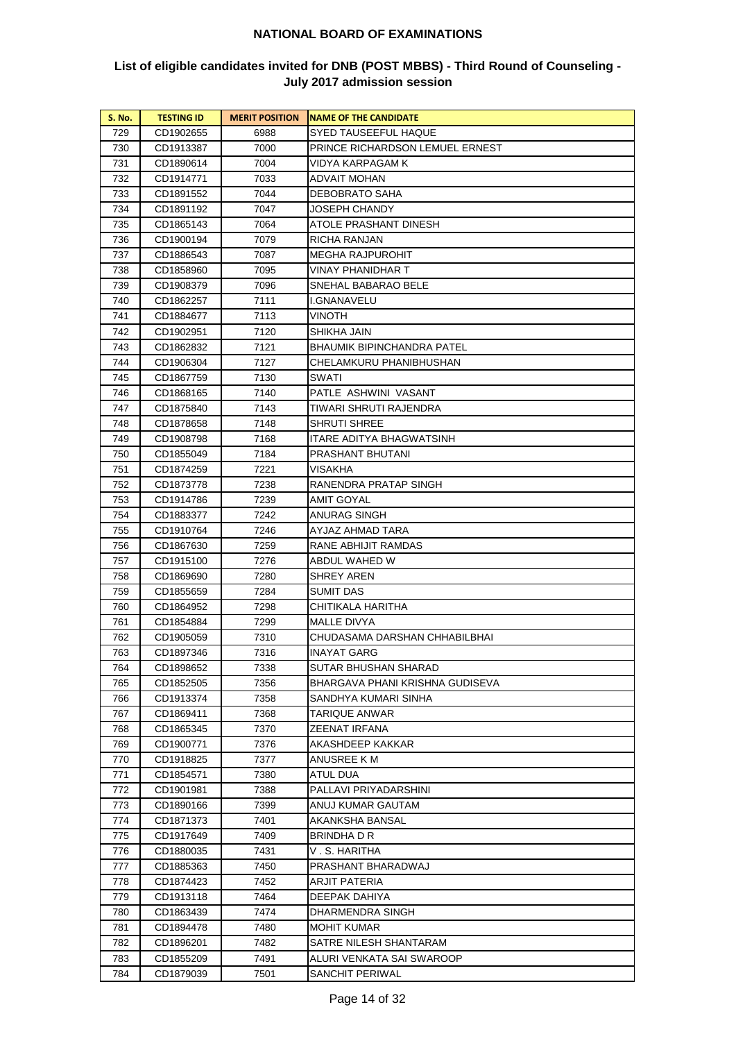## NATIONAL BOARD OF EXAMINATIONS

### List of eligible candidates invited for DNB (POST MBBS) - Third Round of Counseling - July 2017 admission session

| S. No. | TESTING ID | MERIT POSITION | NAME OF THE CANDIDATE |
|---|---|---|---|
| 729 | CD1902655 | 6988 | SYED TAUSEEFUL HAQUE |
| 730 | CD1913387 | 7000 | PRINCE RICHARDSON LEMUEL ERNEST |
| 731 | CD1890614 | 7004 | VIDYA KARPAGAM K |
| 732 | CD1914771 | 7033 | ADVAIT MOHAN |
| 733 | CD1891552 | 7044 | DEBOBRATO SAHA |
| 734 | CD1891192 | 7047 | JOSEPH CHANDY |
| 735 | CD1865143 | 7064 | ATOLE PRASHANT DINESH |
| 736 | CD1900194 | 7079 | RICHA RANJAN |
| 737 | CD1886543 | 7087 | MEGHA RAJPUROHIT |
| 738 | CD1858960 | 7095 | VINAY PHANIDHAR T |
| 739 | CD1908379 | 7096 | SNEHAL BABARAO BELE |
| 740 | CD1862257 | 7111 | I.GNANAVELU |
| 741 | CD1884677 | 7113 | VINOTH |
| 742 | CD1902951 | 7120 | SHIKHA JAIN |
| 743 | CD1862832 | 7121 | BHAUMIK BIPINCHANDRA PATEL |
| 744 | CD1906304 | 7127 | CHELAMKURU PHANIBHUSHAN |
| 745 | CD1867759 | 7130 | SWATI |
| 746 | CD1868165 | 7140 | PATLE ASHWINI VASANT |
| 747 | CD1875840 | 7143 | TIWARI SHRUTI RAJENDRA |
| 748 | CD1878658 | 7148 | SHRUTI SHREE |
| 749 | CD1908798 | 7168 | ITARE ADITYA BHAGWATSINH |
| 750 | CD1855049 | 7184 | PRASHANT BHUTANI |
| 751 | CD1874259 | 7221 | VISAKHA |
| 752 | CD1873778 | 7238 | RANENDRA PRATAP SINGH |
| 753 | CD1914786 | 7239 | AMIT GOYAL |
| 754 | CD1883377 | 7242 | ANURAG SINGH |
| 755 | CD1910764 | 7246 | AYJAZ AHMAD TARA |
| 756 | CD1867630 | 7259 | RANE ABHIJIT RAMDAS |
| 757 | CD1915100 | 7276 | ABDUL WAHED W |
| 758 | CD1869690 | 7280 | SHREY AREN |
| 759 | CD1855659 | 7284 | SUMIT DAS |
| 760 | CD1864952 | 7298 | CHITIKALA HARITHA |
| 761 | CD1854884 | 7299 | MALLE DIVYA |
| 762 | CD1905059 | 7310 | CHUDASAMA DARSHAN CHHABILBHAI |
| 763 | CD1897346 | 7316 | INAYAT GARG |
| 764 | CD1898652 | 7338 | SUTAR BHUSHAN SHARAD |
| 765 | CD1852505 | 7356 | BHARGAVA PHANI KRISHNA GUDISEVA |
| 766 | CD1913374 | 7358 | SANDHYA KUMARI SINHA |
| 767 | CD1869411 | 7368 | TARIQUE ANWAR |
| 768 | CD1865345 | 7370 | ZEENAT IRFANA |
| 769 | CD1900771 | 7376 | AKASHDEEP KAKKAR |
| 770 | CD1918825 | 7377 | ANUSREE K M |
| 771 | CD1854571 | 7380 | ATUL DUA |
| 772 | CD1901981 | 7388 | PALLAVI PRIYADARSHINI |
| 773 | CD1890166 | 7399 | ANUJ KUMAR GAUTAM |
| 774 | CD1871373 | 7401 | AKANKSHA BANSAL |
| 775 | CD1917649 | 7409 | BRINDHA D R |
| 776 | CD1880035 | 7431 | V . S. HARITHA |
| 777 | CD1885363 | 7450 | PRASHANT BHARADWAJ |
| 778 | CD1874423 | 7452 | ARJIT PATERIA |
| 779 | CD1913118 | 7464 | DEEPAK DAHIYA |
| 780 | CD1863439 | 7474 | DHARMENDRA SINGH |
| 781 | CD1894478 | 7480 | MOHIT KUMAR |
| 782 | CD1896201 | 7482 | SATRE NILESH SHANTARAM |
| 783 | CD1855209 | 7491 | ALURI VENKATA SAI SWAROOP |
| 784 | CD1879039 | 7501 | SANCHIT PERIWAL |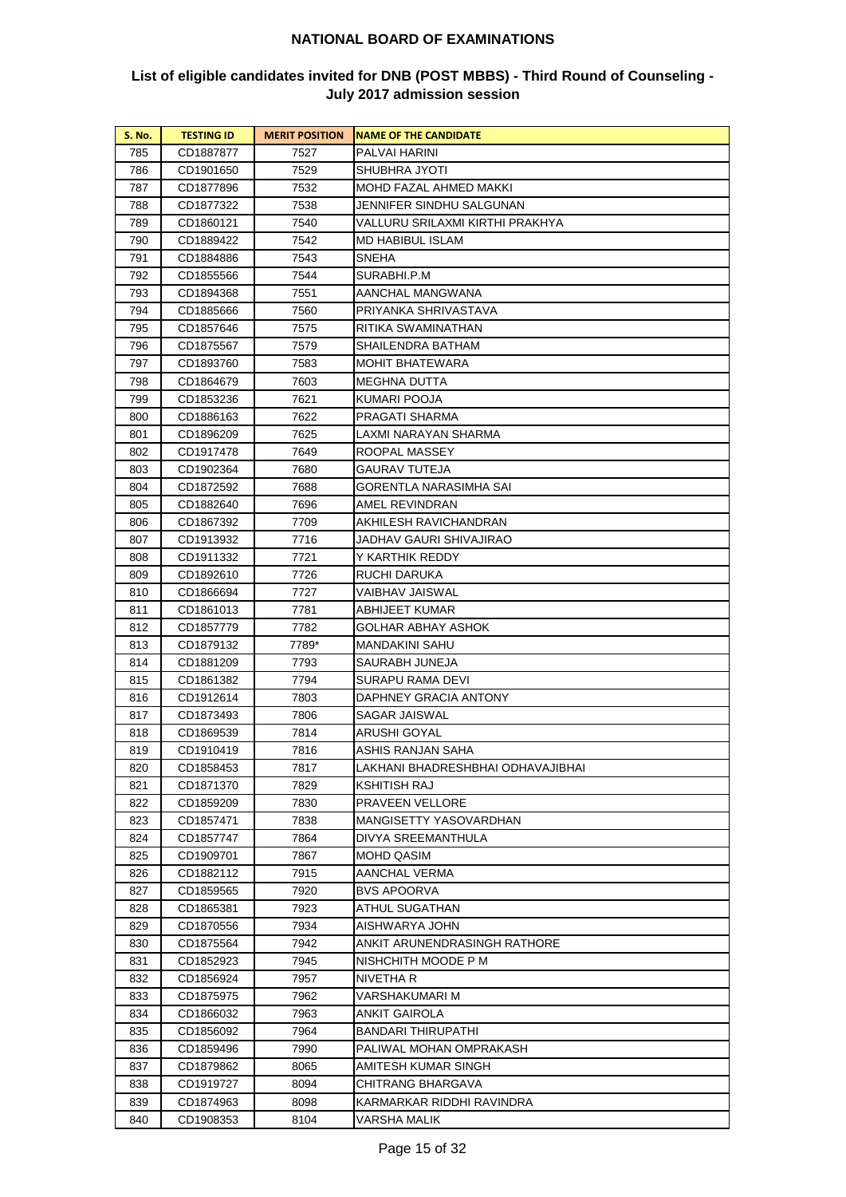**NATIONAL BOARD OF EXAMINATIONS**

**List of eligible candidates invited for DNB (POST MBBS) - Third Round of Counseling - July 2017 admission session**

| S. No. | TESTING ID | MERIT POSITION | NAME OF THE CANDIDATE |
|---|---|---|---|
| 785 | CD1887877 | 7527 | PALVAI HARINI |
| 786 | CD1901650 | 7529 | SHUBHRA JYOTI |
| 787 | CD1877896 | 7532 | MOHD FAZAL AHMED MAKKI |
| 788 | CD1877322 | 7538 | JENNIFER SINDHU SALGUNAN |
| 789 | CD1860121 | 7540 | VALLURU SRILAXMI KIRTHI PRAKHYA |
| 790 | CD1889422 | 7542 | MD HABIBUL ISLAM |
| 791 | CD1884886 | 7543 | SNEHA |
| 792 | CD1855566 | 7544 | SURABHI.P.M |
| 793 | CD1894368 | 7551 | AANCHAL MANGWANA |
| 794 | CD1885666 | 7560 | PRIYANKA SHRIVASTAVA |
| 795 | CD1857646 | 7575 | RITIKA SWAMINATHAN |
| 796 | CD1875567 | 7579 | SHAILENDRA BATHAM |
| 797 | CD1893760 | 7583 | MOHIT BHATEWARA |
| 798 | CD1864679 | 7603 | MEGHNA DUTTA |
| 799 | CD1853236 | 7621 | KUMARI POOJA |
| 800 | CD1886163 | 7622 | PRAGATI SHARMA |
| 801 | CD1896209 | 7625 | LAXMI NARAYAN SHARMA |
| 802 | CD1917478 | 7649 | ROOPAL MASSEY |
| 803 | CD1902364 | 7680 | GAURAV TUTEJA |
| 804 | CD1872592 | 7688 | GORENTLA NARASIMHA SAI |
| 805 | CD1882640 | 7696 | AMEL REVINDRAN |
| 806 | CD1867392 | 7709 | AKHILESH RAVICHANDRAN |
| 807 | CD1913932 | 7716 | JADHAV GAURI SHIVAJIRAO |
| 808 | CD1911332 | 7721 | Y KARTHIK REDDY |
| 809 | CD1892610 | 7726 | RUCHI DARUKA |
| 810 | CD1866694 | 7727 | VAIBHAV JAISWAL |
| 811 | CD1861013 | 7781 | ABHIJEET KUMAR |
| 812 | CD1857779 | 7782 | GOLHAR ABHAY ASHOK |
| 813 | CD1879132 | 7789* | MANDAKINI SAHU |
| 814 | CD1881209 | 7793 | SAURABH JUNEJA |
| 815 | CD1861382 | 7794 | SURAPU RAMA DEVI |
| 816 | CD1912614 | 7803 | DAPHNEY GRACIA ANTONY |
| 817 | CD1873493 | 7806 | SAGAR JAISWAL |
| 818 | CD1869539 | 7814 | ARUSHI GOYAL |
| 819 | CD1910419 | 7816 | ASHIS RANJAN SAHA |
| 820 | CD1858453 | 7817 | LAKHANI BHADRESHBHAI ODHAVAJIBHAI |
| 821 | CD1871370 | 7829 | KSHITISH RAJ |
| 822 | CD1859209 | 7830 | PRAVEEN VELLORE |
| 823 | CD1857471 | 7838 | MANGISETTY YASOVARDHAN |
| 824 | CD1857747 | 7864 | DIVYA SREEMANTHULA |
| 825 | CD1909701 | 7867 | MOHD QASIM |
| 826 | CD1882112 | 7915 | AANCHAL VERMA |
| 827 | CD1859565 | 7920 | BVS APOORVA |
| 828 | CD1865381 | 7923 | ATHUL SUGATHAN |
| 829 | CD1870556 | 7934 | AISHWARYA JOHN |
| 830 | CD1875564 | 7942 | ANKIT ARUNENDRASINGH RATHORE |
| 831 | CD1852923 | 7945 | NISHCHITH MOODE P M |
| 832 | CD1856924 | 7957 | NIVETHA R |
| 833 | CD1875975 | 7962 | VARSHAKUMARI M |
| 834 | CD1866032 | 7963 | ANKIT GAIROLA |
| 835 | CD1856092 | 7964 | BANDARI THIRUPATHI |
| 836 | CD1859496 | 7990 | PALIWAL MOHAN OMPRAKASH |
| 837 | CD1879862 | 8065 | AMITESH KUMAR SINGH |
| 838 | CD1919727 | 8094 | CHITRANG BHARGAVA |
| 839 | CD1874963 | 8098 | KARMARKAR RIDDHI RAVINDRA |
| 840 | CD1908353 | 8104 | VARSHA MALIK |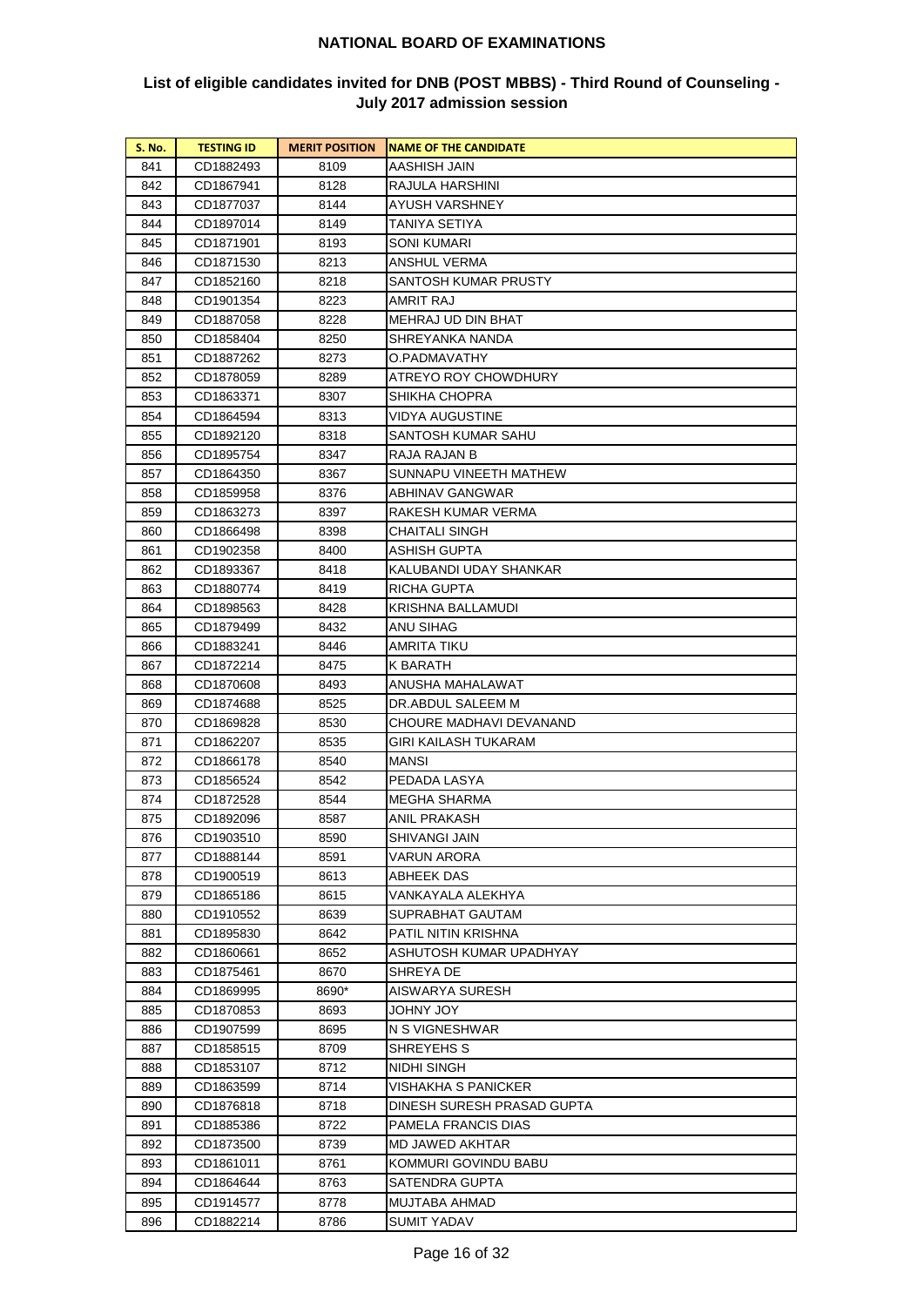## NATIONAL BOARD OF EXAMINATIONS

### List of eligible candidates invited for DNB (POST MBBS) - Third Round of Counseling - July 2017 admission session

| S. No. | TESTING ID | MERIT POSITION | NAME OF THE CANDIDATE |
|---|---|---|---|
| 841 | CD1882493 | 8109 | AASHISH JAIN |
| 842 | CD1867941 | 8128 | RAJULA HARSHINI |
| 843 | CD1877037 | 8144 | AYUSH VARSHNEY |
| 844 | CD1897014 | 8149 | TANIYA SETIYA |
| 845 | CD1871901 | 8193 | SONI KUMARI |
| 846 | CD1871530 | 8213 | ANSHUL VERMA |
| 847 | CD1852160 | 8218 | SANTOSH KUMAR PRUSTY |
| 848 | CD1901354 | 8223 | AMRIT RAJ |
| 849 | CD1887058 | 8228 | MEHRAJ UD DIN BHAT |
| 850 | CD1858404 | 8250 | SHREYANKA NANDA |
| 851 | CD1887262 | 8273 | O.PADMAVATHY |
| 852 | CD1878059 | 8289 | ATREYO ROY CHOWDHURY |
| 853 | CD1863371 | 8307 | SHIKHA CHOPRA |
| 854 | CD1864594 | 8313 | VIDYA AUGUSTINE |
| 855 | CD1892120 | 8318 | SANTOSH KUMAR SAHU |
| 856 | CD1895754 | 8347 | RAJA RAJAN B |
| 857 | CD1864350 | 8367 | SUNNAPU VINEETH MATHEW |
| 858 | CD1859958 | 8376 | ABHINAV GANGWAR |
| 859 | CD1863273 | 8397 | RAKESH KUMAR VERMA |
| 860 | CD1866498 | 8398 | CHAITALI SINGH |
| 861 | CD1902358 | 8400 | ASHISH GUPTA |
| 862 | CD1893367 | 8418 | KALUBANDI UDAY SHANKAR |
| 863 | CD1880774 | 8419 | RICHA GUPTA |
| 864 | CD1898563 | 8428 | KRISHNA BALLAMUDI |
| 865 | CD1879499 | 8432 | ANU SIHAG |
| 866 | CD1883241 | 8446 | AMRITA TIKU |
| 867 | CD1872214 | 8475 | K BARATH |
| 868 | CD1870608 | 8493 | ANUSHA MAHALAWAT |
| 869 | CD1874688 | 8525 | DR.ABDUL SALEEM M |
| 870 | CD1869828 | 8530 | CHOURE MADHAVI DEVANAND |
| 871 | CD1862207 | 8535 | GIRI KAILASH TUKARAM |
| 872 | CD1866178 | 8540 | MANSI |
| 873 | CD1856524 | 8542 | PEDADA LASYA |
| 874 | CD1872528 | 8544 | MEGHA SHARMA |
| 875 | CD1892096 | 8587 | ANIL PRAKASH |
| 876 | CD1903510 | 8590 | SHIVANGI JAIN |
| 877 | CD1888144 | 8591 | VARUN ARORA |
| 878 | CD1900519 | 8613 | ABHEEK DAS |
| 879 | CD1865186 | 8615 | VANKAYALA ALEKHYA |
| 880 | CD1910552 | 8639 | SUPRABHAT GAUTAM |
| 881 | CD1895830 | 8642 | PATIL NITIN KRISHNA |
| 882 | CD1860661 | 8652 | ASHUTOSH KUMAR UPADHYAY |
| 883 | CD1875461 | 8670 | SHREYA DE |
| 884 | CD1869995 | 8690* | AISWARYA SURESH |
| 885 | CD1870853 | 8693 | JOHNY JOY |
| 886 | CD1907599 | 8695 | N S VIGNESHWAR |
| 887 | CD1858515 | 8709 | SHREYEHS S |
| 888 | CD1853107 | 8712 | NIDHI SINGH |
| 889 | CD1863599 | 8714 | VISHAKHA S PANICKER |
| 890 | CD1876818 | 8718 | DINESH SURESH PRASAD GUPTA |
| 891 | CD1885386 | 8722 | PAMELA FRANCIS DIAS |
| 892 | CD1873500 | 8739 | MD JAWED AKHTAR |
| 893 | CD1861011 | 8761 | KOMMURI GOVINDU BABU |
| 894 | CD1864644 | 8763 | SATENDRA GUPTA |
| 895 | CD1914577 | 8778 | MUJTABA AHMAD |
| 896 | CD1882214 | 8786 | SUMIT YADAV |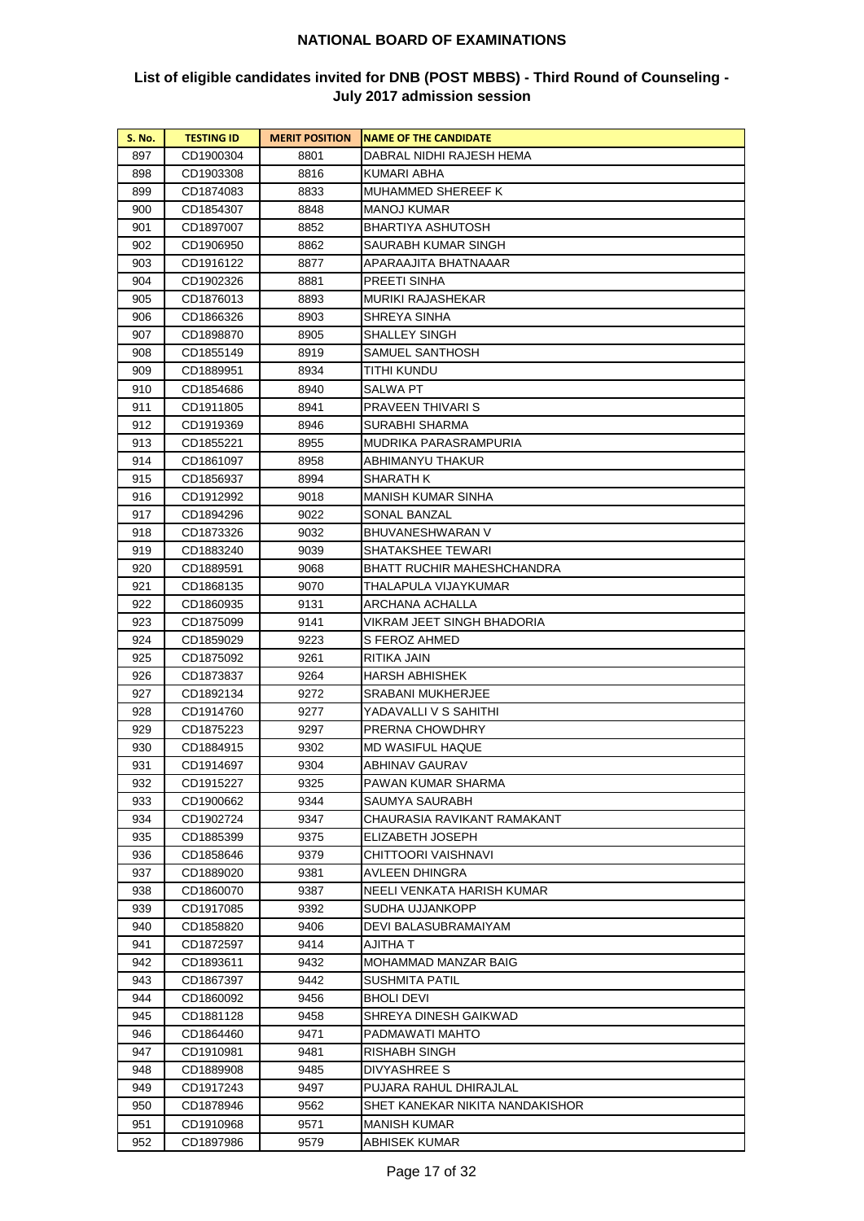## NATIONAL BOARD OF EXAMINATIONS

### List of eligible candidates invited for DNB (POST MBBS) - Third Round of Counseling - July 2017 admission session

| S. No. | TESTING ID | MERIT POSITION | NAME OF THE CANDIDATE |
|---|---|---|---|
| 897 | CD1900304 | 8801 | DABRAL NIDHI RAJESH HEMA |
| 898 | CD1903308 | 8816 | KUMARI ABHA |
| 899 | CD1874083 | 8833 | MUHAMMED SHEREEF K |
| 900 | CD1854307 | 8848 | MANOJ KUMAR |
| 901 | CD1897007 | 8852 | BHARTIYA ASHUTOSH |
| 902 | CD1906950 | 8862 | SAURABH KUMAR SINGH |
| 903 | CD1916122 | 8877 | APARAAJITA BHATNAAAR |
| 904 | CD1902326 | 8881 | PREETI SINHA |
| 905 | CD1876013 | 8893 | MURIKI RAJASHEKAR |
| 906 | CD1866326 | 8903 | SHREYA SINHA |
| 907 | CD1898870 | 8905 | SHALLEY SINGH |
| 908 | CD1855149 | 8919 | SAMUEL SANTHOSH |
| 909 | CD1889951 | 8934 | TITHI KUNDU |
| 910 | CD1854686 | 8940 | SALWA PT |
| 911 | CD1911805 | 8941 | PRAVEEN THIVARI S |
| 912 | CD1919369 | 8946 | SURABHI SHARMA |
| 913 | CD1855221 | 8955 | MUDRIKA PARASRAMPURIA |
| 914 | CD1861097 | 8958 | ABHIMANYU THAKUR |
| 915 | CD1856937 | 8994 | SHARATH K |
| 916 | CD1912992 | 9018 | MANISH KUMAR SINHA |
| 917 | CD1894296 | 9022 | SONAL BANZAL |
| 918 | CD1873326 | 9032 | BHUVANESHWARAN V |
| 919 | CD1883240 | 9039 | SHATAKSHEE TEWARI |
| 920 | CD1889591 | 9068 | BHATT RUCHIR MAHESHCHANDRA |
| 921 | CD1868135 | 9070 | THALAPULA VIJAYKUMAR |
| 922 | CD1860935 | 9131 | ARCHANA ACHALLA |
| 923 | CD1875099 | 9141 | VIKRAM JEET SINGH BHADORIA |
| 924 | CD1859029 | 9223 | S FEROZ AHMED |
| 925 | CD1875092 | 9261 | RITIKA JAIN |
| 926 | CD1873837 | 9264 | HARSH ABHISHEK |
| 927 | CD1892134 | 9272 | SRABANI MUKHERJEE |
| 928 | CD1914760 | 9277 | YADAVALLI V S SAHITHI |
| 929 | CD1875223 | 9297 | PRERNA CHOWDHRY |
| 930 | CD1884915 | 9302 | MD WASIFUL HAQUE |
| 931 | CD1914697 | 9304 | ABHINAV GAURAV |
| 932 | CD1915227 | 9325 | PAWAN KUMAR SHARMA |
| 933 | CD1900662 | 9344 | SAUMYA SAURABH |
| 934 | CD1902724 | 9347 | CHAURASIA RAVIKANT RAMAKANT |
| 935 | CD1885399 | 9375 | ELIZABETH JOSEPH |
| 936 | CD1858646 | 9379 | CHITTOORI VAISHNAVI |
| 937 | CD1889020 | 9381 | AVLEEN DHINGRA |
| 938 | CD1860070 | 9387 | NEELI VENKATA HARISH KUMAR |
| 939 | CD1917085 | 9392 | SUDHA UJJANKOPP |
| 940 | CD1858820 | 9406 | DEVI BALASUBRAMAIYAM |
| 941 | CD1872597 | 9414 | AJITHA T |
| 942 | CD1893611 | 9432 | MOHAMMAD MANZAR BAIG |
| 943 | CD1867397 | 9442 | SUSHMITA PATIL |
| 944 | CD1860092 | 9456 | BHOLI DEVI |
| 945 | CD1881128 | 9458 | SHREYA DINESH GAIKWAD |
| 946 | CD1864460 | 9471 | PADMAWATI MAHTO |
| 947 | CD1910981 | 9481 | RISHABH SINGH |
| 948 | CD1889908 | 9485 | DIVYASHREE S |
| 949 | CD1917243 | 9497 | PUJARA RAHUL DHIRAJLAL |
| 950 | CD1878946 | 9562 | SHET KANEKAR NIKITA NANDAKISHOR |
| 951 | CD1910968 | 9571 | MANISH KUMAR |
| 952 | CD1897986 | 9579 | ABHISEK KUMAR |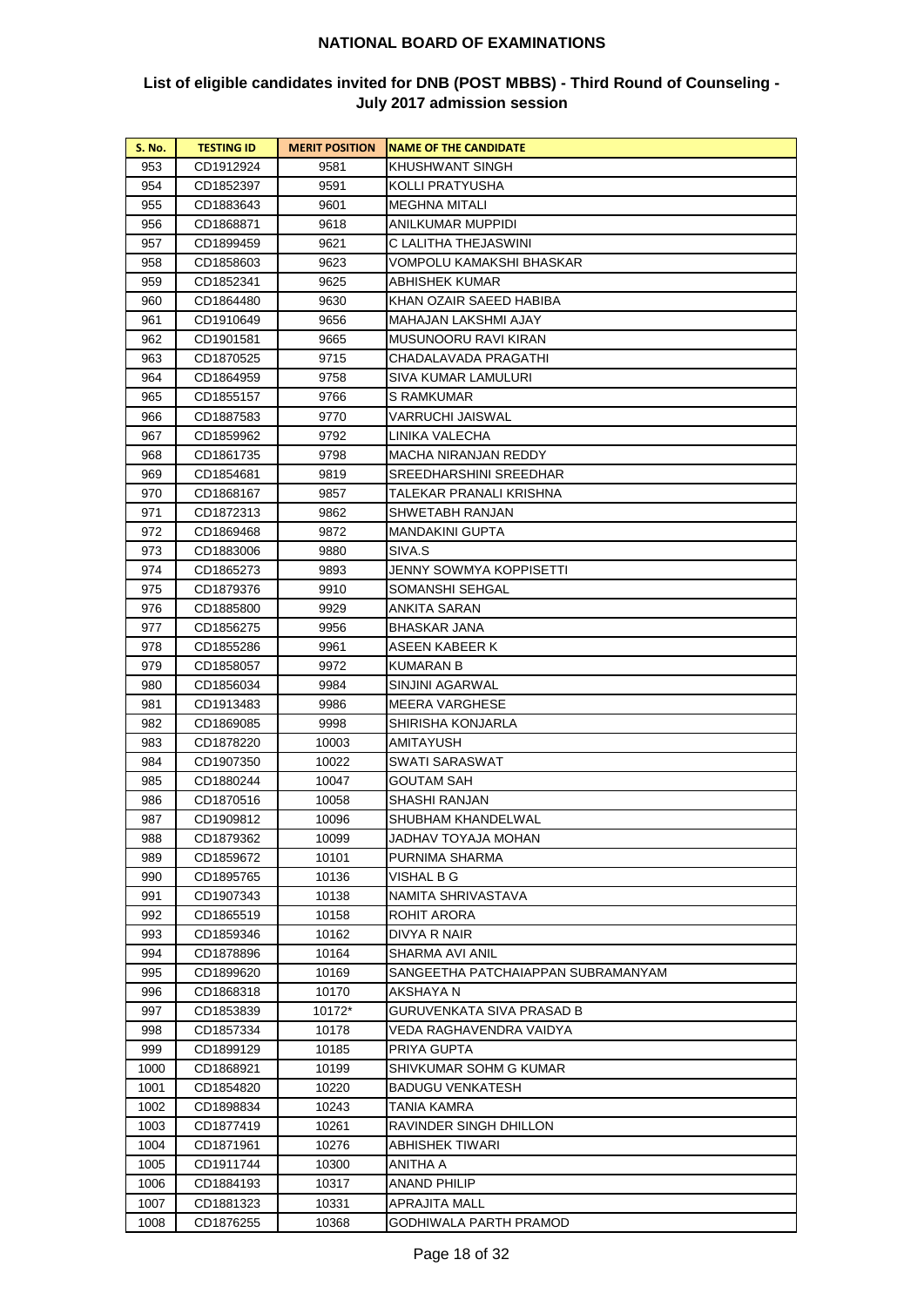# NATIONAL BOARD OF EXAMINATIONS

## List of eligible candidates invited for DNB (POST MBBS) - Third Round of Counseling - July 2017 admission session

| S. No. | TESTING ID | MERIT POSITION | NAME OF THE CANDIDATE |
|---|---|---|---|
| 953 | CD1912924 | 9581 | KHUSHWANT SINGH |
| 954 | CD1852397 | 9591 | KOLLI PRATYUSHA |
| 955 | CD1883643 | 9601 | MEGHNA MITALI |
| 956 | CD1868871 | 9618 | ANILKUMAR MUPPIDI |
| 957 | CD1899459 | 9621 | C LALITHA THEJASWINI |
| 958 | CD1858603 | 9623 | VOMPOLU KAMAKSHI BHASKAR |
| 959 | CD1852341 | 9625 | ABHISHEK KUMAR |
| 960 | CD1864480 | 9630 | KHAN OZAIR SAEED HABIBA |
| 961 | CD1910649 | 9656 | MAHAJAN LAKSHMI AJAY |
| 962 | CD1901581 | 9665 | MUSUNOORU RAVI KIRAN |
| 963 | CD1870525 | 9715 | CHADALAVADA PRAGATHI |
| 964 | CD1864959 | 9758 | SIVA KUMAR LAMULURI |
| 965 | CD1855157 | 9766 | S RAMKUMAR |
| 966 | CD1887583 | 9770 | VARRUCHI JAISWAL |
| 967 | CD1859962 | 9792 | LINIKA VALECHA |
| 968 | CD1861735 | 9798 | MACHA NIRANJAN REDDY |
| 969 | CD1854681 | 9819 | SREEDHARSHINI SREEDHAR |
| 970 | CD1868167 | 9857 | TALEKAR PRANALI KRISHNA |
| 971 | CD1872313 | 9862 | SHWETABH RANJAN |
| 972 | CD1869468 | 9872 | MANDAKINI GUPTA |
| 973 | CD1883006 | 9880 | SIVA.S |
| 974 | CD1865273 | 9893 | JENNY SOWMYA KOPPISETTI |
| 975 | CD1879376 | 9910 | SOMANSHI SEHGAL |
| 976 | CD1885800 | 9929 | ANKITA SARAN |
| 977 | CD1856275 | 9956 | BHASKAR JANA |
| 978 | CD1855286 | 9961 | ASEEN KABEER K |
| 979 | CD1858057 | 9972 | KUMARAN B |
| 980 | CD1856034 | 9984 | SINJINI AGARWAL |
| 981 | CD1913483 | 9986 | MEERA VARGHESE |
| 982 | CD1869085 | 9998 | SHIRISHA KONJARLA |
| 983 | CD1878220 | 10003 | AMITAYUSH |
| 984 | CD1907350 | 10022 | SWATI SARASWAT |
| 985 | CD1880244 | 10047 | GOUTAM SAH |
| 986 | CD1870516 | 10058 | SHASHI RANJAN |
| 987 | CD1909812 | 10096 | SHUBHAM KHANDELWAL |
| 988 | CD1879362 | 10099 | JADHAV TOYAJA MOHAN |
| 989 | CD1859672 | 10101 | PURNIMA SHARMA |
| 990 | CD1895765 | 10136 | VISHAL B G |
| 991 | CD1907343 | 10138 | NAMITA SHRIVASTAVA |
| 992 | CD1865519 | 10158 | ROHIT ARORA |
| 993 | CD1859346 | 10162 | DIVYA R NAIR |
| 994 | CD1878896 | 10164 | SHARMA AVI ANIL |
| 995 | CD1899620 | 10169 | SANGEETHA PATCHAIAPPAN SUBRAMANYAM |
| 996 | CD1868318 | 10170 | AKSHAYA N |
| 997 | CD1853839 | 10172* | GURUVENKATA SIVA PRASAD B |
| 998 | CD1857334 | 10178 | VEDA RAGHAVENDRA VAIDYA |
| 999 | CD1899129 | 10185 | PRIYA GUPTA |
| 1000 | CD1868921 | 10199 | SHIVKUMAR SOHM G KUMAR |
| 1001 | CD1854820 | 10220 | BADUGU VENKATESH |
| 1002 | CD1898834 | 10243 | TANIA KAMRA |
| 1003 | CD1877419 | 10261 | RAVINDER SINGH DHILLON |
| 1004 | CD1871961 | 10276 | ABHISHEK TIWARI |
| 1005 | CD1911744 | 10300 | ANITHA A |
| 1006 | CD1884193 | 10317 | ANAND PHILIP |
| 1007 | CD1881323 | 10331 | APRAJITA MALL |
| 1008 | CD1876255 | 10368 | GODHIWALA PARTH PRAMOD |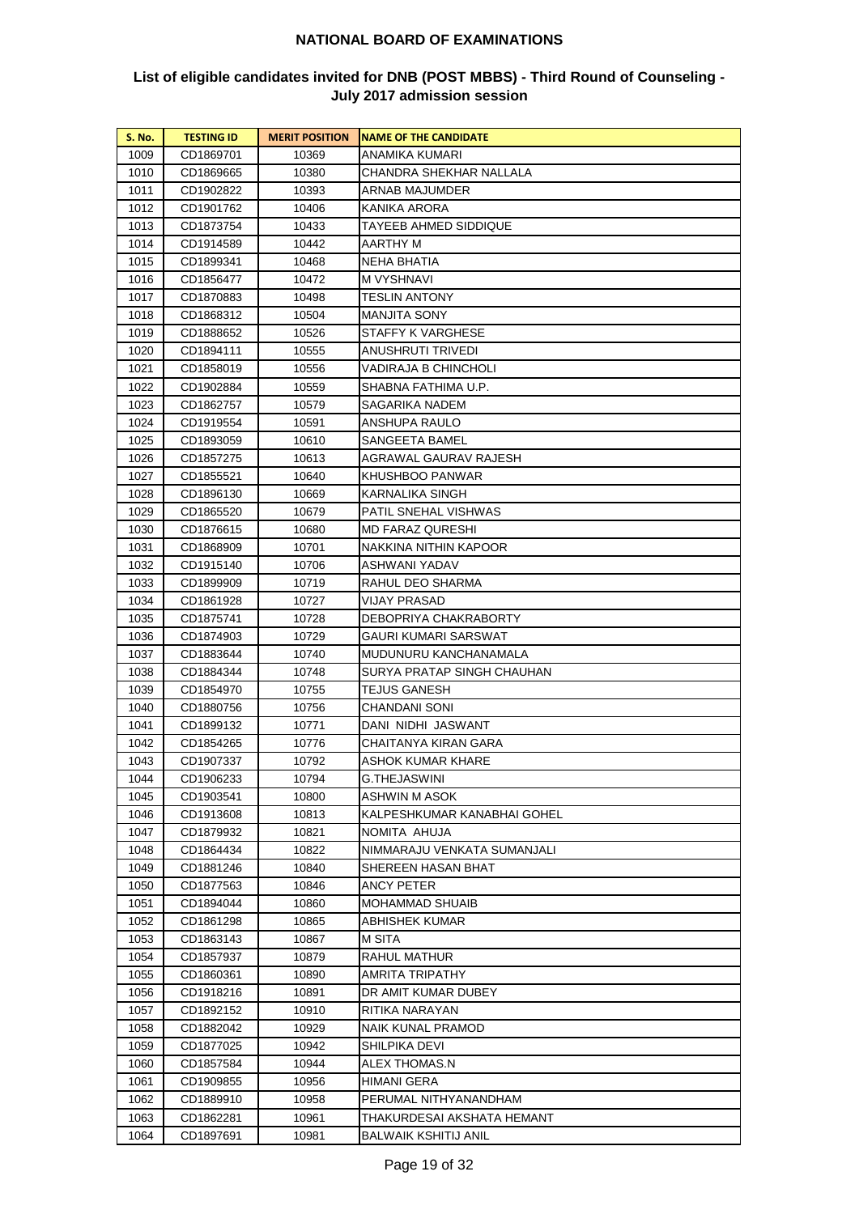# NATIONAL BOARD OF EXAMINATIONS

## List of eligible candidates invited for DNB (POST MBBS) - Third Round of Counseling - July 2017 admission session

| S. No. | TESTING ID | MERIT POSITION | NAME OF THE CANDIDATE |
|---|---|---|---|
| 1009 | CD1869701 | 10369 | ANAMIKA KUMARI |
| 1010 | CD1869665 | 10380 | CHANDRA SHEKHAR NALLALA |
| 1011 | CD1902822 | 10393 | ARNAB MAJUMDER |
| 1012 | CD1901762 | 10406 | KANIKA ARORA |
| 1013 | CD1873754 | 10433 | TAYEEB AHMED SIDDIQUE |
| 1014 | CD1914589 | 10442 | AARTHY M |
| 1015 | CD1899341 | 10468 | NEHA BHATIA |
| 1016 | CD1856477 | 10472 | M VYSHNAVI |
| 1017 | CD1870883 | 10498 | TESLIN ANTONY |
| 1018 | CD1868312 | 10504 | MANJITA SONY |
| 1019 | CD1888652 | 10526 | STAFFY K VARGHESE |
| 1020 | CD1894111 | 10555 | ANUSHRUTI TRIVEDI |
| 1021 | CD1858019 | 10556 | VADIRAJA B CHINCHOLI |
| 1022 | CD1902884 | 10559 | SHABNA FATHIMA U.P. |
| 1023 | CD1862757 | 10579 | SAGARIKA NADEM |
| 1024 | CD1919554 | 10591 | ANSHUPA RAULO |
| 1025 | CD1893059 | 10610 | SANGEETA BAMEL |
| 1026 | CD1857275 | 10613 | AGRAWAL GAURAV RAJESH |
| 1027 | CD1855521 | 10640 | KHUSHBOO PANWAR |
| 1028 | CD1896130 | 10669 | KARNALIKA SINGH |
| 1029 | CD1865520 | 10679 | PATIL SNEHAL VISHWAS |
| 1030 | CD1876615 | 10680 | MD FARAZ QURESHI |
| 1031 | CD1868909 | 10701 | NAKKINA NITHIN KAPOOR |
| 1032 | CD1915140 | 10706 | ASHWANI YADAV |
| 1033 | CD1899909 | 10719 | RAHUL DEO SHARMA |
| 1034 | CD1861928 | 10727 | VIJAY PRASAD |
| 1035 | CD1875741 | 10728 | DEBOPRIYA CHAKRABORTY |
| 1036 | CD1874903 | 10729 | GAURI KUMARI SARSWAT |
| 1037 | CD1883644 | 10740 | MUDUNURU KANCHANAMALA |
| 1038 | CD1884344 | 10748 | SURYA PRATAP SINGH CHAUHAN |
| 1039 | CD1854970 | 10755 | TEJUS GANESH |
| 1040 | CD1880756 | 10756 | CHANDANI SONI |
| 1041 | CD1899132 | 10771 | DANI NIDHI JASWANT |
| 1042 | CD1854265 | 10776 | CHAITANYA KIRAN GARA |
| 1043 | CD1907337 | 10792 | ASHOK KUMAR KHARE |
| 1044 | CD1906233 | 10794 | G.THEJASWINI |
| 1045 | CD1903541 | 10800 | ASHWIN M ASOK |
| 1046 | CD1913608 | 10813 | KALPESHKUMAR KANABHAI GOHEL |
| 1047 | CD1879932 | 10821 | NOMITA AHUJA |
| 1048 | CD1864434 | 10822 | NIMMARAJU VENKATA SUMANJALI |
| 1049 | CD1881246 | 10840 | SHEREEN HASAN BHAT |
| 1050 | CD1877563 | 10846 | ANCY PETER |
| 1051 | CD1894044 | 10860 | MOHAMMAD SHUAIB |
| 1052 | CD1861298 | 10865 | ABHISHEK KUMAR |
| 1053 | CD1863143 | 10867 | M SITA |
| 1054 | CD1857937 | 10879 | RAHUL MATHUR |
| 1055 | CD1860361 | 10890 | AMRITA TRIPATHY |
| 1056 | CD1918216 | 10891 | DR AMIT KUMAR DUBEY |
| 1057 | CD1892152 | 10910 | RITIKA NARAYAN |
| 1058 | CD1882042 | 10929 | NAIK KUNAL PRAMOD |
| 1059 | CD1877025 | 10942 | SHILPIKA DEVI |
| 1060 | CD1857584 | 10944 | ALEX THOMAS.N |
| 1061 | CD1909855 | 10956 | HIMANI GERA |
| 1062 | CD1889910 | 10958 | PERUMAL NITHYANANDHAM |
| 1063 | CD1862281 | 10961 | THAKURDESAI AKSHATA HEMANT |
| 1064 | CD1897691 | 10981 | BALWAIK KSHITIJ ANIL |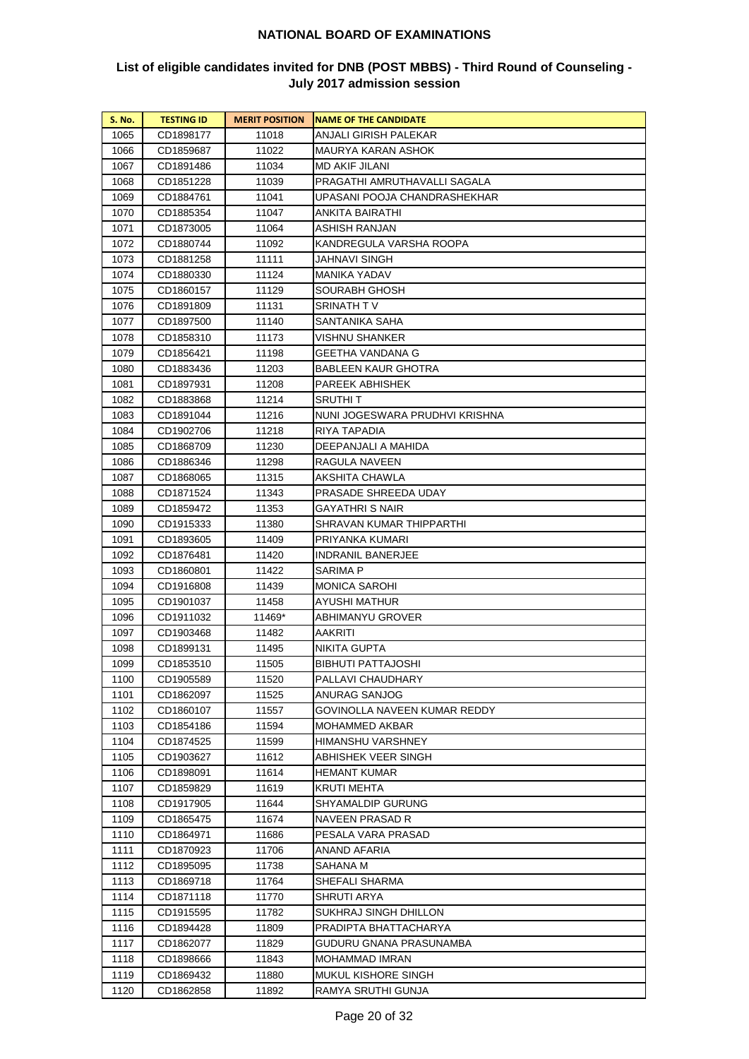# NATIONAL BOARD OF EXAMINATIONS

## List of eligible candidates invited for DNB (POST MBBS) - Third Round of Counseling - July 2017 admission session

| S. No. | TESTING ID | MERIT POSITION | NAME OF THE CANDIDATE |
|---|---|---|---|
| 1065 | CD1898177 | 11018 | ANJALI GIRISH PALEKAR |
| 1066 | CD1859687 | 11022 | MAURYA KARAN ASHOK |
| 1067 | CD1891486 | 11034 | MD AKIF JILANI |
| 1068 | CD1851228 | 11039 | PRAGATHI AMRUTHAVALLI SAGALA |
| 1069 | CD1884761 | 11041 | UPASANI POOJA CHANDRASHEKHAR |
| 1070 | CD1885354 | 11047 | ANKITA BAIRATHI |
| 1071 | CD1873005 | 11064 | ASHISH RANJAN |
| 1072 | CD1880744 | 11092 | KANDREGULA VARSHA ROOPA |
| 1073 | CD1881258 | 11111 | JAHNAVI SINGH |
| 1074 | CD1880330 | 11124 | MANIKA YADAV |
| 1075 | CD1860157 | 11129 | SOURABH GHOSH |
| 1076 | CD1891809 | 11131 | SRINATH T V |
| 1077 | CD1897500 | 11140 | SANTANIKA SAHA |
| 1078 | CD1858310 | 11173 | VISHNU SHANKER |
| 1079 | CD1856421 | 11198 | GEETHA VANDANA G |
| 1080 | CD1883436 | 11203 | BABLEEN KAUR GHOTRA |
| 1081 | CD1897931 | 11208 | PAREEK ABHISHEK |
| 1082 | CD1883868 | 11214 | SRUTHI T |
| 1083 | CD1891044 | 11216 | NUNI JOGESWARA PRUDHVI KRISHNA |
| 1084 | CD1902706 | 11218 | RIYA TAPADIA |
| 1085 | CD1868709 | 11230 | DEEPANJALI A MAHIDA |
| 1086 | CD1886346 | 11298 | RAGULA NAVEEN |
| 1087 | CD1868065 | 11315 | AKSHITA CHAWLA |
| 1088 | CD1871524 | 11343 | PRASADE SHREEDA UDAY |
| 1089 | CD1859472 | 11353 | GAYATHRI S NAIR |
| 1090 | CD1915333 | 11380 | SHRAVAN KUMAR THIPPARTHI |
| 1091 | CD1893605 | 11409 | PRIYANKA KUMARI |
| 1092 | CD1876481 | 11420 | INDRANIL BANERJEE |
| 1093 | CD1860801 | 11422 | SARIMA P |
| 1094 | CD1916808 | 11439 | MONICA SAROHI |
| 1095 | CD1901037 | 11458 | AYUSHI MATHUR |
| 1096 | CD1911032 | 11469* | ABHIMANYU GROVER |
| 1097 | CD1903468 | 11482 | AAKRITI |
| 1098 | CD1899131 | 11495 | NIKITA GUPTA |
| 1099 | CD1853510 | 11505 | BIBHUTI PATTAJOSHI |
| 1100 | CD1905589 | 11520 | PALLAVI CHAUDHARY |
| 1101 | CD1862097 | 11525 | ANURAG SANJOG |
| 1102 | CD1860107 | 11557 | GOVINOLLA NAVEEN KUMAR REDDY |
| 1103 | CD1854186 | 11594 | MOHAMMED AKBAR |
| 1104 | CD1874525 | 11599 | HIMANSHU VARSHNEY |
| 1105 | CD1903627 | 11612 | ABHISHEK VEER SINGH |
| 1106 | CD1898091 | 11614 | HEMANT KUMAR |
| 1107 | CD1859829 | 11619 | KRUTI MEHTA |
| 1108 | CD1917905 | 11644 | SHYAMALDIP GURUNG |
| 1109 | CD1865475 | 11674 | NAVEEN PRASAD R |
| 1110 | CD1864971 | 11686 | PESALA VARA PRASAD |
| 1111 | CD1870923 | 11706 | ANAND AFARIA |
| 1112 | CD1895095 | 11738 | SAHANA M |
| 1113 | CD1869718 | 11764 | SHEFALI SHARMA |
| 1114 | CD1871118 | 11770 | SHRUTI ARYA |
| 1115 | CD1915595 | 11782 | SUKHRAJ SINGH DHILLON |
| 1116 | CD1894428 | 11809 | PRADIPTA BHATTACHARYA |
| 1117 | CD1862077 | 11829 | GUDURU GNANA PRASUNAMBA |
| 1118 | CD1898666 | 11843 | MOHAMMAD IMRAN |
| 1119 | CD1869432 | 11880 | MUKUL KISHORE SINGH |
| 1120 | CD1862858 | 11892 | RAMYA SRUTHI GUNJA |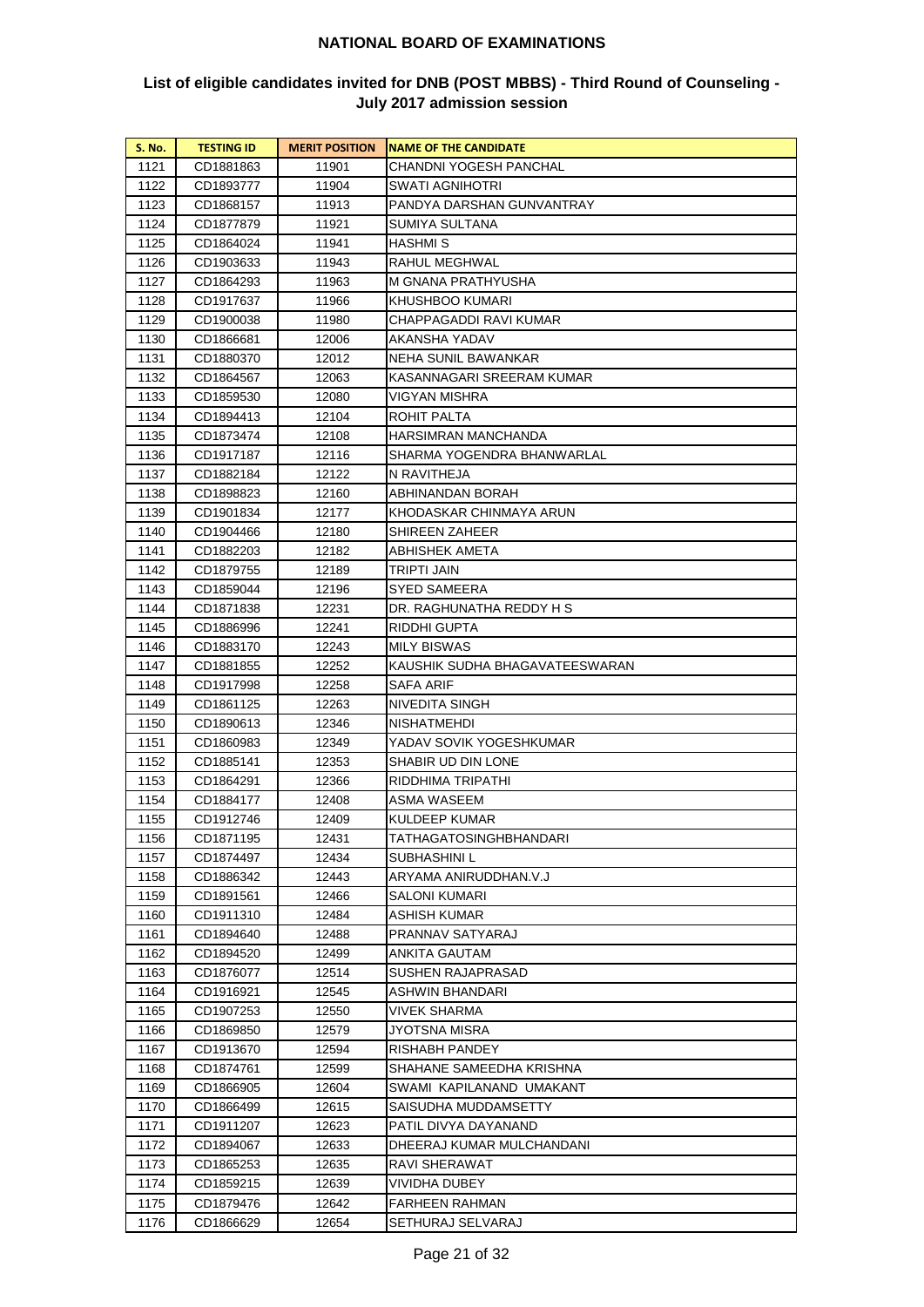## NATIONAL BOARD OF EXAMINATIONS

### List of eligible candidates invited for DNB (POST MBBS) - Third Round of Counseling - July 2017 admission session

| S. No. | TESTING ID | MERIT POSITION | NAME OF THE CANDIDATE |
|---|---|---|---|
| 1121 | CD1881863 | 11901 | CHANDNI YOGESH PANCHAL |
| 1122 | CD1893777 | 11904 | SWATI AGNIHOTRI |
| 1123 | CD1868157 | 11913 | PANDYA DARSHAN GUNVANTRAY |
| 1124 | CD1877879 | 11921 | SUMIYA SULTANA |
| 1125 | CD1864024 | 11941 | HASHMI S |
| 1126 | CD1903633 | 11943 | RAHUL MEGHWAL |
| 1127 | CD1864293 | 11963 | M GNANA PRATHYUSHA |
| 1128 | CD1917637 | 11966 | KHUSHBOO KUMARI |
| 1129 | CD1900038 | 11980 | CHAPPAGADDI RAVI KUMAR |
| 1130 | CD1866681 | 12006 | AKANSHA YADAV |
| 1131 | CD1880370 | 12012 | NEHA SUNIL BAWANKAR |
| 1132 | CD1864567 | 12063 | KASANNAGARI SREERAM KUMAR |
| 1133 | CD1859530 | 12080 | VIGYAN MISHRA |
| 1134 | CD1894413 | 12104 | ROHIT PALTA |
| 1135 | CD1873474 | 12108 | HARSIMRAN MANCHANDA |
| 1136 | CD1917187 | 12116 | SHARMA YOGENDRA BHANWARLAL |
| 1137 | CD1882184 | 12122 | N RAVITHEJA |
| 1138 | CD1898823 | 12160 | ABHINANDAN BORAH |
| 1139 | CD1901834 | 12177 | KHODASKAR CHINMAYA ARUN |
| 1140 | CD1904466 | 12180 | SHIREEN ZAHEER |
| 1141 | CD1882203 | 12182 | ABHISHEK AMETA |
| 1142 | CD1879755 | 12189 | TRIPTI JAIN |
| 1143 | CD1859044 | 12196 | SYED SAMEERA |
| 1144 | CD1871838 | 12231 | DR. RAGHUNATHA REDDY H S |
| 1145 | CD1886996 | 12241 | RIDDHI GUPTA |
| 1146 | CD1883170 | 12243 | MILY BISWAS |
| 1147 | CD1881855 | 12252 | KAUSHIK SUDHA BHAGAVATEESWARAN |
| 1148 | CD1917998 | 12258 | SAFA ARIF |
| 1149 | CD1861125 | 12263 | NIVEDITA SINGH |
| 1150 | CD1890613 | 12346 | NISHATMEHDI |
| 1151 | CD1860983 | 12349 | YADAV SOVIK YOGESHKUMAR |
| 1152 | CD1885141 | 12353 | SHABIR UD DIN LONE |
| 1153 | CD1864291 | 12366 | RIDDHIMA TRIPATHI |
| 1154 | CD1884177 | 12408 | ASMA WASEEM |
| 1155 | CD1912746 | 12409 | KULDEEP KUMAR |
| 1156 | CD1871195 | 12431 | TATHAGATOSINGHBHANDARI |
| 1157 | CD1874497 | 12434 | SUBHASHINI L |
| 1158 | CD1886342 | 12443 | ARYAMA ANIRUDDHAN.V.J |
| 1159 | CD1891561 | 12466 | SALONI KUMARI |
| 1160 | CD1911310 | 12484 | ASHISH KUMAR |
| 1161 | CD1894640 | 12488 | PRANNAV SATYARAJ |
| 1162 | CD1894520 | 12499 | ANKITA GAUTAM |
| 1163 | CD1876077 | 12514 | SUSHEN RAJAPRASAD |
| 1164 | CD1916921 | 12545 | ASHWIN BHANDARI |
| 1165 | CD1907253 | 12550 | VIVEK SHARMA |
| 1166 | CD1869850 | 12579 | JYOTSNA MISRA |
| 1167 | CD1913670 | 12594 | RISHABH PANDEY |
| 1168 | CD1874761 | 12599 | SHAHANE SAMEEDHA KRISHNA |
| 1169 | CD1866905 | 12604 | SWAMI KAPILANAND UMAKANT |
| 1170 | CD1866499 | 12615 | SAISUDHA MUDDAMSETTY |
| 1171 | CD1911207 | 12623 | PATIL DIVYA DAYANAND |
| 1172 | CD1894067 | 12633 | DHEERAJ KUMAR MULCHANDANI |
| 1173 | CD1865253 | 12635 | RAVI SHERAWAT |
| 1174 | CD1859215 | 12639 | VIVIDHA DUBEY |
| 1175 | CD1879476 | 12642 | FARHEEN RAHMAN |
| 1176 | CD1866629 | 12654 | SETHURAJ SELVARAJ |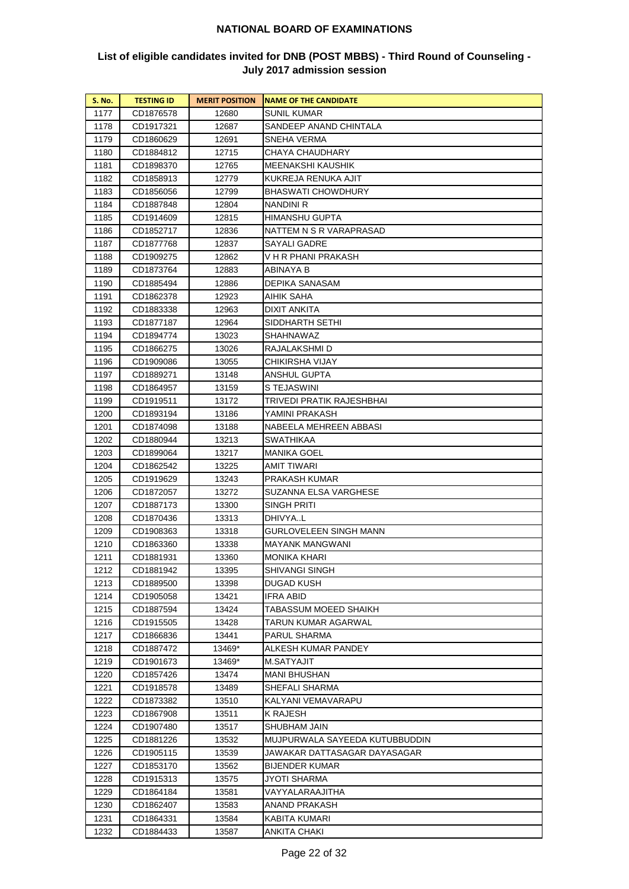## NATIONAL BOARD OF EXAMINATIONS

### List of eligible candidates invited for DNB (POST MBBS) - Third Round of Counseling - July 2017 admission session

| S. No. | TESTING ID | MERIT POSITION | NAME OF THE CANDIDATE |
|---|---|---|---|
| 1177 | CD1876578 | 12680 | SUNIL KUMAR |
| 1178 | CD1917321 | 12687 | SANDEEP ANAND CHINTALA |
| 1179 | CD1860629 | 12691 | SNEHA VERMA |
| 1180 | CD1884812 | 12715 | CHAYA CHAUDHARY |
| 1181 | CD1898370 | 12765 | MEENAKSHI KAUSHIK |
| 1182 | CD1858913 | 12779 | KUKREJA RENUKA AJIT |
| 1183 | CD1856056 | 12799 | BHASWATI CHOWDHURY |
| 1184 | CD1887848 | 12804 | NANDINI R |
| 1185 | CD1914609 | 12815 | HIMANSHU GUPTA |
| 1186 | CD1852717 | 12836 | NATTEM N S R VARAPRASAD |
| 1187 | CD1877768 | 12837 | SAYALI GADRE |
| 1188 | CD1909275 | 12862 | V H R PHANI PRAKASH |
| 1189 | CD1873764 | 12883 | ABINAYA B |
| 1190 | CD1885494 | 12886 | DEPIKA SANASAM |
| 1191 | CD1862378 | 12923 | AIHIK SAHA |
| 1192 | CD1883338 | 12963 | DIXIT ANKITA |
| 1193 | CD1877187 | 12964 | SIDDHARTH SETHI |
| 1194 | CD1894774 | 13023 | SHAHNAWAZ |
| 1195 | CD1866275 | 13026 | RAJALAKSHMI D |
| 1196 | CD1909086 | 13055 | CHIKIRSHA VIJAY |
| 1197 | CD1889271 | 13148 | ANSHUL GUPTA |
| 1198 | CD1864957 | 13159 | S TEJASWINI |
| 1199 | CD1919511 | 13172 | TRIVEDI PRATIK RAJESHBHAI |
| 1200 | CD1893194 | 13186 | YAMINI PRAKASH |
| 1201 | CD1874098 | 13188 | NABEELA MEHREEN ABBASI |
| 1202 | CD1880944 | 13213 | SWATHIKAA |
| 1203 | CD1899064 | 13217 | MANIKA GOEL |
| 1204 | CD1862542 | 13225 | AMIT TIWARI |
| 1205 | CD1919629 | 13243 | PRAKASH KUMAR |
| 1206 | CD1872057 | 13272 | SUZANNA ELSA VARGHESE |
| 1207 | CD1887173 | 13300 | SINGH PRITI |
| 1208 | CD1870436 | 13313 | DHIVYA..L |
| 1209 | CD1908363 | 13318 | GURLOVELEEN SINGH MANN |
| 1210 | CD1863360 | 13338 | MAYANK MANGWANI |
| 1211 | CD1881931 | 13360 | MONIKA KHARI |
| 1212 | CD1881942 | 13395 | SHIVANGI SINGH |
| 1213 | CD1889500 | 13398 | DUGAD KUSH |
| 1214 | CD1905058 | 13421 | IFRA ABID |
| 1215 | CD1887594 | 13424 | TABASSUM MOEED SHAIKH |
| 1216 | CD1915505 | 13428 | TARUN KUMAR AGARWAL |
| 1217 | CD1866836 | 13441 | PARUL SHARMA |
| 1218 | CD1887472 | 13469* | ALKESH KUMAR PANDEY |
| 1219 | CD1901673 | 13469* | M.SATYAJIT |
| 1220 | CD1857426 | 13474 | MANI BHUSHAN |
| 1221 | CD1918578 | 13489 | SHEFALI SHARMA |
| 1222 | CD1873382 | 13510 | KALYANI VEMAVARAPU |
| 1223 | CD1867908 | 13511 | K RAJESH |
| 1224 | CD1907480 | 13517 | SHUBHAM JAIN |
| 1225 | CD1881226 | 13532 | MUJPURWALA SAYEEDA KUTUBBUDDIN |
| 1226 | CD1905115 | 13539 | JAWAKAR DATTASAGAR DAYASAGAR |
| 1227 | CD1853170 | 13562 | BIJENDER KUMAR |
| 1228 | CD1915313 | 13575 | JYOTI SHARMA |
| 1229 | CD1864184 | 13581 | VAYYALARAAJITHA |
| 1230 | CD1862407 | 13583 | ANAND PRAKASH |
| 1231 | CD1864331 | 13584 | KABITA KUMARI |
| 1232 | CD1884433 | 13587 | ANKITA CHAKI |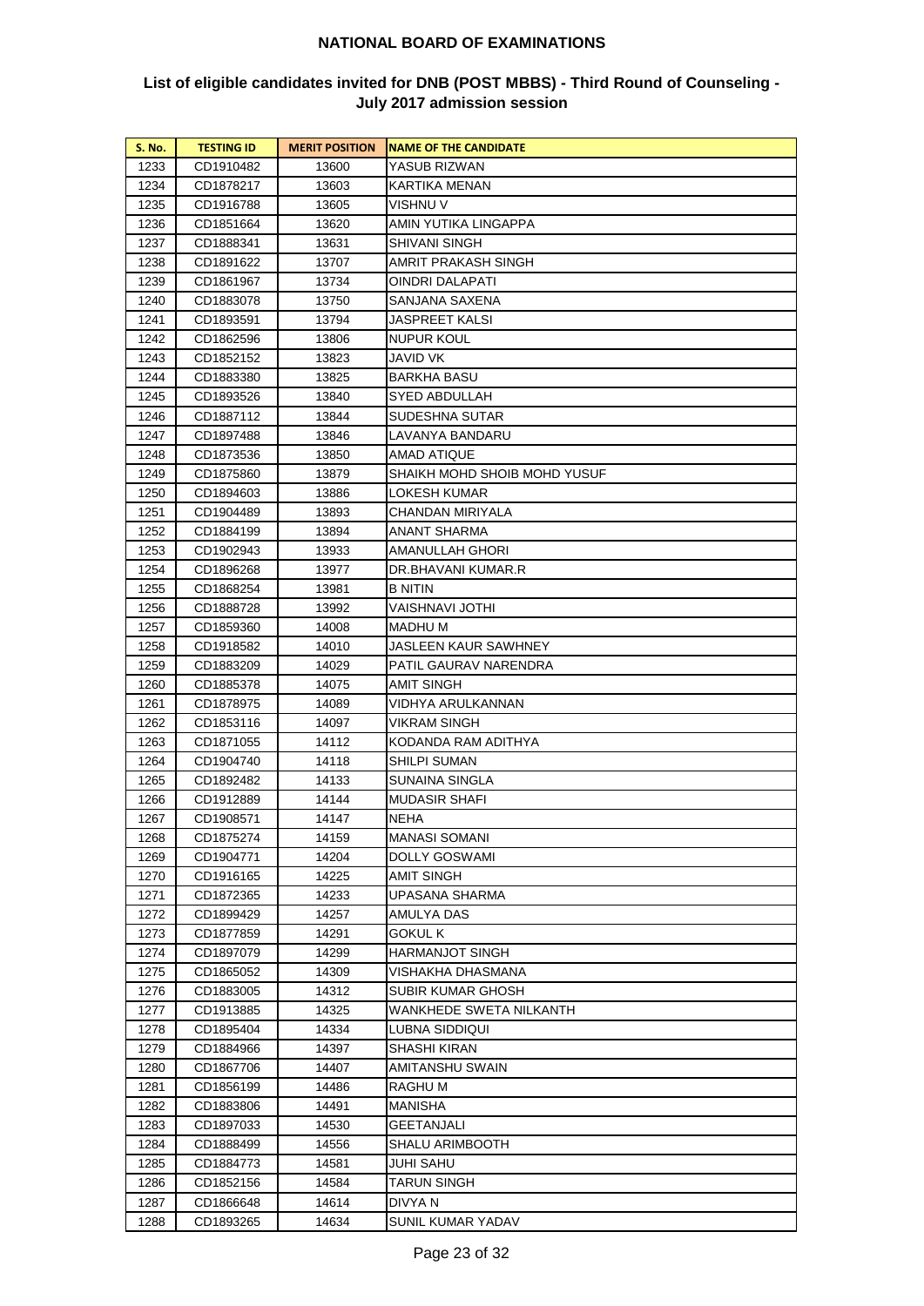## NATIONAL BOARD OF EXAMINATIONS

### List of eligible candidates invited for DNB (POST MBBS) - Third Round of Counseling - July 2017 admission session

| S. No. | TESTING ID | MERIT POSITION | NAME OF THE CANDIDATE |
|---|---|---|---|
| 1233 | CD1910482 | 13600 | YASUB RIZWAN |
| 1234 | CD1878217 | 13603 | KARTIKA MENAN |
| 1235 | CD1916788 | 13605 | VISHNU V |
| 1236 | CD1851664 | 13620 | AMIN YUTIKA LINGAPPA |
| 1237 | CD1888341 | 13631 | SHIVANI SINGH |
| 1238 | CD1891622 | 13707 | AMRIT PRAKASH SINGH |
| 1239 | CD1861967 | 13734 | OINDRI DALAPATI |
| 1240 | CD1883078 | 13750 | SANJANA SAXENA |
| 1241 | CD1893591 | 13794 | JASPREET KALSI |
| 1242 | CD1862596 | 13806 | NUPUR KOUL |
| 1243 | CD1852152 | 13823 | JAVID VK |
| 1244 | CD1883380 | 13825 | BARKHA BASU |
| 1245 | CD1893526 | 13840 | SYED ABDULLAH |
| 1246 | CD1887112 | 13844 | SUDESHNA SUTAR |
| 1247 | CD1897488 | 13846 | LAVANYA BANDARU |
| 1248 | CD1873536 | 13850 | AMAD ATIQUE |
| 1249 | CD1875860 | 13879 | SHAIKH MOHD SHOIB MOHD YUSUF |
| 1250 | CD1894603 | 13886 | LOKESH KUMAR |
| 1251 | CD1904489 | 13893 | CHANDAN MIRIYALA |
| 1252 | CD1884199 | 13894 | ANANT SHARMA |
| 1253 | CD1902943 | 13933 | AMANULLAH GHORI |
| 1254 | CD1896268 | 13977 | DR.BHAVANI KUMAR.R |
| 1255 | CD1868254 | 13981 | B NITIN |
| 1256 | CD1888728 | 13992 | VAISHNAVI JOTHI |
| 1257 | CD1859360 | 14008 | MADHU M |
| 1258 | CD1918582 | 14010 | JASLEEN KAUR SAWHNEY |
| 1259 | CD1883209 | 14029 | PATIL GAURAV NARENDRA |
| 1260 | CD1885378 | 14075 | AMIT SINGH |
| 1261 | CD1878975 | 14089 | VIDHYA ARULKANNAN |
| 1262 | CD1853116 | 14097 | VIKRAM SINGH |
| 1263 | CD1871055 | 14112 | KODANDA RAM ADITHYA |
| 1264 | CD1904740 | 14118 | SHILPI SUMAN |
| 1265 | CD1892482 | 14133 | SUNAINA SINGLA |
| 1266 | CD1912889 | 14144 | MUDASIR SHAFI |
| 1267 | CD1908571 | 14147 | NEHA |
| 1268 | CD1875274 | 14159 | MANASI SOMANI |
| 1269 | CD1904771 | 14204 | DOLLY GOSWAMI |
| 1270 | CD1916165 | 14225 | AMIT SINGH |
| 1271 | CD1872365 | 14233 | UPASANA SHARMA |
| 1272 | CD1899429 | 14257 | AMULYA DAS |
| 1273 | CD1877859 | 14291 | GOKUL K |
| 1274 | CD1897079 | 14299 | HARMANJOT SINGH |
| 1275 | CD1865052 | 14309 | VISHAKHA DHASMANA |
| 1276 | CD1883005 | 14312 | SUBIR KUMAR GHOSH |
| 1277 | CD1913885 | 14325 | WANKHEDE SWETA NILKANTH |
| 1278 | CD1895404 | 14334 | LUBNA SIDDIQUI |
| 1279 | CD1884966 | 14397 | SHASHI KIRAN |
| 1280 | CD1867706 | 14407 | AMITANSHU SWAIN |
| 1281 | CD1856199 | 14486 | RAGHU M |
| 1282 | CD1883806 | 14491 | MANISHA |
| 1283 | CD1897033 | 14530 | GEETANJALI |
| 1284 | CD1888499 | 14556 | SHALU ARIMBOOTH |
| 1285 | CD1884773 | 14581 | JUHI SAHU |
| 1286 | CD1852156 | 14584 | TARUN SINGH |
| 1287 | CD1866648 | 14614 | DIVYA N |
| 1288 | CD1893265 | 14634 | SUNIL KUMAR YADAV |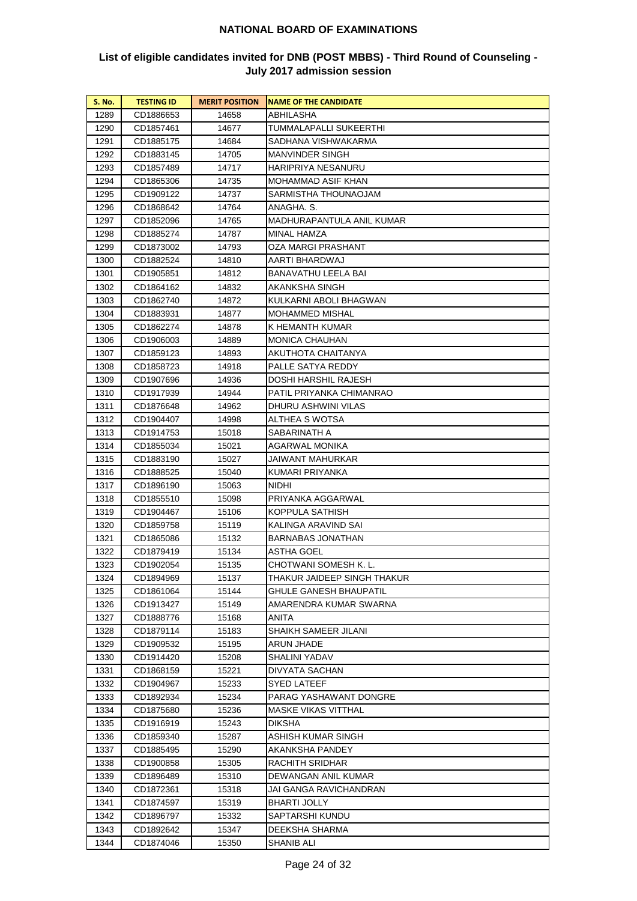## NATIONAL BOARD OF EXAMINATIONS

### List of eligible candidates invited for DNB (POST MBBS) - Third Round of Counseling - July 2017 admission session

| S. No. | TESTING ID | MERIT POSITION | NAME OF THE CANDIDATE |
|---|---|---|---|
| 1289 | CD1886653 | 14658 | ABHILASHA |
| 1290 | CD1857461 | 14677 | TUMMALAPALLI SUKEERTHI |
| 1291 | CD1885175 | 14684 | SADHANA VISHWAKARMA |
| 1292 | CD1883145 | 14705 | MANVINDER SINGH |
| 1293 | CD1857489 | 14717 | HARIPRIYA NESANURU |
| 1294 | CD1865306 | 14735 | MOHAMMAD ASIF KHAN |
| 1295 | CD1909122 | 14737 | SARMISTHA THOUNAOJAM |
| 1296 | CD1868642 | 14764 | ANAGHA. S. |
| 1297 | CD1852096 | 14765 | MADHURAPANTULA ANIL KUMAR |
| 1298 | CD1885274 | 14787 | MINAL HAMZA |
| 1299 | CD1873002 | 14793 | OZA MARGI PRASHANT |
| 1300 | CD1882524 | 14810 | AARTI BHARDWAJ |
| 1301 | CD1905851 | 14812 | BANAVATHU LEELA BAI |
| 1302 | CD1864162 | 14832 | AKANKSHA SINGH |
| 1303 | CD1862740 | 14872 | KULKARNI ABOLI BHAGWAN |
| 1304 | CD1883931 | 14877 | MOHAMMED MISHAL |
| 1305 | CD1862274 | 14878 | K HEMANTH KUMAR |
| 1306 | CD1906003 | 14889 | MONICA CHAUHAN |
| 1307 | CD1859123 | 14893 | AKUTHOTA CHAITANYA |
| 1308 | CD1858723 | 14918 | PALLE SATYA REDDY |
| 1309 | CD1907696 | 14936 | DOSHI HARSHIL RAJESH |
| 1310 | CD1917939 | 14944 | PATIL PRIYANKA CHIMANRAO |
| 1311 | CD1876648 | 14962 | DHURU ASHWINI VILAS |
| 1312 | CD1904407 | 14998 | ALTHEA S WOTSA |
| 1313 | CD1914753 | 15018 | SABARINATH A |
| 1314 | CD1855034 | 15021 | AGARWAL MONIKA |
| 1315 | CD1883190 | 15027 | JAIWANT MAHURKAR |
| 1316 | CD1888525 | 15040 | KUMARI PRIYANKA |
| 1317 | CD1896190 | 15063 | NIDHI |
| 1318 | CD1855510 | 15098 | PRIYANKA AGGARWAL |
| 1319 | CD1904467 | 15106 | KOPPULA SATHISH |
| 1320 | CD1859758 | 15119 | KALINGA ARAVIND SAI |
| 1321 | CD1865086 | 15132 | BARNABAS JONATHAN |
| 1322 | CD1879419 | 15134 | ASTHA GOEL |
| 1323 | CD1902054 | 15135 | CHOTWANI SOMESH K. L. |
| 1324 | CD1894969 | 15137 | THAKUR JAIDEEP SINGH THAKUR |
| 1325 | CD1861064 | 15144 | GHULE GANESH BHAUPATIL |
| 1326 | CD1913427 | 15149 | AMARENDRA KUMAR SWARNA |
| 1327 | CD1888776 | 15168 | ANITA |
| 1328 | CD1879114 | 15183 | SHAIKH SAMEER JILANI |
| 1329 | CD1909532 | 15195 | ARUN JHADE |
| 1330 | CD1914420 | 15208 | SHALINI YADAV |
| 1331 | CD1868159 | 15221 | DIVYATA SACHAN |
| 1332 | CD1904967 | 15233 | SYED LATEEF |
| 1333 | CD1892934 | 15234 | PARAG YASHAWANT DONGRE |
| 1334 | CD1875680 | 15236 | MASKE VIKAS VITTHAL |
| 1335 | CD1916919 | 15243 | DIKSHA |
| 1336 | CD1859340 | 15287 | ASHISH KUMAR SINGH |
| 1337 | CD1885495 | 15290 | AKANKSHA PANDEY |
| 1338 | CD1900858 | 15305 | RACHITH SRIDHAR |
| 1339 | CD1896489 | 15310 | DEWANGAN ANIL KUMAR |
| 1340 | CD1872361 | 15318 | JAI GANGA RAVICHANDRAN |
| 1341 | CD1874597 | 15319 | BHARTI JOLLY |
| 1342 | CD1896797 | 15332 | SAPTARSHI KUNDU |
| 1343 | CD1892642 | 15347 | DEEKSHA SHARMA |
| 1344 | CD1874046 | 15350 | SHANIB ALI |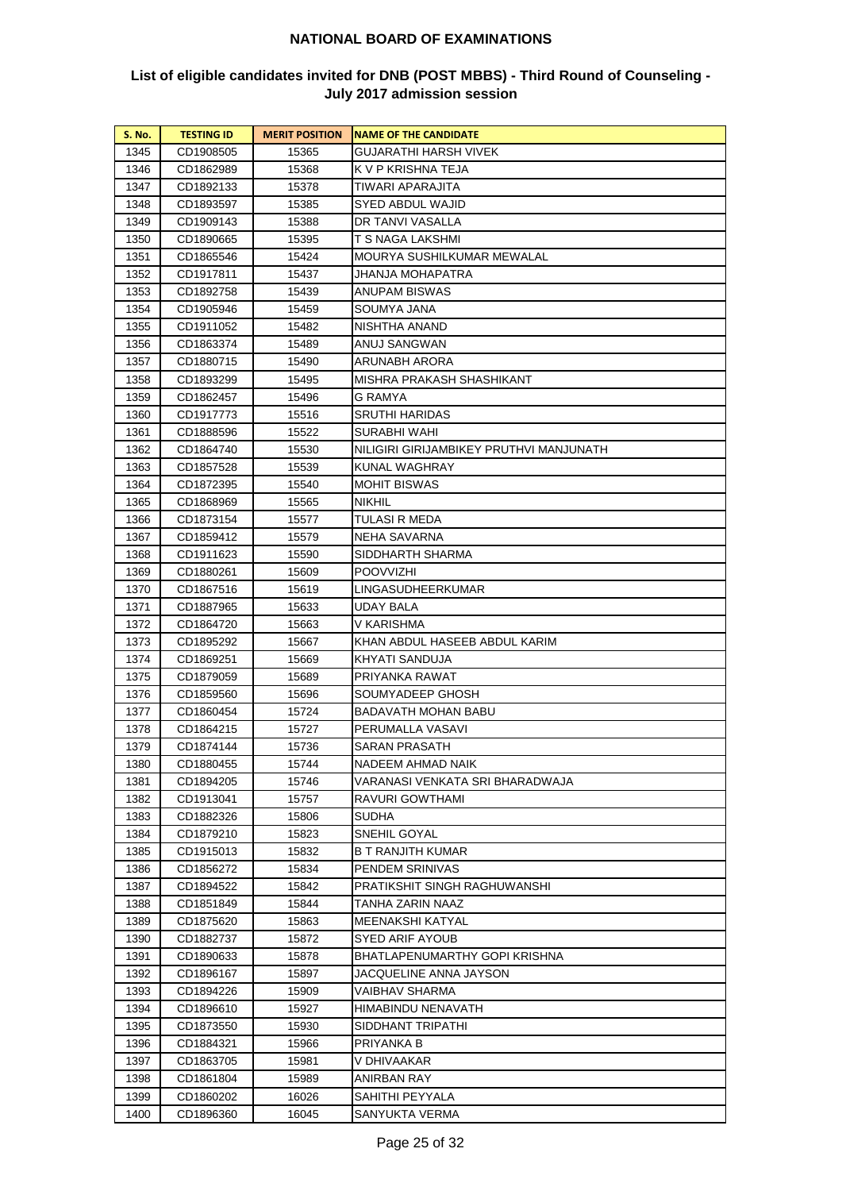# NATIONAL BOARD OF EXAMINATIONS

## List of eligible candidates invited for DNB (POST MBBS) - Third Round of Counseling - July 2017 admission session

| S. No. | TESTING ID | MERIT POSITION | NAME OF THE CANDIDATE |
|---|---|---|---|
| 1345 | CD1908505 | 15365 | GUJARATHI HARSH VIVEK |
| 1346 | CD1862989 | 15368 | K V P KRISHNA TEJA |
| 1347 | CD1892133 | 15378 | TIWARI APARAJITA |
| 1348 | CD1893597 | 15385 | SYED ABDUL WAJID |
| 1349 | CD1909143 | 15388 | DR TANVI VASALLA |
| 1350 | CD1890665 | 15395 | T S NAGA LAKSHMI |
| 1351 | CD1865546 | 15424 | MOURYA SUSHILKUMAR MEWALAL |
| 1352 | CD1917811 | 15437 | JHANJA MOHAPATRA |
| 1353 | CD1892758 | 15439 | ANUPAM BISWAS |
| 1354 | CD1905946 | 15459 | SOUMYA JANA |
| 1355 | CD1911052 | 15482 | NISHTHA ANAND |
| 1356 | CD1863374 | 15489 | ANUJ SANGWAN |
| 1357 | CD1880715 | 15490 | ARUNABH ARORA |
| 1358 | CD1893299 | 15495 | MISHRA PRAKASH SHASHIKANT |
| 1359 | CD1862457 | 15496 | G RAMYA |
| 1360 | CD1917773 | 15516 | SRUTHI HARIDAS |
| 1361 | CD1888596 | 15522 | SURABHI WAHI |
| 1362 | CD1864740 | 15530 | NILIGIRI GIRIJAMBIKEY PRUTHVI MANJUNATH |
| 1363 | CD1857528 | 15539 | KUNAL WAGHRAY |
| 1364 | CD1872395 | 15540 | MOHIT BISWAS |
| 1365 | CD1868969 | 15565 | NIKHIL |
| 1366 | CD1873154 | 15577 | TULASI R MEDA |
| 1367 | CD1859412 | 15579 | NEHA SAVARNA |
| 1368 | CD1911623 | 15590 | SIDDHARTH SHARMA |
| 1369 | CD1880261 | 15609 | POOVVIZHI |
| 1370 | CD1867516 | 15619 | LINGASUDHEERKUMAR |
| 1371 | CD1887965 | 15633 | UDAY BALA |
| 1372 | CD1864720 | 15663 | V KARISHMA |
| 1373 | CD1895292 | 15667 | KHAN ABDUL HASEEB ABDUL KARIM |
| 1374 | CD1869251 | 15669 | KHYATI SANDUJA |
| 1375 | CD1879059 | 15689 | PRIYANKA RAWAT |
| 1376 | CD1859560 | 15696 | SOUMYADEEP GHOSH |
| 1377 | CD1860454 | 15724 | BADAVATH MOHAN BABU |
| 1378 | CD1864215 | 15727 | PERUMALLA VASAVI |
| 1379 | CD1874144 | 15736 | SARAN PRASATH |
| 1380 | CD1880455 | 15744 | NADEEM AHMAD NAIK |
| 1381 | CD1894205 | 15746 | VARANASI VENKATA SRI BHARADWAJA |
| 1382 | CD1913041 | 15757 | RAVURI GOWTHAMI |
| 1383 | CD1882326 | 15806 | SUDHA |
| 1384 | CD1879210 | 15823 | SNEHIL GOYAL |
| 1385 | CD1915013 | 15832 | B T RANJITH KUMAR |
| 1386 | CD1856272 | 15834 | PENDEM SRINIVAS |
| 1387 | CD1894522 | 15842 | PRATIKSHIT SINGH RAGHUWANSHI |
| 1388 | CD1851849 | 15844 | TANHA ZARIN NAAZ |
| 1389 | CD1875620 | 15863 | MEENAKSHI KATYAL |
| 1390 | CD1882737 | 15872 | SYED ARIF AYOUB |
| 1391 | CD1890633 | 15878 | BHATLAPENUMARTHY GOPI KRISHNA |
| 1392 | CD1896167 | 15897 | JACQUELINE ANNA JAYSON |
| 1393 | CD1894226 | 15909 | VAIBHAV SHARMA |
| 1394 | CD1896610 | 15927 | HIMABINDU NENAVATH |
| 1395 | CD1873550 | 15930 | SIDDHANT TRIPATHI |
| 1396 | CD1884321 | 15966 | PRIYANKA B |
| 1397 | CD1863705 | 15981 | V DHIVAAKAR |
| 1398 | CD1861804 | 15989 | ANIRBAN RAY |
| 1399 | CD1860202 | 16026 | SAHITHI PEYYALA |
| 1400 | CD1896360 | 16045 | SANYUKTA VERMA |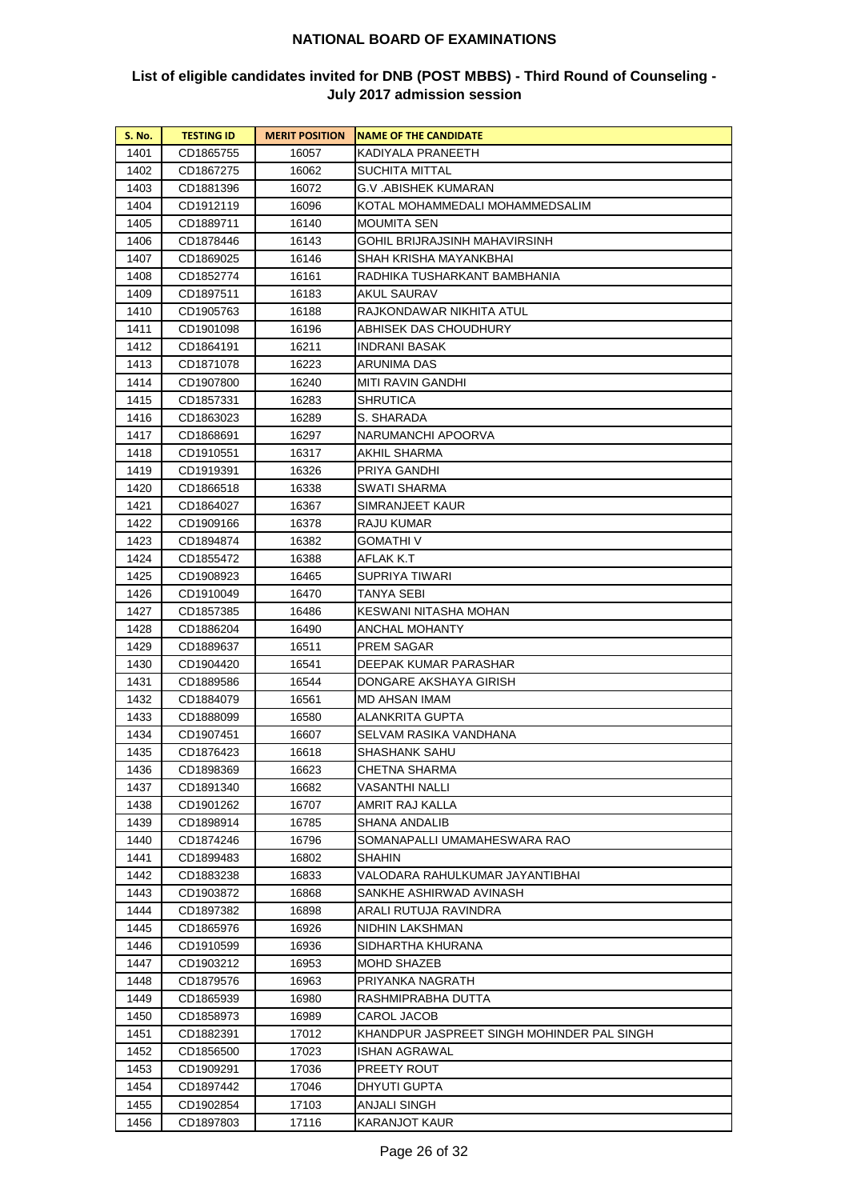# NATIONAL BOARD OF EXAMINATIONS

## List of eligible candidates invited for DNB (POST MBBS) - Third Round of Counseling - July 2017 admission session

| S. No. | TESTING ID | MERIT POSITION | NAME OF THE CANDIDATE |
|---|---|---|---|
| 1401 | CD1865755 | 16057 | KADIYALA PRANEETH |
| 1402 | CD1867275 | 16062 | SUCHITA MITTAL |
| 1403 | CD1881396 | 16072 | G.V .ABISHEK KUMARAN |
| 1404 | CD1912119 | 16096 | KOTAL MOHAMMEDALI MOHAMMEDSALIM |
| 1405 | CD1889711 | 16140 | MOUMITA SEN |
| 1406 | CD1878446 | 16143 | GOHIL BRIJRAJSINH MAHAVIRSINH |
| 1407 | CD1869025 | 16146 | SHAH KRISHA MAYANKBHAI |
| 1408 | CD1852774 | 16161 | RADHIKA TUSHARKANT BAMBHANIA |
| 1409 | CD1897511 | 16183 | AKUL SAURAV |
| 1410 | CD1905763 | 16188 | RAJKONDAWAR NIKHITA ATUL |
| 1411 | CD1901098 | 16196 | ABHISEK DAS CHOUDHURY |
| 1412 | CD1864191 | 16211 | INDRANI BASAK |
| 1413 | CD1871078 | 16223 | ARUNIMA DAS |
| 1414 | CD1907800 | 16240 | MITI RAVIN GANDHI |
| 1415 | CD1857331 | 16283 | SHRUTICA |
| 1416 | CD1863023 | 16289 | S. SHARADA |
| 1417 | CD1868691 | 16297 | NARUMANCHI APOORVA |
| 1418 | CD1910551 | 16317 | AKHIL SHARMA |
| 1419 | CD1919391 | 16326 | PRIYA GANDHI |
| 1420 | CD1866518 | 16338 | SWATI SHARMA |
| 1421 | CD1864027 | 16367 | SIMRANJEET KAUR |
| 1422 | CD1909166 | 16378 | RAJU KUMAR |
| 1423 | CD1894874 | 16382 | GOMATHI V |
| 1424 | CD1855472 | 16388 | AFLAK K.T |
| 1425 | CD1908923 | 16465 | SUPRIYA TIWARI |
| 1426 | CD1910049 | 16470 | TANYA SEBI |
| 1427 | CD1857385 | 16486 | KESWANI NITASHA MOHAN |
| 1428 | CD1886204 | 16490 | ANCHAL MOHANTY |
| 1429 | CD1889637 | 16511 | PREM SAGAR |
| 1430 | CD1904420 | 16541 | DEEPAK KUMAR PARASHAR |
| 1431 | CD1889586 | 16544 | DONGARE AKSHAYA GIRISH |
| 1432 | CD1884079 | 16561 | MD AHSAN IMAM |
| 1433 | CD1888099 | 16580 | ALANKRITA GUPTA |
| 1434 | CD1907451 | 16607 | SELVAM RASIKA VANDHANA |
| 1435 | CD1876423 | 16618 | SHASHANK SAHU |
| 1436 | CD1898369 | 16623 | CHETNA SHARMA |
| 1437 | CD1891340 | 16682 | VASANTHI NALLI |
| 1438 | CD1901262 | 16707 | AMRIT RAJ KALLA |
| 1439 | CD1898914 | 16785 | SHANA ANDALIB |
| 1440 | CD1874246 | 16796 | SOMANAPALLI UMAMAHESWARA RAO |
| 1441 | CD1899483 | 16802 | SHAHIN |
| 1442 | CD1883238 | 16833 | VALODARA RAHULKUMAR JAYANTIBHAI |
| 1443 | CD1903872 | 16868 | SANKHE ASHIRWAD AVINASH |
| 1444 | CD1897382 | 16898 | ARALI RUTUJA RAVINDRA |
| 1445 | CD1865976 | 16926 | NIDHIN LAKSHMAN |
| 1446 | CD1910599 | 16936 | SIDHARTHA KHURANA |
| 1447 | CD1903212 | 16953 | MOHD SHAZEB |
| 1448 | CD1879576 | 16963 | PRIYANKA NAGRATH |
| 1449 | CD1865939 | 16980 | RASHMIPRABHA DUTTA |
| 1450 | CD1858973 | 16989 | CAROL JACOB |
| 1451 | CD1882391 | 17012 | KHANDPUR JASPREET SINGH MOHINDER PAL SINGH |
| 1452 | CD1856500 | 17023 | ISHAN AGRAWAL |
| 1453 | CD1909291 | 17036 | PREETY ROUT |
| 1454 | CD1897442 | 17046 | DHYUTI GUPTA |
| 1455 | CD1902854 | 17103 | ANJALI SINGH |
| 1456 | CD1897803 | 17116 | KARANJOT KAUR |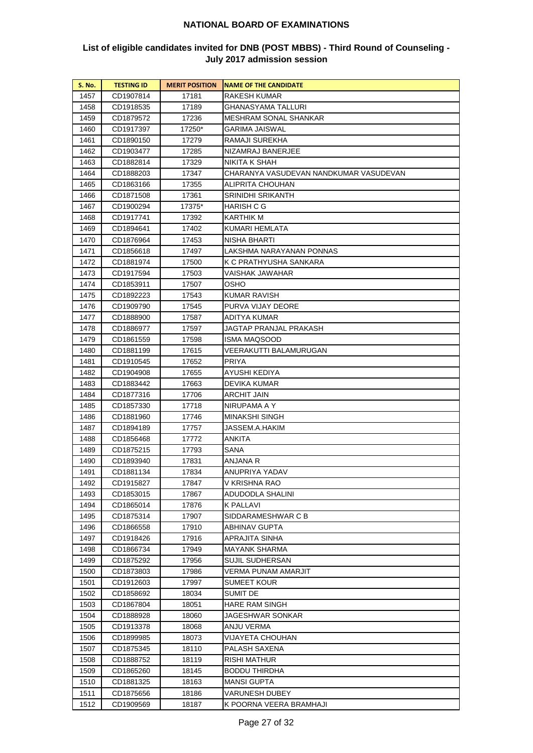## NATIONAL BOARD OF EXAMINATIONS

### List of eligible candidates invited for DNB (POST MBBS) - Third Round of Counseling - July 2017 admission session

| S. No. | TESTING ID | MERIT POSITION | NAME OF THE CANDIDATE |
|---|---|---|---|
| 1457 | CD1907814 | 17181 | RAKESH KUMAR |
| 1458 | CD1918535 | 17189 | GHANASYAMA TALLURI |
| 1459 | CD1879572 | 17236 | MESHRAM SONAL SHANKAR |
| 1460 | CD1917397 | 17250* | GARIMA JAISWAL |
| 1461 | CD1890150 | 17279 | RAMAJI SUREKHA |
| 1462 | CD1903477 | 17285 | NIZAMRAJ BANERJEE |
| 1463 | CD1882814 | 17329 | NIKITA K SHAH |
| 1464 | CD1888203 | 17347 | CHARANYA VASUDEVAN NANDKUMAR VASUDEVAN |
| 1465 | CD1863166 | 17355 | ALIPRITA CHOUHAN |
| 1466 | CD1871508 | 17361 | SRINIDHI SRIKANTH |
| 1467 | CD1900294 | 17375* | HARISH C G |
| 1468 | CD1917741 | 17392 | KARTHIK M |
| 1469 | CD1894641 | 17402 | KUMARI HEMLATA |
| 1470 | CD1876964 | 17453 | NISHA BHARTI |
| 1471 | CD1856618 | 17497 | LAKSHMA NARAYANAN PONNAS |
| 1472 | CD1881974 | 17500 | K C PRATHYUSHA SANKARA |
| 1473 | CD1917594 | 17503 | VAISHAK JAWAHAR |
| 1474 | CD1853911 | 17507 | OSHO |
| 1475 | CD1892223 | 17543 | KUMAR RAVISH |
| 1476 | CD1909790 | 17545 | PURVA VIJAY DEORE |
| 1477 | CD1888900 | 17587 | ADITYA KUMAR |
| 1478 | CD1886977 | 17597 | JAGTAP PRANJAL PRAKASH |
| 1479 | CD1861559 | 17598 | ISMA MAQSOOD |
| 1480 | CD1881199 | 17615 | VEERAKUTTI BALAMURUGAN |
| 1481 | CD1910545 | 17652 | PRIYA |
| 1482 | CD1904908 | 17655 | AYUSHI KEDIYA |
| 1483 | CD1883442 | 17663 | DEVIKA KUMAR |
| 1484 | CD1877316 | 17706 | ARCHIT JAIN |
| 1485 | CD1857330 | 17718 | NIRUPAMA A Y |
| 1486 | CD1881960 | 17746 | MINAKSHI SINGH |
| 1487 | CD1894189 | 17757 | JASSEM.A.HAKIM |
| 1488 | CD1856468 | 17772 | ANKITA |
| 1489 | CD1875215 | 17793 | SANA |
| 1490 | CD1893940 | 17831 | ANJANA R |
| 1491 | CD1881134 | 17834 | ANUPRIYA YADAV |
| 1492 | CD1915827 | 17847 | V KRISHNA RAO |
| 1493 | CD1853015 | 17867 | ADUDODLA SHALINI |
| 1494 | CD1865014 | 17876 | K PALLAVI |
| 1495 | CD1875314 | 17907 | SIDDARAMESHWAR C B |
| 1496 | CD1866558 | 17910 | ABHINAV GUPTA |
| 1497 | CD1918426 | 17916 | APRAJITA SINHA |
| 1498 | CD1866734 | 17949 | MAYANK SHARMA |
| 1499 | CD1875292 | 17956 | SUJIL SUDHERSAN |
| 1500 | CD1873803 | 17986 | VERMA PUNAM AMARJIT |
| 1501 | CD1912603 | 17997 | SUMEET KOUR |
| 1502 | CD1858692 | 18034 | SUMIT DE |
| 1503 | CD1867804 | 18051 | HARE RAM SINGH |
| 1504 | CD1888928 | 18060 | JAGESHWAR SONKAR |
| 1505 | CD1913378 | 18068 | ANJU VERMA |
| 1506 | CD1899985 | 18073 | VIJAYETA CHOUHAN |
| 1507 | CD1875345 | 18110 | PALASH SAXENA |
| 1508 | CD1888752 | 18119 | RISHI MATHUR |
| 1509 | CD1865260 | 18145 | BODDU THIRDHA |
| 1510 | CD1881325 | 18163 | MANSI GUPTA |
| 1511 | CD1875656 | 18186 | VARUNESH DUBEY |
| 1512 | CD1909569 | 18187 | K POORNA VEERA BRAMHAJI |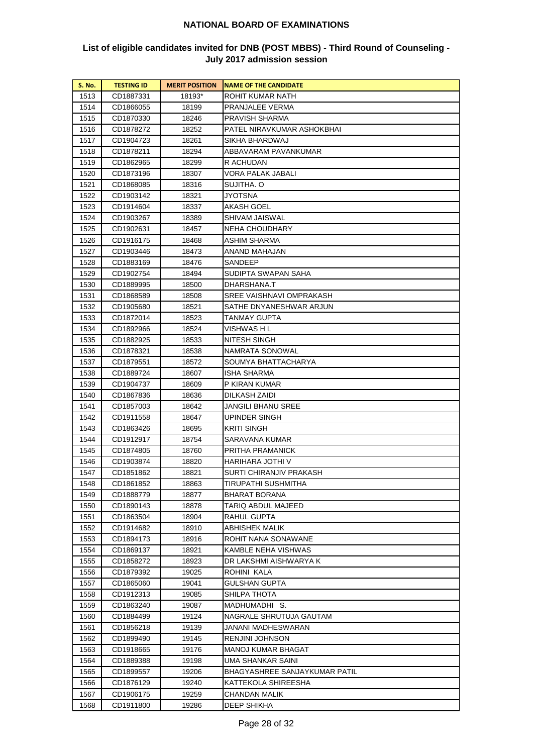## NATIONAL BOARD OF EXAMINATIONS

### List of eligible candidates invited for DNB (POST MBBS) - Third Round of Counseling - July 2017 admission session

| S. No. | TESTING ID | MERIT POSITION | NAME OF THE CANDIDATE |
|---|---|---|---|
| 1513 | CD1887331 | 18193* | ROHIT KUMAR NATH |
| 1514 | CD1866055 | 18199 | PRANJALEE VERMA |
| 1515 | CD1870330 | 18246 | PRAVISH SHARMA |
| 1516 | CD1878272 | 18252 | PATEL NIRAVKUMAR ASHOKBHAI |
| 1517 | CD1904723 | 18261 | SIKHA BHARDWAJ |
| 1518 | CD1878211 | 18294 | ABBAVARAM PAVANKUMAR |
| 1519 | CD1862965 | 18299 | R ACHUDAN |
| 1520 | CD1873196 | 18307 | VORA PALAK JABALI |
| 1521 | CD1868085 | 18316 | SUJITHA. O |
| 1522 | CD1903142 | 18321 | JYOTSNA |
| 1523 | CD1914604 | 18337 | AKASH GOEL |
| 1524 | CD1903267 | 18389 | SHIVAM JAISWAL |
| 1525 | CD1902631 | 18457 | NEHA CHOUDHARY |
| 1526 | CD1916175 | 18468 | ASHIM SHARMA |
| 1527 | CD1903446 | 18473 | ANAND MAHAJAN |
| 1528 | CD1883169 | 18476 | SANDEEP |
| 1529 | CD1902754 | 18494 | SUDIPTA SWAPAN SAHA |
| 1530 | CD1889995 | 18500 | DHARSHANA.T |
| 1531 | CD1868589 | 18508 | SREE VAISHNAVI OMPRAKASH |
| 1532 | CD1905680 | 18521 | SATHE DNYANESHWAR ARJUN |
| 1533 | CD1872014 | 18523 | TANMAY GUPTA |
| 1534 | CD1892966 | 18524 | VISHWAS H L |
| 1535 | CD1882925 | 18533 | NITESH SINGH |
| 1536 | CD1878321 | 18538 | NAMRATA SONOWAL |
| 1537 | CD1879551 | 18572 | SOUMYA BHATTACHARYA |
| 1538 | CD1889724 | 18607 | ISHA SHARMA |
| 1539 | CD1904737 | 18609 | P KIRAN KUMAR |
| 1540 | CD1867836 | 18636 | DILKASH ZAIDI |
| 1541 | CD1857003 | 18642 | JANGILI BHANU SREE |
| 1542 | CD1911558 | 18647 | UPINDER SINGH |
| 1543 | CD1863426 | 18695 | KRITI SINGH |
| 1544 | CD1912917 | 18754 | SARAVANA KUMAR |
| 1545 | CD1874805 | 18760 | PRITHA PRAMANICK |
| 1546 | CD1903874 | 18820 | HARIHARA JOTHI V |
| 1547 | CD1851862 | 18821 | SURTI CHIRANJIV PRAKASH |
| 1548 | CD1861852 | 18863 | TIRUPATHI SUSHMITHA |
| 1549 | CD1888779 | 18877 | BHARAT BORANA |
| 1550 | CD1890143 | 18878 | TARIQ ABDUL MAJEED |
| 1551 | CD1863504 | 18904 | RAHUL GUPTA |
| 1552 | CD1914682 | 18910 | ABHISHEK MALIK |
| 1553 | CD1894173 | 18916 | ROHIT NANA SONAWANE |
| 1554 | CD1869137 | 18921 | KAMBLE NEHA VISHWAS |
| 1555 | CD1858272 | 18923 | DR LAKSHMI AISHWARYA K |
| 1556 | CD1879392 | 19025 | ROHINI KALA |
| 1557 | CD1865060 | 19041 | GULSHAN GUPTA |
| 1558 | CD1912313 | 19085 | SHILPA THOTA |
| 1559 | CD1863240 | 19087 | MADHUMADHI S. |
| 1560 | CD1884499 | 19124 | NAGRALE SHRUTUJA GAUTAM |
| 1561 | CD1856218 | 19139 | JANANI MADHESWARAN |
| 1562 | CD1899490 | 19145 | RENJINI JOHNSON |
| 1563 | CD1918665 | 19176 | MANOJ KUMAR BHAGAT |
| 1564 | CD1889388 | 19198 | UMA SHANKAR SAINI |
| 1565 | CD1899557 | 19206 | BHAGYASHREE SANJAYKUMAR PATIL |
| 1566 | CD1876129 | 19240 | KATTEKOLA SHIREESHA |
| 1567 | CD1906175 | 19259 | CHANDAN MALIK |
| 1568 | CD1911800 | 19286 | DEEP SHIKHA |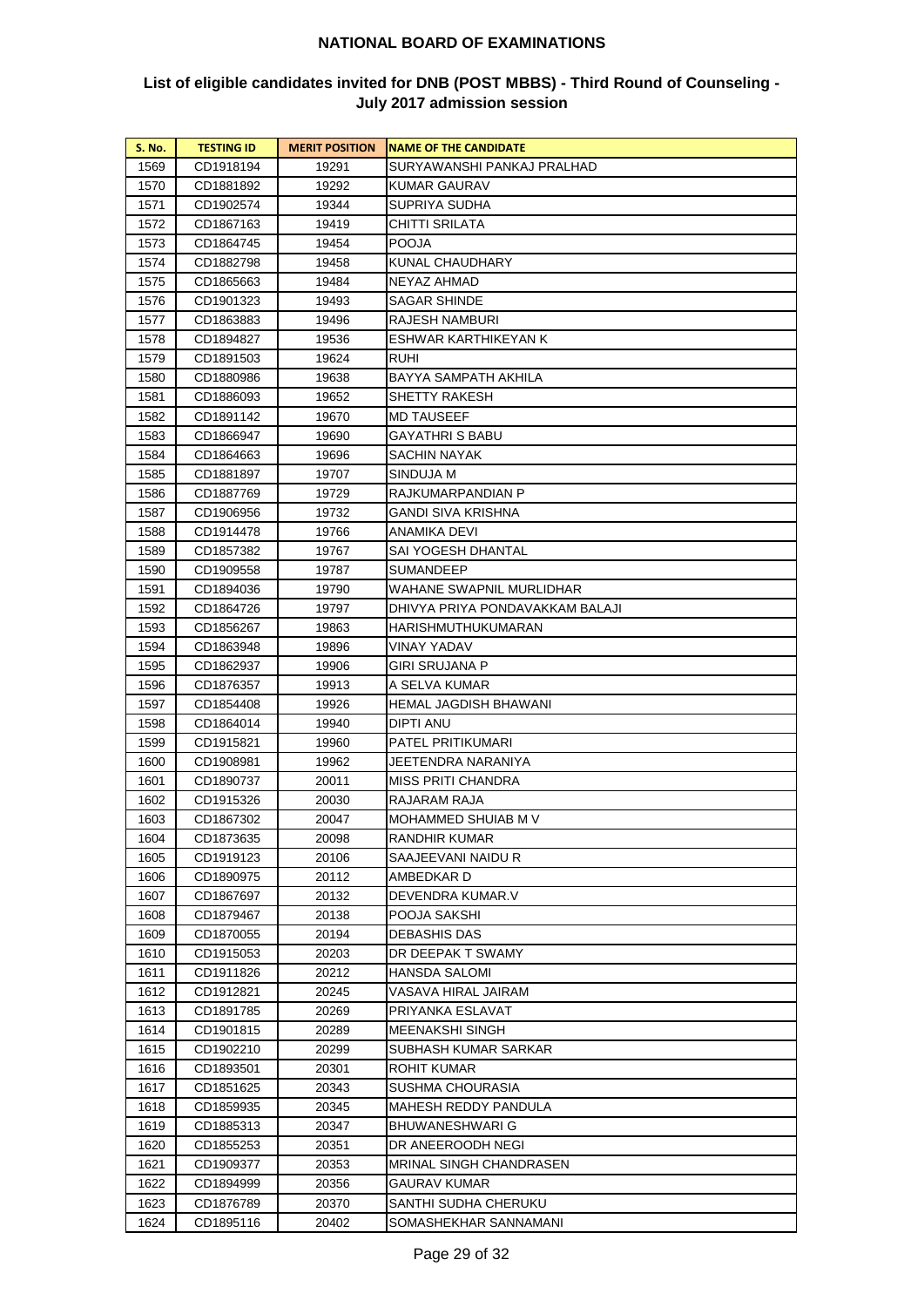# NATIONAL BOARD OF EXAMINATIONS

## List of eligible candidates invited for DNB (POST MBBS) - Third Round of Counseling - July 2017 admission session

| S. No. | TESTING ID | MERIT POSITION | NAME OF THE CANDIDATE |
|---|---|---|---|
| 1569 | CD1918194 | 19291 | SURYAWANSHI PANKAJ PRALHAD |
| 1570 | CD1881892 | 19292 | KUMAR GAURAV |
| 1571 | CD1902574 | 19344 | SUPRIYA SUDHA |
| 1572 | CD1867163 | 19419 | CHITTI SRILATA |
| 1573 | CD1864745 | 19454 | POOJA |
| 1574 | CD1882798 | 19458 | KUNAL CHAUDHARY |
| 1575 | CD1865663 | 19484 | NEYAZ AHMAD |
| 1576 | CD1901323 | 19493 | SAGAR SHINDE |
| 1577 | CD1863883 | 19496 | RAJESH NAMBURI |
| 1578 | CD1894827 | 19536 | ESHWAR KARTHIKEYAN K |
| 1579 | CD1891503 | 19624 | RUHI |
| 1580 | CD1880986 | 19638 | BAYYA SAMPATH AKHILA |
| 1581 | CD1886093 | 19652 | SHETTY RAKESH |
| 1582 | CD1891142 | 19670 | MD TAUSEEF |
| 1583 | CD1866947 | 19690 | GAYATHRI S BABU |
| 1584 | CD1864663 | 19696 | SACHIN NAYAK |
| 1585 | CD1881897 | 19707 | SINDUJA M |
| 1586 | CD1887769 | 19729 | RAJKUMARPANDIAN P |
| 1587 | CD1906956 | 19732 | GANDI SIVA KRISHNA |
| 1588 | CD1914478 | 19766 | ANAMIKA DEVI |
| 1589 | CD1857382 | 19767 | SAI YOGESH DHANTAL |
| 1590 | CD1909558 | 19787 | SUMANDEEP |
| 1591 | CD1894036 | 19790 | WAHANE SWAPNIL MURLIDHAR |
| 1592 | CD1864726 | 19797 | DHIVYA PRIYA PONDAVAKKAM BALAJI |
| 1593 | CD1856267 | 19863 | HARISHMUTHUKUMARAN |
| 1594 | CD1863948 | 19896 | VINAY YADAV |
| 1595 | CD1862937 | 19906 | GIRI SRUJANA P |
| 1596 | CD1876357 | 19913 | A SELVA KUMAR |
| 1597 | CD1854408 | 19926 | HEMAL JAGDISH BHAWANI |
| 1598 | CD1864014 | 19940 | DIPTI ANU |
| 1599 | CD1915821 | 19960 | PATEL PRITIKUMARI |
| 1600 | CD1908981 | 19962 | JEETENDRA NARANIYA |
| 1601 | CD1890737 | 20011 | MISS PRITI CHANDRA |
| 1602 | CD1915326 | 20030 | RAJARAM RAJA |
| 1603 | CD1867302 | 20047 | MOHAMMED SHUIAB M V |
| 1604 | CD1873635 | 20098 | RANDHIR KUMAR |
| 1605 | CD1919123 | 20106 | SAAJEEVANI NAIDU R |
| 1606 | CD1890975 | 20112 | AMBEDKAR D |
| 1607 | CD1867697 | 20132 | DEVENDRA KUMAR.V |
| 1608 | CD1879467 | 20138 | POOJA SAKSHI |
| 1609 | CD1870055 | 20194 | DEBASHIS DAS |
| 1610 | CD1915053 | 20203 | DR DEEPAK T SWAMY |
| 1611 | CD1911826 | 20212 | HANSDA SALOMI |
| 1612 | CD1912821 | 20245 | VASAVA HIRAL JAIRAM |
| 1613 | CD1891785 | 20269 | PRIYANKA ESLAVAT |
| 1614 | CD1901815 | 20289 | MEENAKSHI SINGH |
| 1615 | CD1902210 | 20299 | SUBHASH KUMAR SARKAR |
| 1616 | CD1893501 | 20301 | ROHIT KUMAR |
| 1617 | CD1851625 | 20343 | SUSHMA CHOURASIA |
| 1618 | CD1859935 | 20345 | MAHESH REDDY PANDULA |
| 1619 | CD1885313 | 20347 | BHUWANESHWARI G |
| 1620 | CD1855253 | 20351 | DR ANEEROODH NEGI |
| 1621 | CD1909377 | 20353 | MRINAL SINGH CHANDRASEN |
| 1622 | CD1894999 | 20356 | GAURAV KUMAR |
| 1623 | CD1876789 | 20370 | SANTHI SUDHA CHERUKU |
| 1624 | CD1895116 | 20402 | SOMASHEKHAR SANNAMANI |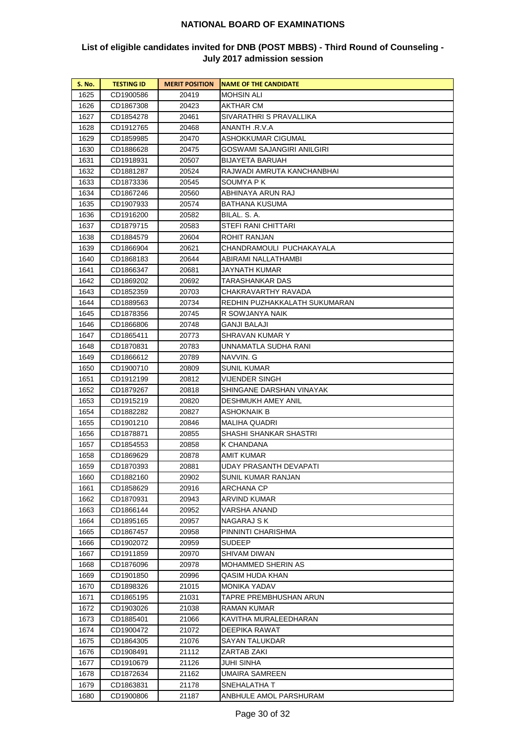# NATIONAL BOARD OF EXAMINATIONS

## List of eligible candidates invited for DNB (POST MBBS) - Third Round of Counseling - July 2017 admission session

| S. No. | TESTING ID | MERIT POSITION | NAME OF THE CANDIDATE |
|---|---|---|---|
| 1625 | CD1900586 | 20419 | MOHSIN ALI |
| 1626 | CD1867308 | 20423 | AKTHAR CM |
| 1627 | CD1854278 | 20461 | SIVARATHRI S PRAVALLIKA |
| 1628 | CD1912765 | 20468 | ANANTH .R.V.A |
| 1629 | CD1859985 | 20470 | ASHOKKUMAR CIGUMAL |
| 1630 | CD1886628 | 20475 | GOSWAMI SAJANGIRI ANILGIRI |
| 1631 | CD1918931 | 20507 | BIJAYETA BARUAH |
| 1632 | CD1881287 | 20524 | RAJWADI AMRUTA KANCHANBHAI |
| 1633 | CD1873336 | 20545 | SOUMYA P K |
| 1634 | CD1867246 | 20560 | ABHINAYA ARUN RAJ |
| 1635 | CD1907933 | 20574 | BATHANA KUSUMA |
| 1636 | CD1916200 | 20582 | BILAL. S. A. |
| 1637 | CD1879715 | 20583 | STEFI RANI CHITTARI |
| 1638 | CD1884579 | 20604 | ROHIT RANJAN |
| 1639 | CD1866904 | 20621 | CHANDRAMOULI PUCHAKAYALA |
| 1640 | CD1868183 | 20644 | ABIRAMI NALLATHAMBI |
| 1641 | CD1866347 | 20681 | JAYNATH KUMAR |
| 1642 | CD1869202 | 20692 | TARASHANKAR DAS |
| 1643 | CD1852359 | 20703 | CHAKRAVARTHY RAVADA |
| 1644 | CD1889563 | 20734 | REDHIN PUZHAKKALATH SUKUMARAN |
| 1645 | CD1878356 | 20745 | R SOWJANYA NAIK |
| 1646 | CD1866806 | 20748 | GANJI BALAJI |
| 1647 | CD1865411 | 20773 | SHRAVAN KUMAR Y |
| 1648 | CD1870831 | 20783 | UNNAMATLA SUDHA RANI |
| 1649 | CD1866612 | 20789 | NAVVIN. G |
| 1650 | CD1900710 | 20809 | SUNIL KUMAR |
| 1651 | CD1912199 | 20812 | VIJENDER SINGH |
| 1652 | CD1879267 | 20818 | SHINGANE DARSHAN VINAYAK |
| 1653 | CD1915219 | 20820 | DESHMUKH AMEY ANIL |
| 1654 | CD1882282 | 20827 | ASHOKNAIK B |
| 1655 | CD1901210 | 20846 | MALIHA QUADRI |
| 1656 | CD1878871 | 20855 | SHASHI SHANKAR SHASTRI |
| 1657 | CD1854553 | 20858 | K CHANDANA |
| 1658 | CD1869629 | 20878 | AMIT KUMAR |
| 1659 | CD1870393 | 20881 | UDAY PRASANTH DEVAPATI |
| 1660 | CD1882160 | 20902 | SUNIL KUMAR RANJAN |
| 1661 | CD1858629 | 20916 | ARCHANA CP |
| 1662 | CD1870931 | 20943 | ARVIND KUMAR |
| 1663 | CD1866144 | 20952 | VARSHA ANAND |
| 1664 | CD1895165 | 20957 | NAGARAJ S K |
| 1665 | CD1867457 | 20958 | PINNINTI CHARISHMA |
| 1666 | CD1902072 | 20959 | SUDEEP |
| 1667 | CD1911859 | 20970 | SHIVAM DIWAN |
| 1668 | CD1876096 | 20978 | MOHAMMED SHERIN AS |
| 1669 | CD1901850 | 20996 | QASIM HUDA KHAN |
| 1670 | CD1898326 | 21015 | MONIKA YADAV |
| 1671 | CD1865195 | 21031 | TAPRE PREMBHUSHAN ARUN |
| 1672 | CD1903026 | 21038 | RAMAN KUMAR |
| 1673 | CD1885401 | 21066 | KAVITHA MURALEEDHARAN |
| 1674 | CD1900472 | 21072 | DEEPIKA RAWAT |
| 1675 | CD1864305 | 21076 | SAYAN TALUKDAR |
| 1676 | CD1908491 | 21112 | ZARTAB ZAKI |
| 1677 | CD1910679 | 21126 | JUHI SINHA |
| 1678 | CD1872634 | 21162 | UMAIRA SAMREEN |
| 1679 | CD1863831 | 21178 | SNEHALATHA T |
| 1680 | CD1900806 | 21187 | ANBHULE AMOL PARSHURAM |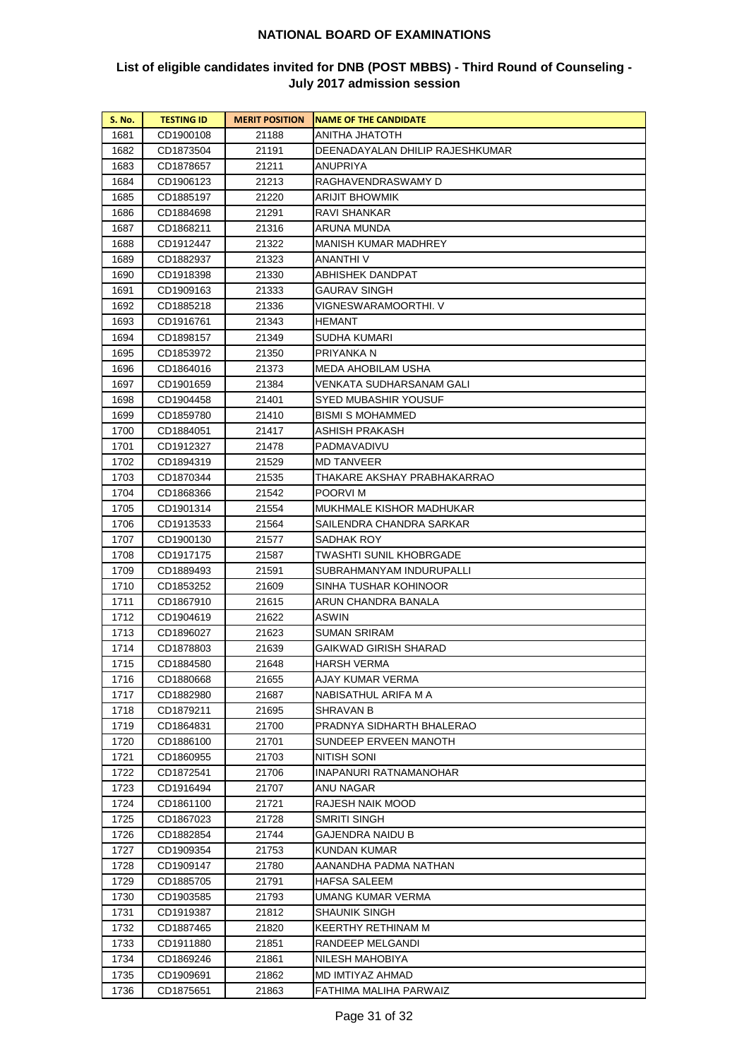## NATIONAL BOARD OF EXAMINATIONS

### List of eligible candidates invited for DNB (POST MBBS) - Third Round of Counseling - July 2017 admission session

| S. No. | TESTING ID | MERIT POSITION | NAME OF THE CANDIDATE |
|---|---|---|---|
| 1681 | CD1900108 | 21188 | ANITHA JHATOTH |
| 1682 | CD1873504 | 21191 | DEENADAYALAN DHILIP RAJESHKUMAR |
| 1683 | CD1878657 | 21211 | ANUPRIYA |
| 1684 | CD1906123 | 21213 | RAGHAVENDRASWAMY D |
| 1685 | CD1885197 | 21220 | ARIJIT BHOWMIK |
| 1686 | CD1884698 | 21291 | RAVI SHANKAR |
| 1687 | CD1868211 | 21316 | ARUNA MUNDA |
| 1688 | CD1912447 | 21322 | MANISH KUMAR MADHREY |
| 1689 | CD1882937 | 21323 | ANANTHI V |
| 1690 | CD1918398 | 21330 | ABHISHEK DANDPAT |
| 1691 | CD1909163 | 21333 | GAURAV SINGH |
| 1692 | CD1885218 | 21336 | VIGNESWARAMOORTHI. V |
| 1693 | CD1916761 | 21343 | HEMANT |
| 1694 | CD1898157 | 21349 | SUDHA KUMARI |
| 1695 | CD1853972 | 21350 | PRIYANKA N |
| 1696 | CD1864016 | 21373 | MEDA AHOBILAM USHA |
| 1697 | CD1901659 | 21384 | VENKATA SUDHARSANAM GALI |
| 1698 | CD1904458 | 21401 | SYED MUBASHIR YOUSUF |
| 1699 | CD1859780 | 21410 | BISMI S MOHAMMED |
| 1700 | CD1884051 | 21417 | ASHISH PRAKASH |
| 1701 | CD1912327 | 21478 | PADMAVADIVU |
| 1702 | CD1894319 | 21529 | MD TANVEER |
| 1703 | CD1870344 | 21535 | THAKARE AKSHAY PRABHAKARRAO |
| 1704 | CD1868366 | 21542 | POORVI M |
| 1705 | CD1901314 | 21554 | MUKHMALE KISHOR MADHUKAR |
| 1706 | CD1913533 | 21564 | SAILENDRA CHANDRA SARKAR |
| 1707 | CD1900130 | 21577 | SADHAK ROY |
| 1708 | CD1917175 | 21587 | TWASHTI SUNIL KHOBRGADE |
| 1709 | CD1889493 | 21591 | SUBRAHMANYAM INDURUPALLI |
| 1710 | CD1853252 | 21609 | SINHA TUSHAR KOHINOOR |
| 1711 | CD1867910 | 21615 | ARUN CHANDRA BANALA |
| 1712 | CD1904619 | 21622 | ASWIN |
| 1713 | CD1896027 | 21623 | SUMAN SRIRAM |
| 1714 | CD1878803 | 21639 | GAIKWAD GIRISH SHARAD |
| 1715 | CD1884580 | 21648 | HARSH VERMA |
| 1716 | CD1880668 | 21655 | AJAY KUMAR VERMA |
| 1717 | CD1882980 | 21687 | NABISATHUL ARIFA M A |
| 1718 | CD1879211 | 21695 | SHRAVAN B |
| 1719 | CD1864831 | 21700 | PRADNYA SIDHARTH BHALERAO |
| 1720 | CD1886100 | 21701 | SUNDEEP ERVEEN MANOTH |
| 1721 | CD1860955 | 21703 | NITISH SONI |
| 1722 | CD1872541 | 21706 | INAPANURI RATNAMANOHAR |
| 1723 | CD1916494 | 21707 | ANU NAGAR |
| 1724 | CD1861100 | 21721 | RAJESH NAIK MOOD |
| 1725 | CD1867023 | 21728 | SMRITI SINGH |
| 1726 | CD1882854 | 21744 | GAJENDRA NAIDU B |
| 1727 | CD1909354 | 21753 | KUNDAN KUMAR |
| 1728 | CD1909147 | 21780 | AANANDHA PADMA NATHAN |
| 1729 | CD1885705 | 21791 | HAFSA SALEEM |
| 1730 | CD1903585 | 21793 | UMANG KUMAR VERMA |
| 1731 | CD1919387 | 21812 | SHAUNIK SINGH |
| 1732 | CD1887465 | 21820 | KEERTHY RETHINAM M |
| 1733 | CD1911880 | 21851 | RANDEEP MELGANDI |
| 1734 | CD1869246 | 21861 | NILESH MAHOBIYA |
| 1735 | CD1909691 | 21862 | MD IMTIYAZ AHMAD |
| 1736 | CD1875651 | 21863 | FATHIMA MALIHA PARWAIZ |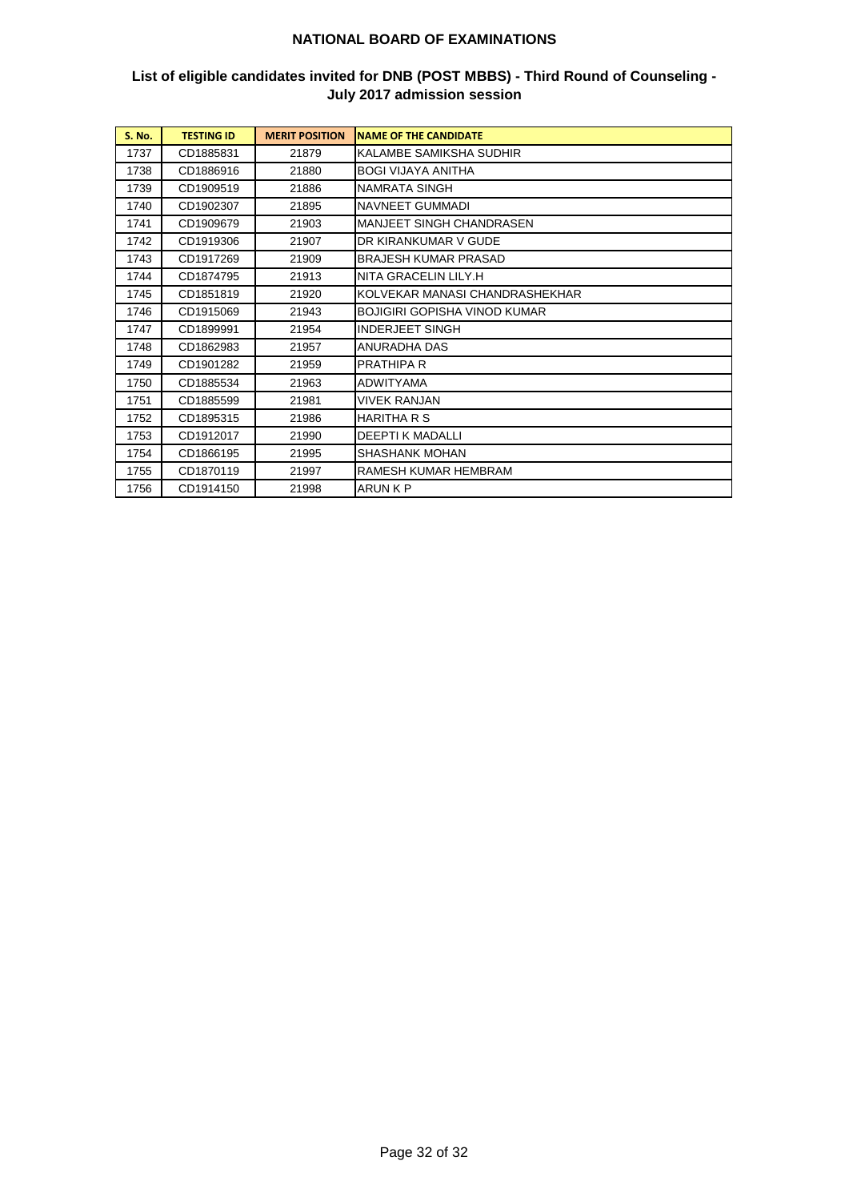**NATIONAL BOARD OF EXAMINATIONS**

**List of eligible candidates invited for DNB (POST MBBS) - Third Round of Counseling - July 2017 admission session**

| S. No. | TESTING ID | MERIT POSITION | NAME OF THE CANDIDATE |
|---|---|---|---|
| 1737 | CD1885831 | 21879 | KALAMBE SAMIKSHA SUDHIR |
| 1738 | CD1886916 | 21880 | BOGI VIJAYA ANITHA |
| 1739 | CD1909519 | 21886 | NAMRATA SINGH |
| 1740 | CD1902307 | 21895 | NAVNEET GUMMADI |
| 1741 | CD1909679 | 21903 | MANJEET SINGH CHANDRASEN |
| 1742 | CD1919306 | 21907 | DR KIRANKUMAR V GUDE |
| 1743 | CD1917269 | 21909 | BRAJESH KUMAR PRASAD |
| 1744 | CD1874795 | 21913 | NITA GRACELIN LILY.H |
| 1745 | CD1851819 | 21920 | KOLVEKAR MANASI CHANDRASHEKHAR |
| 1746 | CD1915069 | 21943 | BOJIGIRI GOPISHA VINOD KUMAR |
| 1747 | CD1899991 | 21954 | INDERJEET SINGH |
| 1748 | CD1862983 | 21957 | ANURADHA DAS |
| 1749 | CD1901282 | 21959 | PRATHIPA R |
| 1750 | CD1885534 | 21963 | ADWITYAMA |
| 1751 | CD1885599 | 21981 | VIVEK RANJAN |
| 1752 | CD1895315 | 21986 | HARITHA R S |
| 1753 | CD1912017 | 21990 | DEEPTI K MADALLI |
| 1754 | CD1866195 | 21995 | SHASHANK MOHAN |
| 1755 | CD1870119 | 21997 | RAMESH KUMAR HEMBRAM |
| 1756 | CD1914150 | 21998 | ARUN K P |